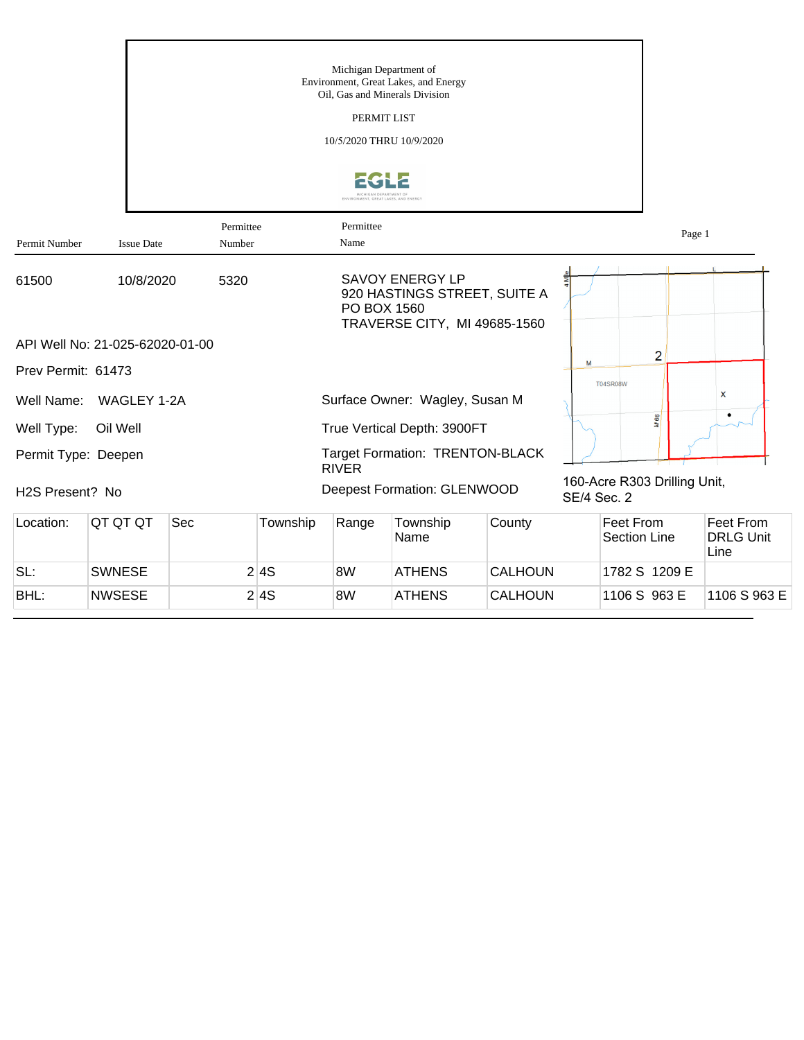Michigan Department of
Environment, Great Lakes, and Energy
Oil, Gas and Minerals Division

PERMIT LIST

10/5/2020 THRU 10/9/2020

| Permit Number | Issue Date | Permittee Number | Permittee Name |
|---|---|---|---|
| 61500 | 10/8/2020 | 5320 | SAVOY ENERGY LP<br>920 HASTINGS STREET, SUITE A<br>PO BOX 1560<br>TRAVERSE CITY, MI 49685-1560 |

API Well No: 21-025-62020-01-00

Prev Permit: 61473

Well Name: WAGLEY 1-2A

Well Type: Oil Well

Permit Type: Deepen

H2S Present? No

Surface Owner: Wagley, Susan M

True Vertical Depth: 3900FT

Target Formation: TRENTON-BLACK RIVER

Deepest Formation: GLENWOOD

160-Acre R303 Drilling Unit, SE/4 Sec. 2

| Location: | QT QT QT | Sec | Township | Range | Township Name | County | Feet From Section Line | Feet From DRLG Unit Line |
|---|---|---|---|---|---|---|---|---|
| SL: | SWNESE | 2 | 4S | 8W | ATHENS | CALHOUN | 1782 S 1209 E | |
| BHL: | NWSESE | 2 | 4S | 8W | ATHENS | CALHOUN | 1106 S 963 E | 1106 S 963 E |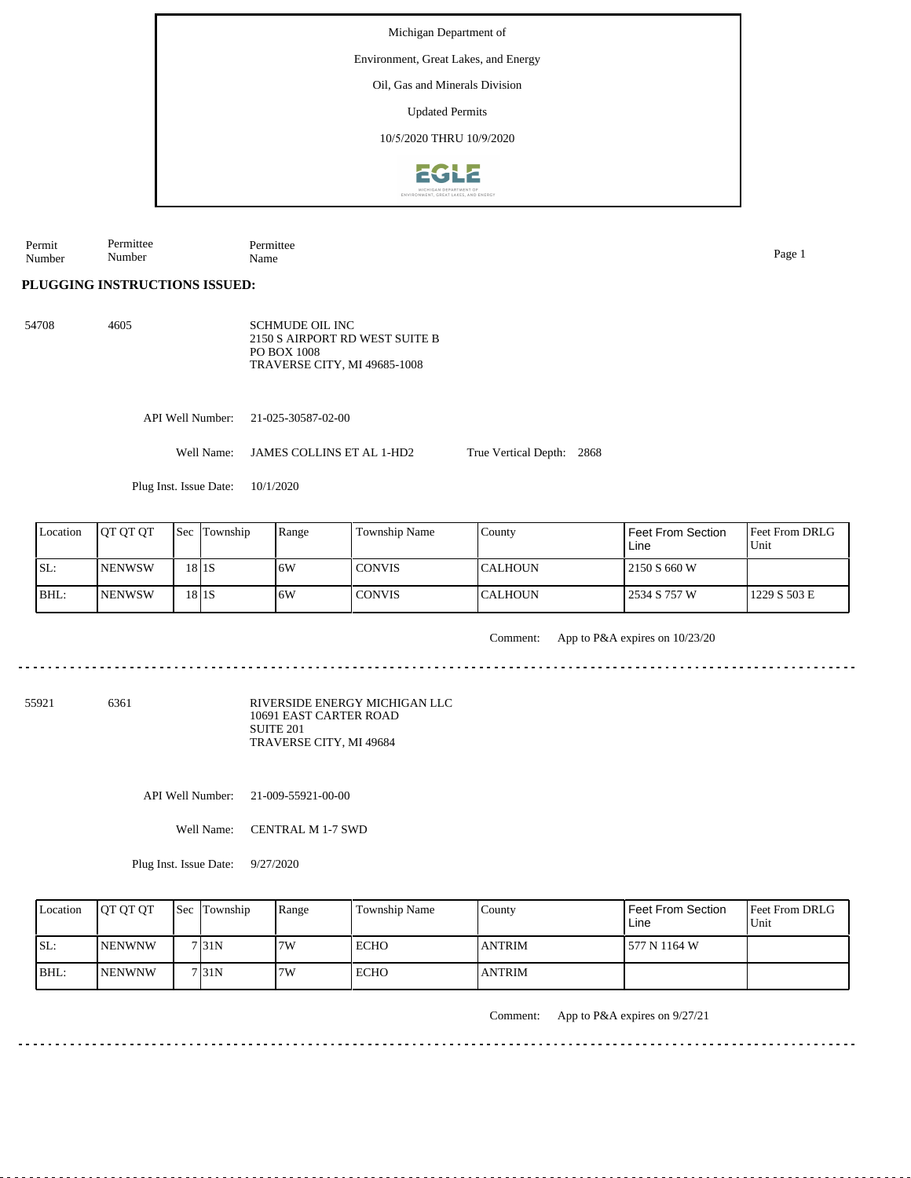Michigan Department of

Environment, Great Lakes, and Energy

Oil, Gas and Minerals Division

Updated Permits

10/5/2020 THRU 10/9/2020

| Permit Number | Permittee Number | Permittee Name |
|---|---|---|

**PLUGGING INSTRUCTIONS ISSUED:**

54708 4605

SCHMUDE OIL INC
2150 S AIRPORT RD WEST SUITE B
PO BOX 1008
TRAVERSE CITY, MI 49685-1008

API Well Number: 21-025-30587-02-00

Well Name: JAMES COLLINS ET AL 1-HD2 True Vertical Depth: 2868

Plug Inst. Issue Date: 10/1/2020

| Location | QT QT QT | Sec | Township | Range | Township Name | County | Feet From Section Line | Feet From DRLG Unit |
|---|---|---|---|---|---|---|---|---|
| SL: | NENWSW | 18 | 1S | 6W | CONVIS | CALHOUN | 2150 S 660 W | |
| BHL: | NENWSW | 18 | 1S | 6W | CONVIS | CALHOUN | 2534 S 757 W | 1229 S 503 E |

Comment: App to P&A expires on 10/23/20

---

55921 6361

RIVERSIDE ENERGY MICHIGAN LLC
10691 EAST CARTER ROAD
SUITE 201
TRAVERSE CITY, MI 49684

API Well Number: 21-009-55921-00-00

Well Name: CENTRAL M 1-7 SWD

Plug Inst. Issue Date: 9/27/2020

| Location | QT QT QT | Sec | Township | Range | Township Name | County | Feet From Section Line | Feet From DRLG Unit |
|---|---|---|---|---|---|---|---|---|
| SL: | NENWNW | 7 | 31N | 7W | ECHO | ANTRIM | 577 N 1164 W | |
| BHL: | NENWNW | 7 | 31N | 7W | ECHO | ANTRIM | | |

Comment: App to P&A expires on 9/27/21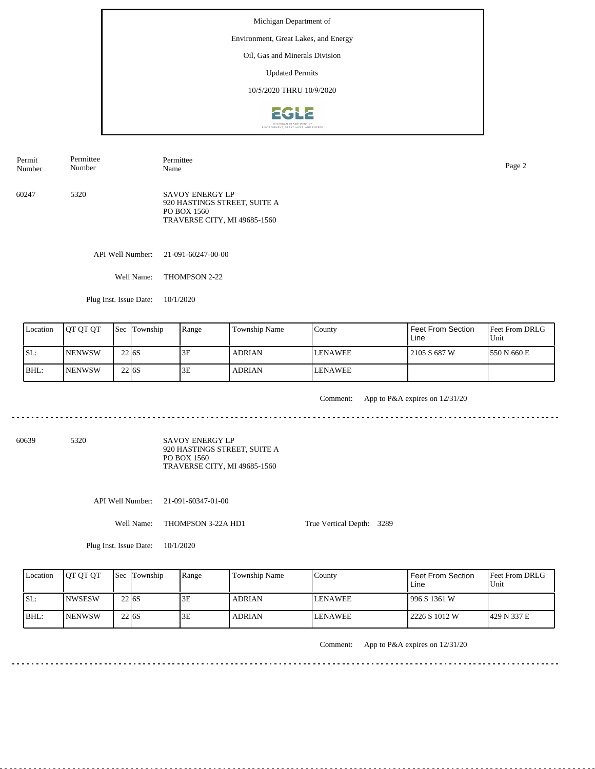Michigan Department of

Environment, Great Lakes, and Energy

Oil, Gas and Minerals Division

Updated Permits

10/5/2020 THRU 10/9/2020

| Permit Number | Permittee Number | Permittee Name |
|---|---|---|
| 60247 | 5320 | SAVOY ENERGY LP<br>920 HASTINGS STREET, SUITE A<br>PO BOX 1560<br>TRAVERSE CITY, MI 49685-1560 |

API Well Number: 21-091-60247-00-00

Well Name: THOMPSON 2-22

Plug Inst. Issue Date: 10/1/2020

| Location | QT QT QT | Sec | Township | Range | Township Name | County | Feet From Section Line | Feet From DRLG Unit |
|---|---|---|---|---|---|---|---|---|
| SL: | NENWSW | 22 | 6S | 3E | ADRIAN | LENAWEE | 2105 S 687 W | 550 N 660 E |
| BHL: | NENWSW | 22 | 6S | 3E | ADRIAN | LENAWEE | | |

Comment: App to P&A expires on 12/31/20

---

| Permit Number | Permittee Number | Permittee Name |
|---|---|---|
| 60639 | 5320 | SAVOY ENERGY LP<br>920 HASTINGS STREET, SUITE A<br>PO BOX 1560<br>TRAVERSE CITY, MI 49685-1560 |

API Well Number: 21-091-60347-01-00

Well Name: THOMPSON 3-22A HD1 True Vertical Depth: 3289

Plug Inst. Issue Date: 10/1/2020

| Location | QT QT QT | Sec | Township | Range | Township Name | County | Feet From Section Line | Feet From DRLG Unit |
|---|---|---|---|---|---|---|---|---|
| SL: | NWSESW | 22 | 6S | 3E | ADRIAN | LENAWEE | 996 S 1361 W | |
| BHL: | NENWSW | 22 | 6S | 3E | ADRIAN | LENAWEE | 2226 S 1012 W | 429 N 337 E |

Comment: App to P&A expires on 12/31/20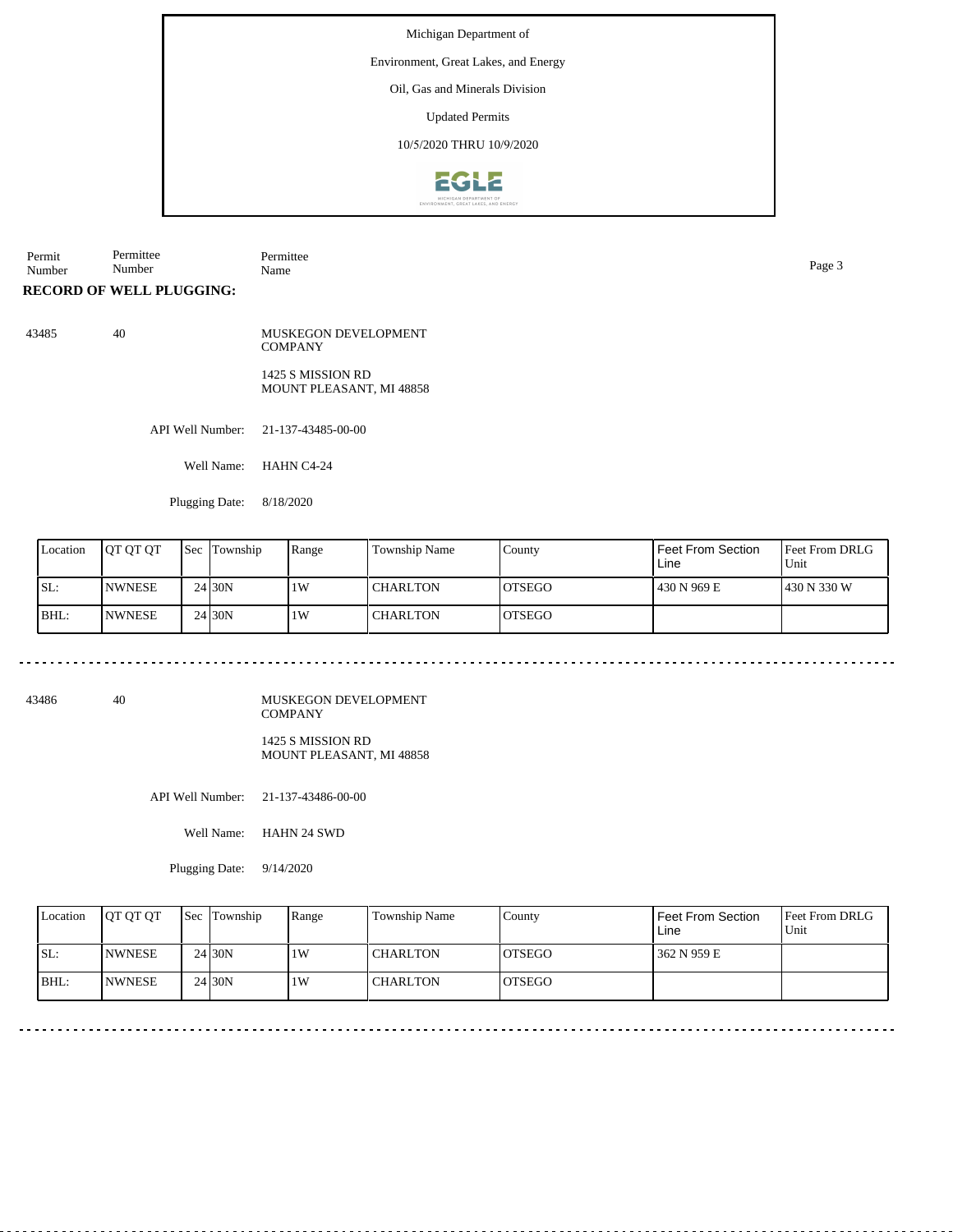Michigan Department of

Environment, Great Lakes, and Energy

Oil, Gas and Minerals Division

Updated Permits

10/5/2020 THRU 10/9/2020

| Permit Number | Permittee Number | Permittee Name |
|---|---|---|

**RECORD OF WELL PLUGGING:**

43485 40 MUSKEGON DEVELOPMENT COMPANY

1425 S MISSION RD
MOUNT PLEASANT, MI 48858

API Well Number: 21-137-43485-00-00

Well Name: HAHN C4-24

Plugging Date: 8/18/2020

| Location | QT QT QT | Sec | Township | Range | Township Name | County | Feet From Section Line | Feet From DRLG Unit |
|---|---|---|---|---|---|---|---|---|
| SL: | NWNESE | 24 | 30N | 1W | CHARLTON | OTSEGO | 430 N 969 E | 430 N 330 W |
| BHL: | NWNESE | 24 | 30N | 1W | CHARLTON | OTSEGO | | |

---

43486 40 MUSKEGON DEVELOPMENT COMPANY

1425 S MISSION RD
MOUNT PLEASANT, MI 48858

API Well Number: 21-137-43486-00-00

Well Name: HAHN 24 SWD

Plugging Date: 9/14/2020

| Location | QT QT QT | Sec | Township | Range | Township Name | County | Feet From Section Line | Feet From DRLG Unit |
|---|---|---|---|---|---|---|---|---|
| SL: | NWNESE | 24 | 30N | 1W | CHARLTON | OTSEGO | 362 N 959 E | |
| BHL: | NWNESE | 24 | 30N | 1W | CHARLTON | OTSEGO | | |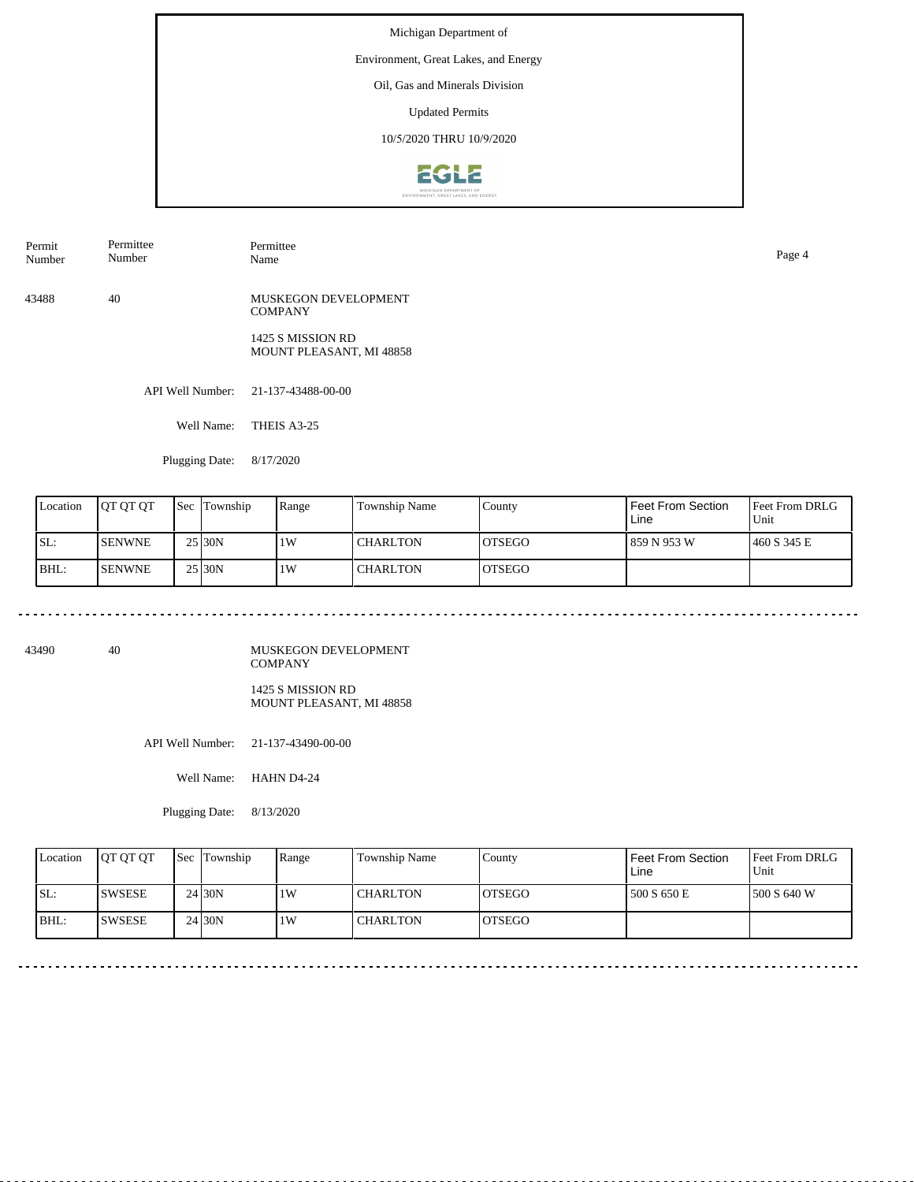Michigan Department of

Environment, Great Lakes, and Energy

Oil, Gas and Minerals Division

Updated Permits

10/5/2020 THRU 10/9/2020

| Permit Number | Permittee Number | Permittee Name |
|---|---|---|
| 43488 | 40 | MUSKEGON DEVELOPMENT COMPANY<br>1425 S MISSION RD<br>MOUNT PLEASANT, MI 48858 |

API Well Number: 21-137-43488-00-00

Well Name: THEIS A3-25

Plugging Date: 8/17/2020

| Location | QT QT QT | Sec | Township | Range | Township Name | County | Feet From Section Line | Feet From DRLG Unit |
|---|---|---|---|---|---|---|---|---|
| SL: | SENWNE | 25 | 30N | 1W | CHARLTON | OTSEGO | 859 N 953 W | 460 S 345 E |
| BHL: | SENWNE | 25 | 30N | 1W | CHARLTON | OTSEGO | | |

---

| Permit Number | Permittee Number | Permittee Name |
|---|---|---|
| 43490 | 40 | MUSKEGON DEVELOPMENT COMPANY<br>1425 S MISSION RD<br>MOUNT PLEASANT, MI 48858 |

API Well Number: 21-137-43490-00-00

Well Name: HAHN D4-24

Plugging Date: 8/13/2020

| Location | QT QT QT | Sec | Township | Range | Township Name | County | Feet From Section Line | Feet From DRLG Unit |
|---|---|---|---|---|---|---|---|---|
| SL: | SWSESE | 24 | 30N | 1W | CHARLTON | OTSEGO | 500 S 650 E | 500 S 640 W |
| BHL: | SWSESE | 24 | 30N | 1W | CHARLTON | OTSEGO | | |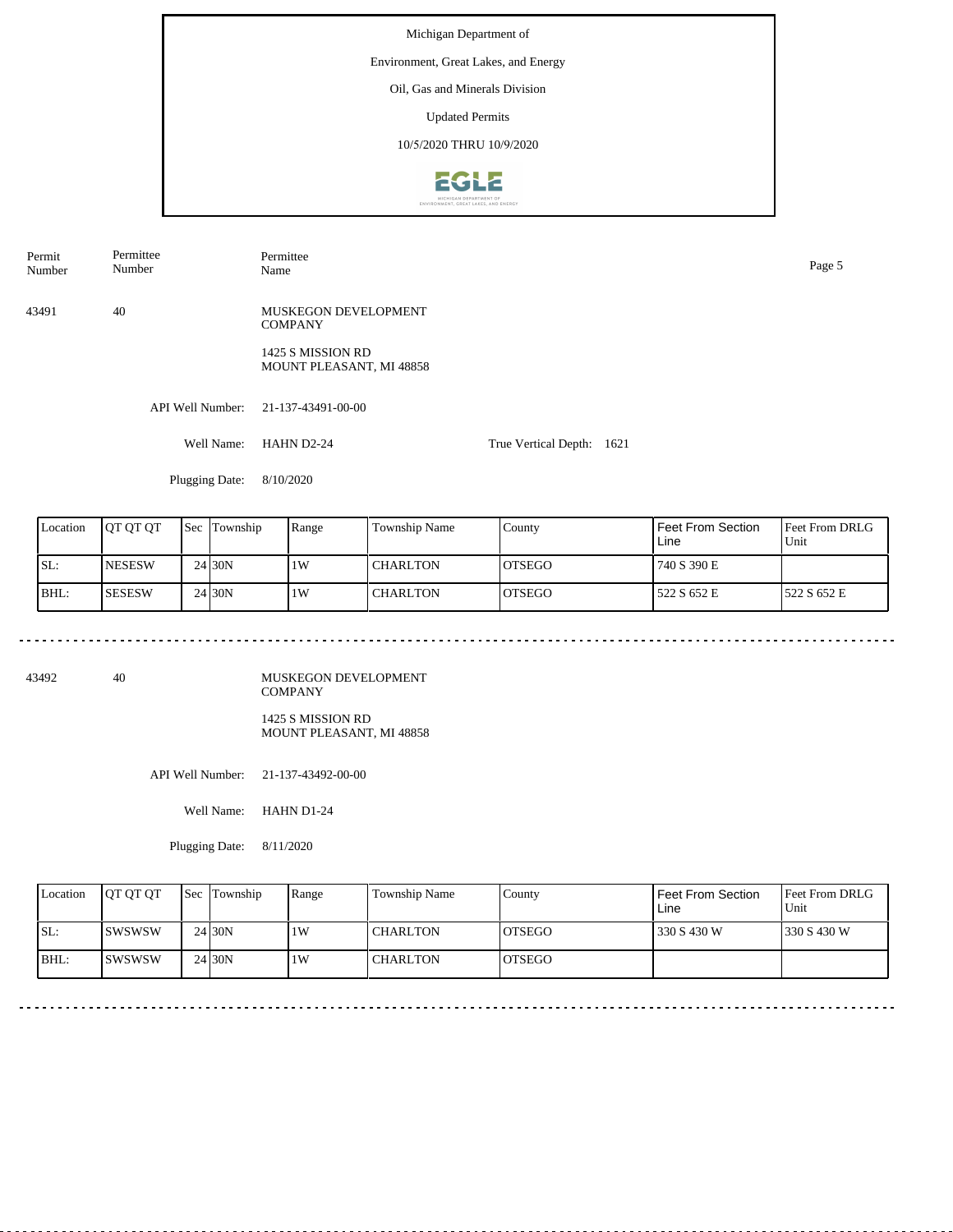Michigan Department of

Environment, Great Lakes, and Energy

Oil, Gas and Minerals Division

Updated Permits

10/5/2020 THRU 10/9/2020

| Permit Number | Permittee Number | Permittee Name |
|---|---|---|
| 43491 | 40 | MUSKEGON DEVELOPMENT COMPANY<br>1425 S MISSION RD<br>MOUNT PLEASANT, MI 48858 |

API Well Number: 21-137-43491-00-00

Well Name: HAHN D2-24

True Vertical Depth: 1621

Plugging Date: 8/10/2020

| Location | QT QT QT | Sec | Township | Range | Township Name | County | Feet From Section Line | Feet From DRLG Unit |
|---|---|---|---|---|---|---|---|---|
| SL: | NESESW | 24 | 30N | 1W | CHARLTON | OTSEGO | 740 S 390 E | |
| BHL: | SESESW | 24 | 30N | 1W | CHARLTON | OTSEGO | 522 S 652 E | 522 S 652 E |

---

| Permit Number | Permittee Number | Permittee Name |
|---|---|---|
| 43492 | 40 | MUSKEGON DEVELOPMENT COMPANY<br>1425 S MISSION RD<br>MOUNT PLEASANT, MI 48858 |

API Well Number: 21-137-43492-00-00

Well Name: HAHN D1-24

Plugging Date: 8/11/2020

| Location | QT QT QT | Sec | Township | Range | Township Name | County | Feet From Section Line | Feet From DRLG Unit |
|---|---|---|---|---|---|---|---|---|
| SL: | SWSWSW | 24 | 30N | 1W | CHARLTON | OTSEGO | 330 S 430 W | 330 S 430 W |
| BHL: | SWSWSW | 24 | 30N | 1W | CHARLTON | OTSEGO | | |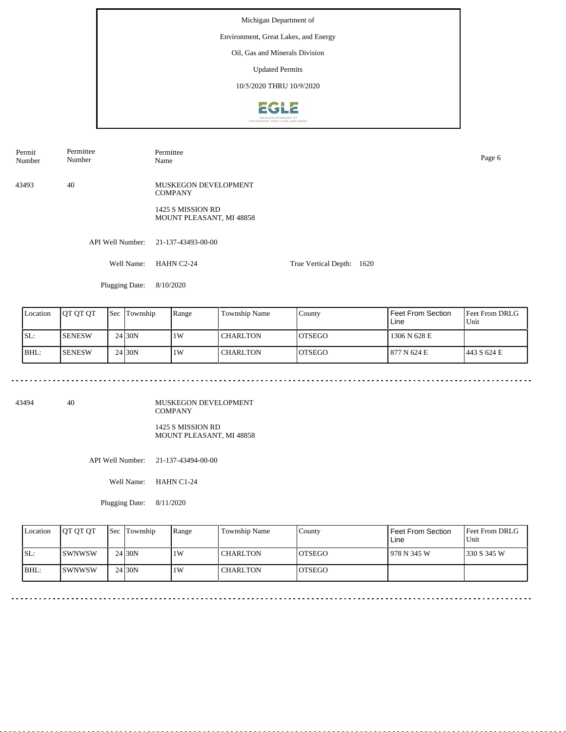Michigan Department of

Environment, Great Lakes, and Energy

Oil, Gas and Minerals Division

Updated Permits

10/5/2020 THRU 10/9/2020

| Permit Number | Permittee Number | Permittee Name |
|---|---|---|
| 43493 | 40 | MUSKEGON DEVELOPMENT COMPANY<br>1425 S MISSION RD<br>MOUNT PLEASANT, MI 48858 |

API Well Number: 21-137-43493-00-00

Well Name: HAHN C2-24

True Vertical Depth: 1620

Plugging Date: 8/10/2020

| Location | QT QT QT | Sec | Township | Range | Township Name | County | Feet From Section Line | Feet From DRLG Unit |
|---|---|---|---|---|---|---|---|---|
| SL: | SENESW | 24 | 30N | 1W | CHARLTON | OTSEGO | 1306 N 628 E | |
| BHL: | SENESW | 24 | 30N | 1W | CHARLTON | OTSEGO | 877 N 624 E | 443 S 624 E |

---

| Permit Number | Permittee Number | Permittee Name |
|---|---|---|
| 43494 | 40 | MUSKEGON DEVELOPMENT COMPANY<br>1425 S MISSION RD<br>MOUNT PLEASANT, MI 48858 |

API Well Number: 21-137-43494-00-00

Well Name: HAHN C1-24

Plugging Date: 8/11/2020

| Location | QT QT QT | Sec | Township | Range | Township Name | County | Feet From Section Line | Feet From DRLG Unit |
|---|---|---|---|---|---|---|---|---|
| SL: | SWNWSW | 24 | 30N | 1W | CHARLTON | OTSEGO | 978 N 345 W | 330 S 345 W |
| BHL: | SWNWSW | 24 | 30N | 1W | CHARLTON | OTSEGO | | |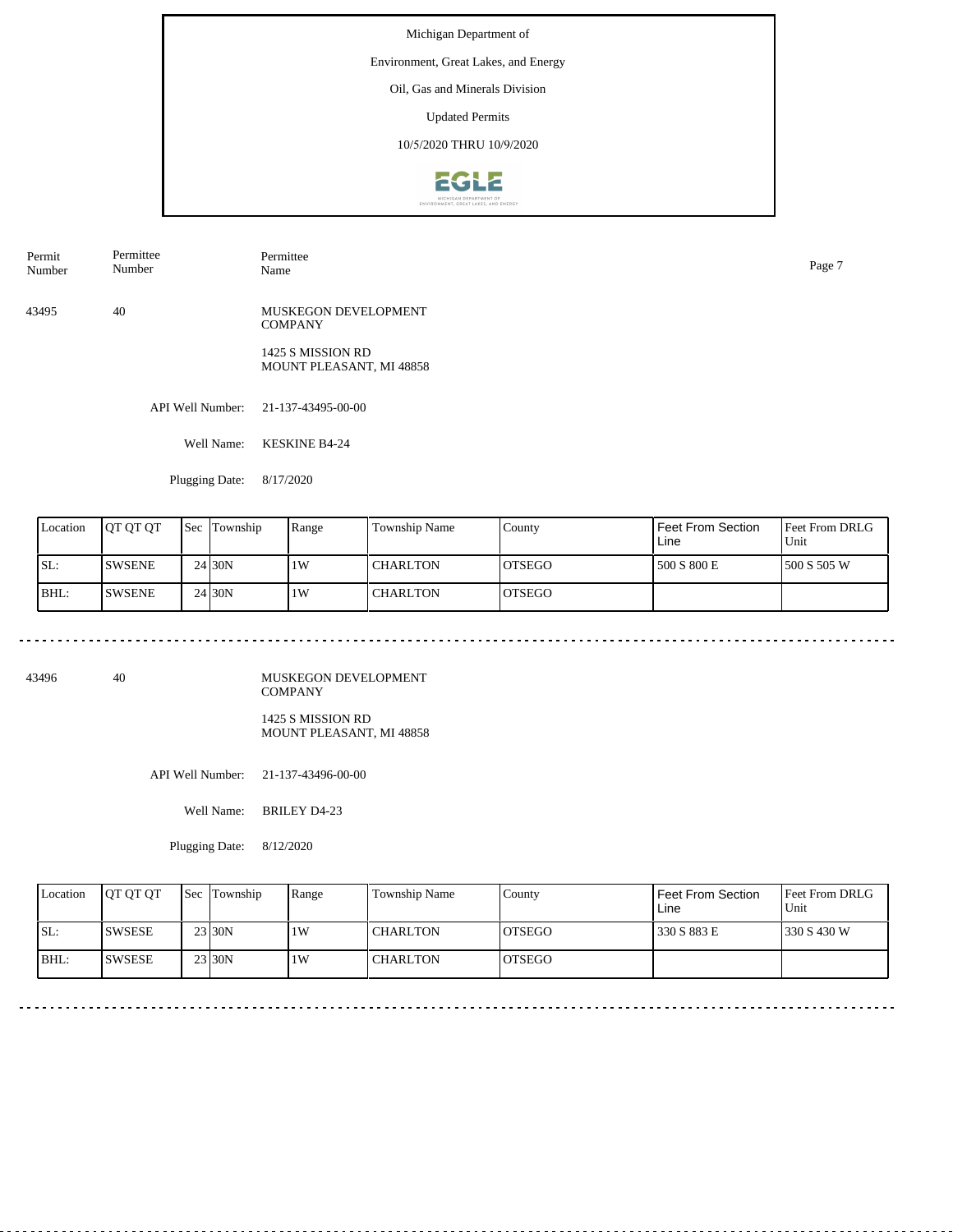Michigan Department of

Environment, Great Lakes, and Energy

Oil, Gas and Minerals Division

Updated Permits

10/5/2020 THRU 10/9/2020

| Permit Number | Permittee Number | Permittee Name |
|---|---|---|
| 43495 | 40 | MUSKEGON DEVELOPMENT COMPANY<br>1425 S MISSION RD<br>MOUNT PLEASANT, MI 48858 |

API Well Number: 21-137-43495-00-00

Well Name: KESKINE B4-24

Plugging Date: 8/17/2020

| Location | QT QT QT | Sec | Township | Range | Township Name | County | Feet From Section Line | Feet From DRLG Unit |
|---|---|---|---|---|---|---|---|---|
| SL: | SWSENE | 24 | 30N | 1W | CHARLTON | OTSEGO | 500 S 800 E | 500 S 505 W |
| BHL: | SWSENE | 24 | 30N | 1W | CHARLTON | OTSEGO | | |

| Permit Number | Permittee Number | Permittee Name |
|---|---|---|
| 43496 | 40 | MUSKEGON DEVELOPMENT COMPANY<br>1425 S MISSION RD<br>MOUNT PLEASANT, MI 48858 |

API Well Number: 21-137-43496-00-00

Well Name: BRILEY D4-23

Plugging Date: 8/12/2020

| Location | QT QT QT | Sec | Township | Range | Township Name | County | Feet From Section Line | Feet From DRLG Unit |
|---|---|---|---|---|---|---|---|---|
| SL: | SWSESE | 23 | 30N | 1W | CHARLTON | OTSEGO | 330 S 883 E | 330 S 430 W |
| BHL: | SWSESE | 23 | 30N | 1W | CHARLTON | OTSEGO | | |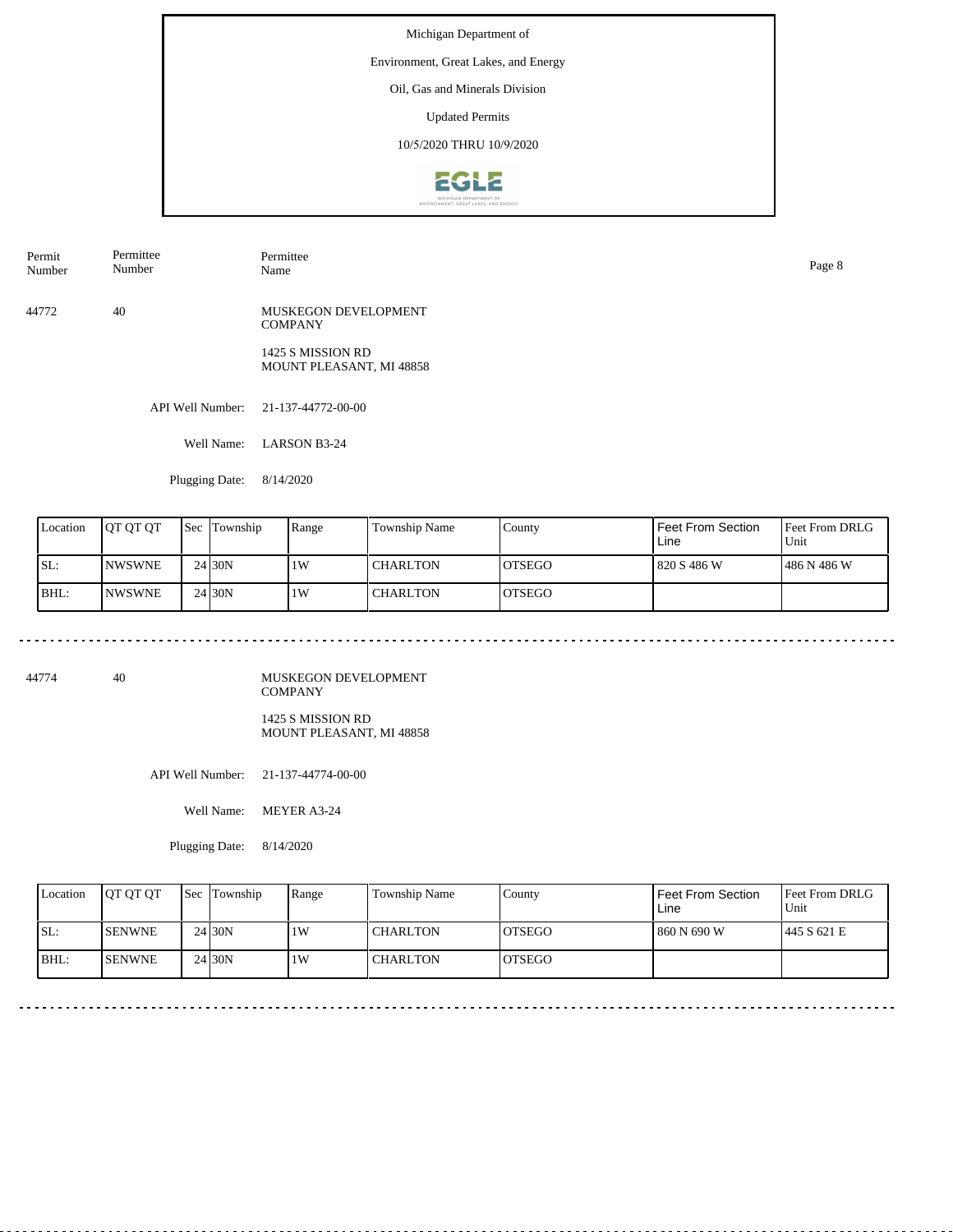Michigan Department of

Environment, Great Lakes, and Energy

Oil, Gas and Minerals Division

Updated Permits

10/5/2020 THRU 10/9/2020

| Permit Number | Permittee Number | Permittee Name |
|---|---|---|
| 44772 | 40 | MUSKEGON DEVELOPMENT COMPANY<br>1425 S MISSION RD<br>MOUNT PLEASANT, MI 48858 |

API Well Number: 21-137-44772-00-00

Well Name: LARSON B3-24

Plugging Date: 8/14/2020

| Location | QT QT QT | Sec | Township | Range | Township Name | County | Feet From Section Line | Feet From DRLG Unit |
|---|---|---|---|---|---|---|---|---|
| SL: | NWSWNE | 24 | 30N | 1W | CHARLTON | OTSEGO | 820 S 486 W | 486 N 486 W |
| BHL: | NWSWNE | 24 | 30N | 1W | CHARLTON | OTSEGO | | |

---

| Permit Number | Permittee Number | Permittee Name |
|---|---|---|
| 44774 | 40 | MUSKEGON DEVELOPMENT COMPANY<br>1425 S MISSION RD<br>MOUNT PLEASANT, MI 48858 |

API Well Number: 21-137-44774-00-00

Well Name: MEYER A3-24

Plugging Date: 8/14/2020

| Location | QT QT QT | Sec | Township | Range | Township Name | County | Feet From Section Line | Feet From DRLG Unit |
|---|---|---|---|---|---|---|---|---|
| SL: | SENWNE | 24 | 30N | 1W | CHARLTON | OTSEGO | 860 N 690 W | 445 S 621 E |
| BHL: | SENWNE | 24 | 30N | 1W | CHARLTON | OTSEGO | | |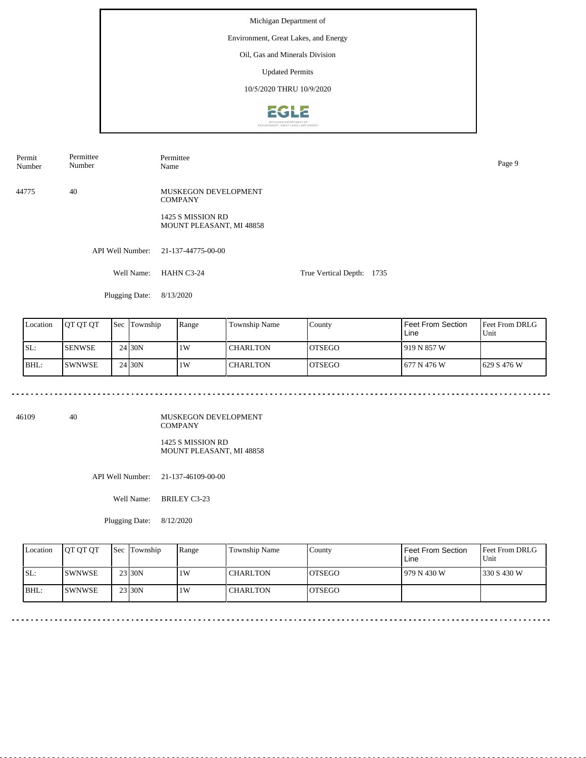Michigan Department of

Environment, Great Lakes, and Energy

Oil, Gas and Minerals Division

Updated Permits

10/5/2020 THRU 10/9/2020

| Permit Number | Permittee Number | Permittee Name |
|---|---|---|
| 44775 | 40 | MUSKEGON DEVELOPMENT COMPANY<br>1425 S MISSION RD<br>MOUNT PLEASANT, MI 48858 |

API Well Number: 21-137-44775-00-00

Well Name: HAHN C3-24

True Vertical Depth: 1735

Plugging Date: 8/13/2020

| Location | QT QT QT | Sec | Township | Range | Township Name | County | Feet From Section Line | Feet From DRLG Unit |
|---|---|---|---|---|---|---|---|---|
| SL: | SENWSE | 24 | 30N | 1W | CHARLTON | OTSEGO | 919 N 857 W | |
| BHL: | SWNWSE | 24 | 30N | 1W | CHARLTON | OTSEGO | 677 N 476 W | 629 S 476 W |

---

| Permit Number | Permittee Number | Permittee Name |
|---|---|---|
| 46109 | 40 | MUSKEGON DEVELOPMENT COMPANY<br>1425 S MISSION RD<br>MOUNT PLEASANT, MI 48858 |

API Well Number: 21-137-46109-00-00

Well Name: BRILEY C3-23

Plugging Date: 8/12/2020

| Location | QT QT QT | Sec | Township | Range | Township Name | County | Feet From Section Line | Feet From DRLG Unit |
|---|---|---|---|---|---|---|---|---|
| SL: | SWNWSE | 23 | 30N | 1W | CHARLTON | OTSEGO | 979 N 430 W | 330 S 430 W |
| BHL: | SWNWSE | 23 | 30N | 1W | CHARLTON | OTSEGO | | |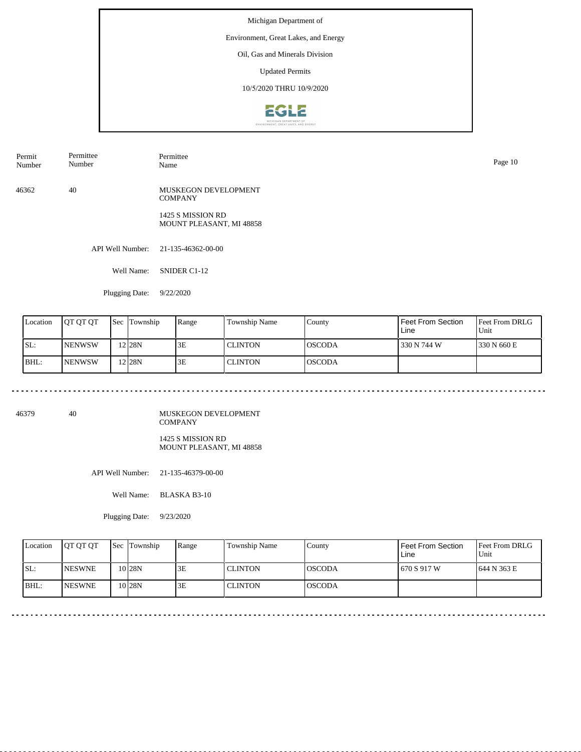Michigan Department of

Environment, Great Lakes, and Energy

Oil, Gas and Minerals Division

Updated Permits

10/5/2020 THRU 10/9/2020

| Permit Number | Permittee Number | Permittee Name |
|---|---|---|
| 46362 | 40 | MUSKEGON DEVELOPMENT COMPANY<br>1425 S MISSION RD<br>MOUNT PLEASANT, MI 48858 |

API Well Number: 21-135-46362-00-00

Well Name: SNIDER C1-12

Plugging Date: 9/22/2020

| Location | QT QT QT | Sec | Township | Range | Township Name | County | Feet From Section Line | Feet From DRLG Unit |
|---|---|---|---|---|---|---|---|---|
| SL: | NENWSW | 12 | 28N | 3E | CLINTON | OSCODA | 330 N 744 W | 330 N 660 E |
| BHL: | NENWSW | 12 | 28N | 3E | CLINTON | OSCODA | | |

---

| Permit Number | Permittee Number | Permittee Name |
|---|---|---|
| 46379 | 40 | MUSKEGON DEVELOPMENT COMPANY<br>1425 S MISSION RD<br>MOUNT PLEASANT, MI 48858 |

API Well Number: 21-135-46379-00-00

Well Name: BLASKA B3-10

Plugging Date: 9/23/2020

| Location | QT QT QT | Sec | Township | Range | Township Name | County | Feet From Section Line | Feet From DRLG Unit |
|---|---|---|---|---|---|---|---|---|
| SL: | NESWNE | 10 | 28N | 3E | CLINTON | OSCODA | 670 S 917 W | 644 N 363 E |
| BHL: | NESWNE | 10 | 28N | 3E | CLINTON | OSCODA | | |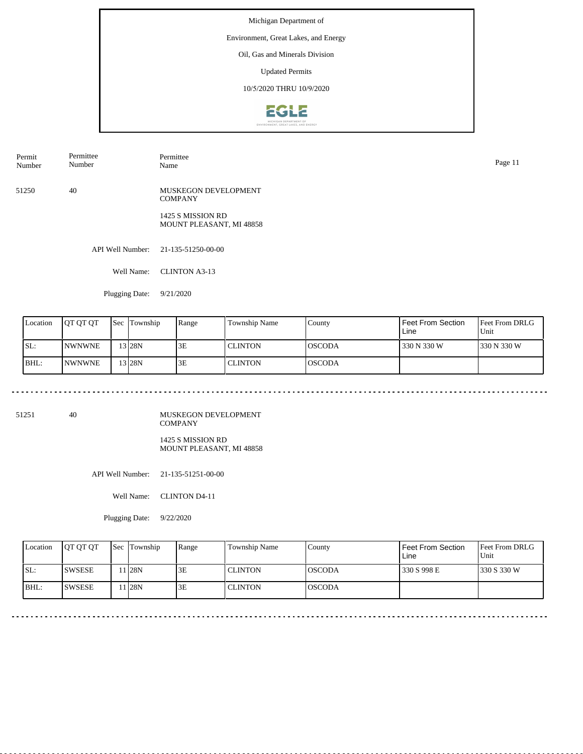Michigan Department of

Environment, Great Lakes, and Energy

Oil, Gas and Minerals Division

Updated Permits

10/5/2020 THRU 10/9/2020

| Permit Number | Permittee Number | Permittee Name |
|---|---|---|
| 51250 | 40 | MUSKEGON DEVELOPMENT COMPANY<br>1425 S MISSION RD<br>MOUNT PLEASANT, MI 48858 |

API Well Number: 21-135-51250-00-00

Well Name: CLINTON A3-13

Plugging Date: 9/21/2020

| Location | QT QT QT | Sec | Township | Range | Township Name | County | Feet From Section Line | Feet From DRLG Unit |
|---|---|---|---|---|---|---|---|---|
| SL: | NWNWNE | 13 | 28N | 3E | CLINTON | OSCODA | 330 N 330 W | 330 N 330 W |
| BHL: | NWNWNE | 13 | 28N | 3E | CLINTON | OSCODA | | |

---

| Permit Number | Permittee Number | Permittee Name |
|---|---|---|
| 51251 | 40 | MUSKEGON DEVELOPMENT COMPANY<br>1425 S MISSION RD<br>MOUNT PLEASANT, MI 48858 |

API Well Number: 21-135-51251-00-00

Well Name: CLINTON D4-11

Plugging Date: 9/22/2020

| Location | QT QT QT | Sec | Township | Range | Township Name | County | Feet From Section Line | Feet From DRLG Unit |
|---|---|---|---|---|---|---|---|---|
| SL: | SWSESE | 11 | 28N | 3E | CLINTON | OSCODA | 330 S 998 E | 330 S 330 W |
| BHL: | SWSESE | 11 | 28N | 3E | CLINTON | OSCODA | | |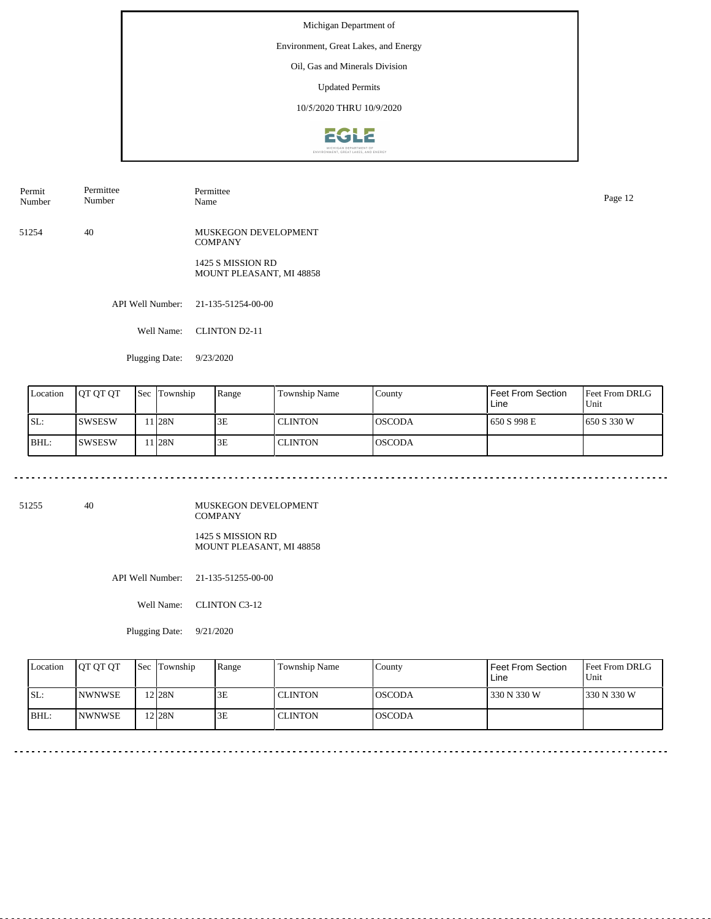Michigan Department of

Environment, Great Lakes, and Energy

Oil, Gas and Minerals Division

Updated Permits

10/5/2020 THRU 10/9/2020

| Permit Number | Permittee Number | Permittee Name |
|---|---|---|
| 51254 | 40 | MUSKEGON DEVELOPMENT COMPANY<br>1425 S MISSION RD<br>MOUNT PLEASANT, MI 48858 |

API Well Number: 21-135-51254-00-00

Well Name: CLINTON D2-11

Plugging Date: 9/23/2020

| Location | QT QT QT | Sec | Township | Range | Township Name | County | Feet From Section Line | Feet From DRLG Unit |
|---|---|---|---|---|---|---|---|---|
| SL: | SWSESW | 11 | 28N | 3E | CLINTON | OSCODA | 650 S 998 E | 650 S 330 W |
| BHL: | SWSESW | 11 | 28N | 3E | CLINTON | OSCODA | | |

---

| Permit Number | Permittee Number | Permittee Name |
|---|---|---|
| 51255 | 40 | MUSKEGON DEVELOPMENT COMPANY<br>1425 S MISSION RD<br>MOUNT PLEASANT, MI 48858 |

API Well Number: 21-135-51255-00-00

Well Name: CLINTON C3-12

Plugging Date: 9/21/2020

| Location | QT QT QT | Sec | Township | Range | Township Name | County | Feet From Section Line | Feet From DRLG Unit |
|---|---|---|---|---|---|---|---|---|
| SL: | NWNWSE | 12 | 28N | 3E | CLINTON | OSCODA | 330 N 330 W | 330 N 330 W |
| BHL: | NWNWSE | 12 | 28N | 3E | CLINTON | OSCODA | | |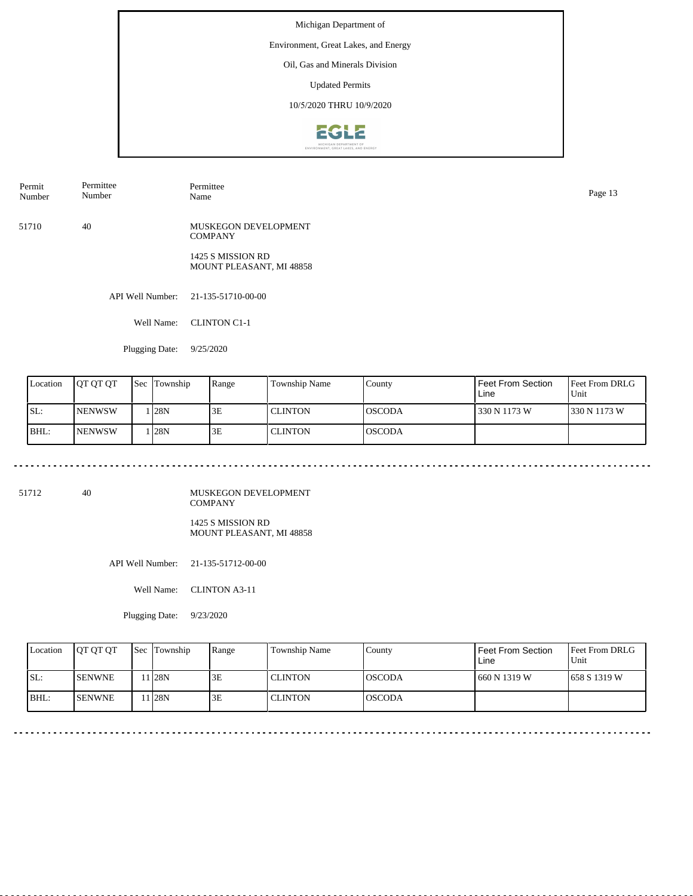Michigan Department of

Environment, Great Lakes, and Energy

Oil, Gas and Minerals Division

Updated Permits

10/5/2020 THRU 10/9/2020

| Permit Number | Permittee Number | Permittee Name |
|---|---|---|
| 51710 | 40 | MUSKEGON DEVELOPMENT COMPANY<br>1425 S MISSION RD<br>MOUNT PLEASANT, MI 48858 |

API Well Number: 21-135-51710-00-00

Well Name: CLINTON C1-1

Plugging Date: 9/25/2020

| Location | QT QT QT | Sec | Township | Range | Township Name | County | Feet From Section Line | Feet From DRLG Unit |
|---|---|---|---|---|---|---|---|---|
| SL: | NENWSW | 1 | 28N | 3E | CLINTON | OSCODA | 330 N 1173 W | 330 N 1173 W |
| BHL: | NENWSW | 1 | 28N | 3E | CLINTON | OSCODA | | |

---

| Permit Number | Permittee Number | Permittee Name |
|---|---|---|
| 51712 | 40 | MUSKEGON DEVELOPMENT COMPANY<br>1425 S MISSION RD<br>MOUNT PLEASANT, MI 48858 |

API Well Number: 21-135-51712-00-00

Well Name: CLINTON A3-11

Plugging Date: 9/23/2020

| Location | QT QT QT | Sec | Township | Range | Township Name | County | Feet From Section Line | Feet From DRLG Unit |
|---|---|---|---|---|---|---|---|---|
| SL: | SENWNE | 11 | 28N | 3E | CLINTON | OSCODA | 660 N 1319 W | 658 S 1319 W |
| BHL: | SENWNE | 11 | 28N | 3E | CLINTON | OSCODA | | |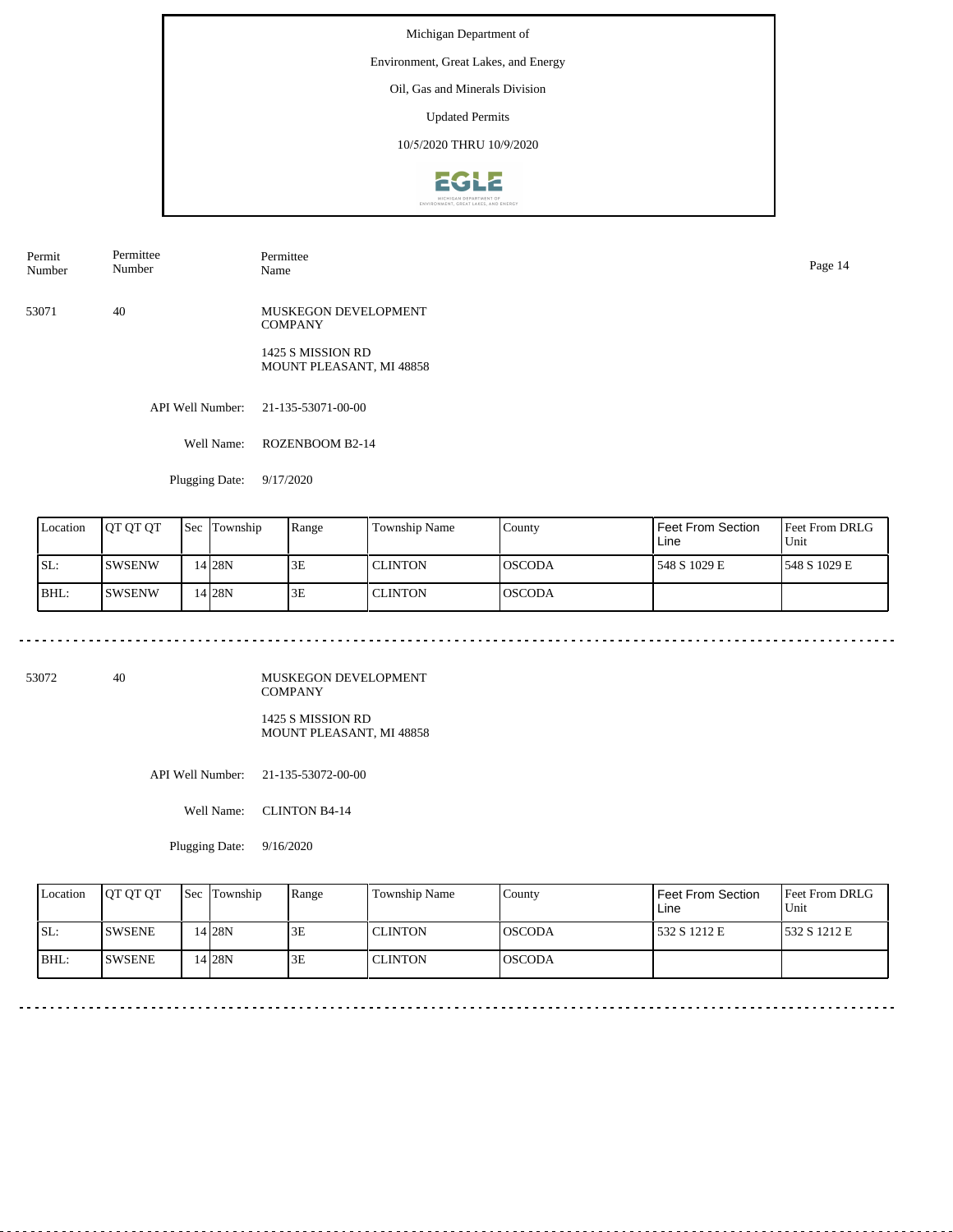Michigan Department of

Environment, Great Lakes, and Energy

Oil, Gas and Minerals Division

Updated Permits

10/5/2020 THRU 10/9/2020

| Permit Number | Permittee Number | Permittee Name |
|---|---|---|
| 53071 | 40 | MUSKEGON DEVELOPMENT COMPANY<br>1425 S MISSION RD<br>MOUNT PLEASANT, MI 48858 |

API Well Number: 21-135-53071-00-00

Well Name: ROZENBOOM B2-14

Plugging Date: 9/17/2020

| Location | QT QT QT | Sec | Township | Range | Township Name | County | Feet From Section Line | Feet From DRLG Unit |
|---|---|---|---|---|---|---|---|---|
| SL: | SWSENW | 14 | 28N | 3E | CLINTON | OSCODA | 548 S 1029 E | 548 S 1029 E |
| BHL: | SWSENW | 14 | 28N | 3E | CLINTON | OSCODA | | |

---

| Permit Number | Permittee Number | Permittee Name |
|---|---|---|
| 53072 | 40 | MUSKEGON DEVELOPMENT COMPANY<br>1425 S MISSION RD<br>MOUNT PLEASANT, MI 48858 |

API Well Number: 21-135-53072-00-00

Well Name: CLINTON B4-14

Plugging Date: 9/16/2020

| Location | QT QT QT | Sec | Township | Range | Township Name | County | Feet From Section Line | Feet From DRLG Unit |
|---|---|---|---|---|---|---|---|---|
| SL: | SWSENE | 14 | 28N | 3E | CLINTON | OSCODA | 532 S 1212 E | 532 S 1212 E |
| BHL: | SWSENE | 14 | 28N | 3E | CLINTON | OSCODA | | |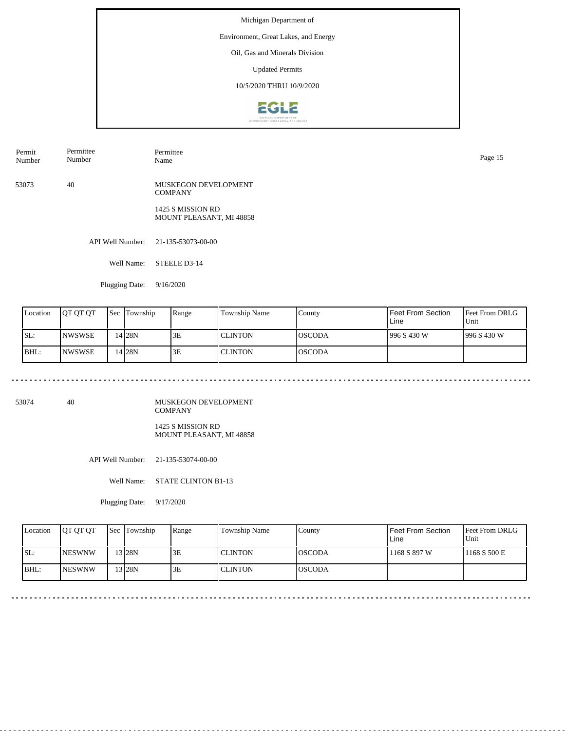Michigan Department of

Environment, Great Lakes, and Energy

Oil, Gas and Minerals Division

Updated Permits

10/5/2020 THRU 10/9/2020

| Permit Number | Permittee Number | Permittee Name |
|---|---|---|
| 53073 | 40 | MUSKEGON DEVELOPMENT COMPANY<br>1425 S MISSION RD<br>MOUNT PLEASANT, MI 48858 |

API Well Number: 21-135-53073-00-00

Well Name: STEELE D3-14

Plugging Date: 9/16/2020

| Location | QT QT QT | Sec | Township | Range | Township Name | County | Feet From Section Line | Feet From DRLG Unit |
|---|---|---|---|---|---|---|---|---|
| SL: | NWSWSE | 14 | 28N | 3E | CLINTON | OSCODA | 996 S 430 W | 996 S 430 W |
| BHL: | NWSWSE | 14 | 28N | 3E | CLINTON | OSCODA | | |

---

| Permit Number | Permittee Number | Permittee Name |
|---|---|---|
| 53074 | 40 | MUSKEGON DEVELOPMENT COMPANY<br>1425 S MISSION RD<br>MOUNT PLEASANT, MI 48858 |

API Well Number: 21-135-53074-00-00

Well Name: STATE CLINTON B1-13

Plugging Date: 9/17/2020

| Location | QT QT QT | Sec | Township | Range | Township Name | County | Feet From Section Line | Feet From DRLG Unit |
|---|---|---|---|---|---|---|---|---|
| SL: | NESWNW | 13 | 28N | 3E | CLINTON | OSCODA | 1168 S 897 W | 1168 S 500 E |
| BHL: | NESWNW | 13 | 28N | 3E | CLINTON | OSCODA | | |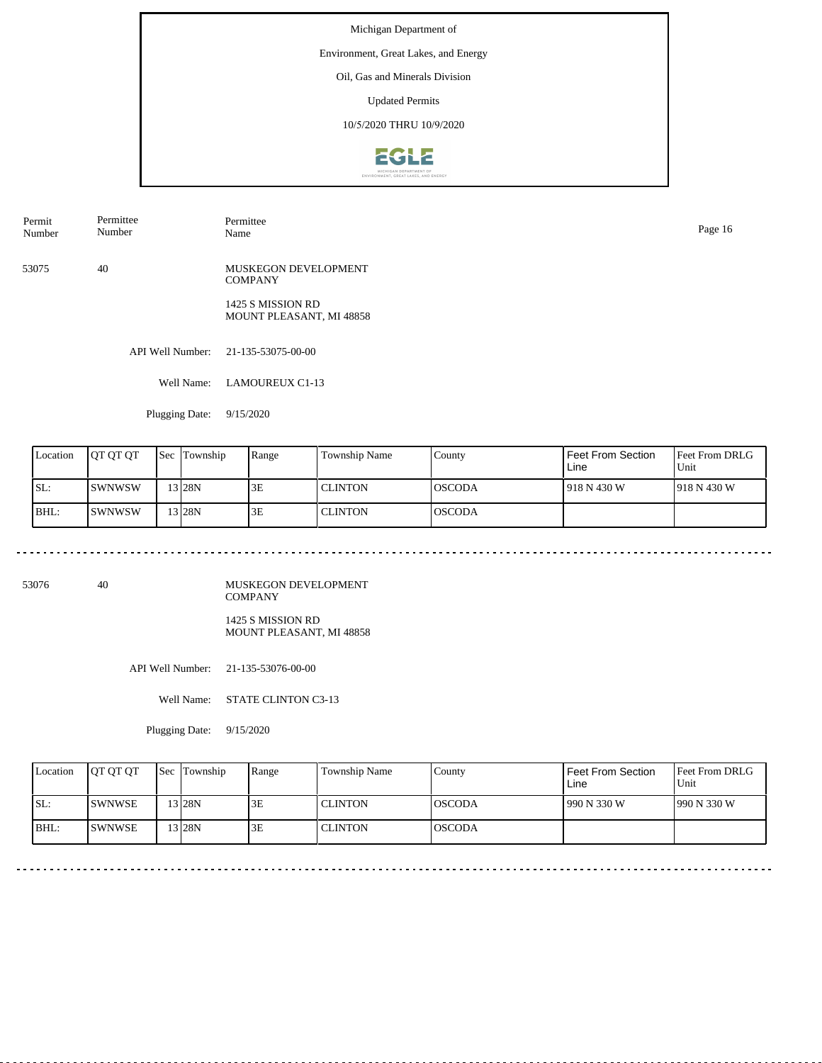Michigan Department of

Environment, Great Lakes, and Energy

Oil, Gas and Minerals Division

Updated Permits

10/5/2020 THRU 10/9/2020

| Permit Number | Permittee Number | Permittee Name |
|---|---|---|
| 53075 | 40 | MUSKEGON DEVELOPMENT COMPANY<br>1425 S MISSION RD<br>MOUNT PLEASANT, MI 48858 |

API Well Number: 21-135-53075-00-00

Well Name: LAMOUREUX C1-13

Plugging Date: 9/15/2020

| Location | QT QT QT | Sec | Township | Range | Township Name | County | Feet From Section Line | Feet From DRLG Unit |
|---|---|---|---|---|---|---|---|---|
| SL: | SWNWSW | 13 | 28N | 3E | CLINTON | OSCODA | 918 N 430 W | 918 N 430 W |
| BHL: | SWNWSW | 13 | 28N | 3E | CLINTON | OSCODA | | |

---

| Permit Number | Permittee Number | Permittee Name |
|---|---|---|
| 53076 | 40 | MUSKEGON DEVELOPMENT COMPANY<br>1425 S MISSION RD<br>MOUNT PLEASANT, MI 48858 |

API Well Number: 21-135-53076-00-00

Well Name: STATE CLINTON C3-13

Plugging Date: 9/15/2020

| Location | QT QT QT | Sec | Township | Range | Township Name | County | Feet From Section Line | Feet From DRLG Unit |
|---|---|---|---|---|---|---|---|---|
| SL: | SWNWSE | 13 | 28N | 3E | CLINTON | OSCODA | 990 N 330 W | 990 N 330 W |
| BHL: | SWNWSE | 13 | 28N | 3E | CLINTON | OSCODA | | |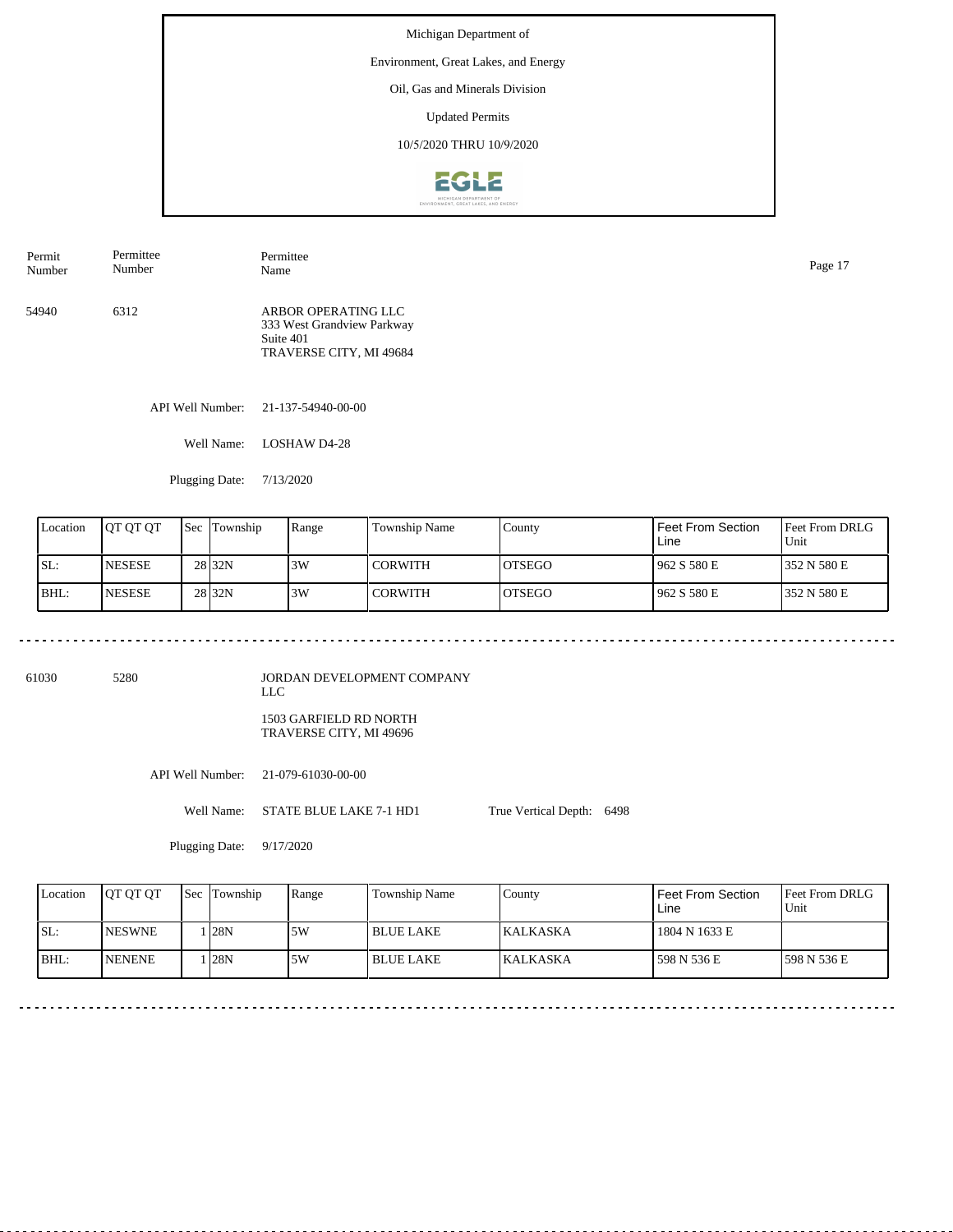Michigan Department of

Environment, Great Lakes, and Energy

Oil, Gas and Minerals Division

Updated Permits

10/5/2020 THRU 10/9/2020

| Permit Number | Permittee Number | Permittee Name |
|---|---|---|
| 54940 | 6312 | ARBOR OPERATING LLC<br>333 West Grandview Parkway<br>Suite 401<br>TRAVERSE CITY, MI 49684 |

API Well Number: 21-137-54940-00-00

Well Name: LOSHAW D4-28

Plugging Date: 7/13/2020

| Location | QT QT QT | Sec | Township | Range | Township Name | County | Feet From Section Line | Feet From DRLG Unit |
|---|---|---|---|---|---|---|---|---|
| SL: | NESESE | 28 | 32N | 3W | CORWITH | OTSEGO | 962 S 580 E | 352 N 580 E |
| BHL: | NESESE | 28 | 32N | 3W | CORWITH | OTSEGO | 962 S 580 E | 352 N 580 E |

---

| Permit Number | Permittee Number | Permittee Name |
|---|---|---|
| 61030 | 5280 | JORDAN DEVELOPMENT COMPANY LLC<br>1503 GARFIELD RD NORTH<br>TRAVERSE CITY, MI 49696 |

API Well Number: 21-079-61030-00-00

Well Name: STATE BLUE LAKE 7-1 HD1 True Vertical Depth: 6498

Plugging Date: 9/17/2020

| Location | QT QT QT | Sec | Township | Range | Township Name | County | Feet From Section Line | Feet From DRLG Unit |
|---|---|---|---|---|---|---|---|---|
| SL: | NESWNE | 1 | 28N | 5W | BLUE LAKE | KALKASKA | 1804 N 1633 E | |
| BHL: | NENENE | 1 | 28N | 5W | BLUE LAKE | KALKASKA | 598 N 536 E | 598 N 536 E |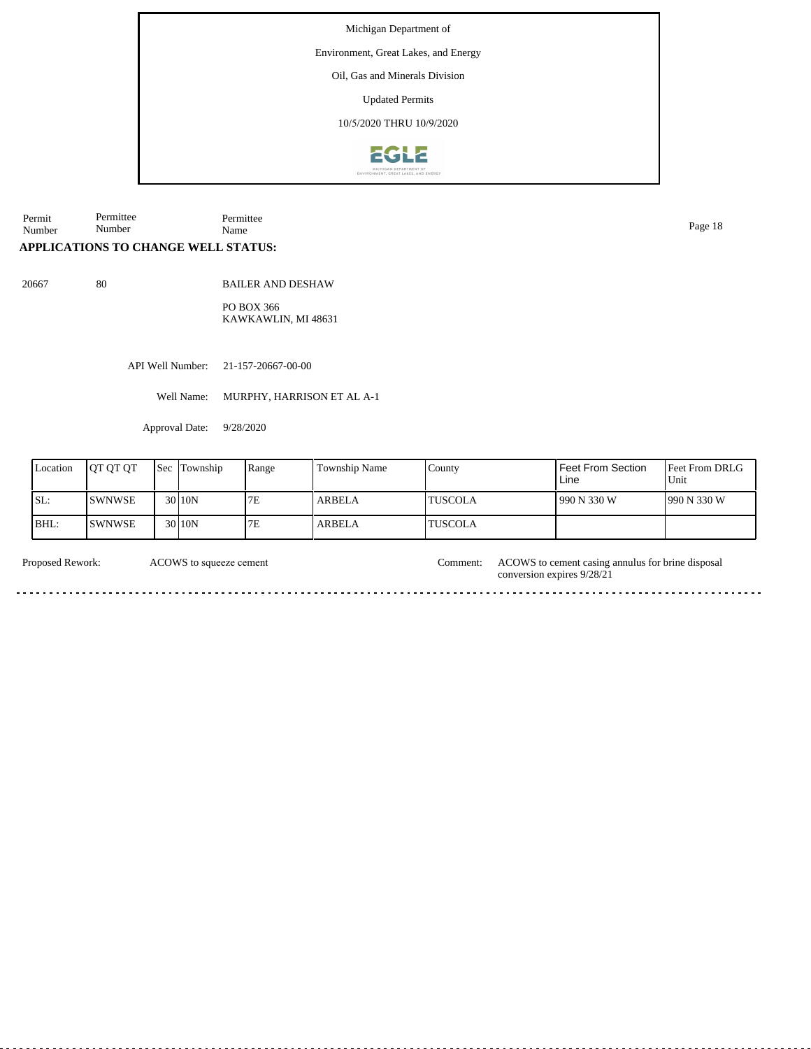Michigan Department of

Environment, Great Lakes, and Energy

Oil, Gas and Minerals Division

Updated Permits

10/5/2020 THRU 10/9/2020

| Permit Number | Permittee Number | Permittee Name |
|---|---|---|

**APPLICATIONS TO CHANGE WELL STATUS:**

20667 &nbsp;&nbsp; 80 &nbsp;&nbsp; BAILER AND DESHAW

PO BOX 366
KAWKAWLIN, MI 48631

API Well Number: 21-157-20667-00-00

Well Name: MURPHY, HARRISON ET AL A-1

Approval Date: 9/28/2020

| Location | QT QT QT | Sec | Township | Range | Township Name | County | Feet From Section Line | Feet From DRLG Unit |
|---|---|---|---|---|---|---|---|---|
| SL: | SWNWSE | 30 | 10N | 7E | ARBELA | TUSCOLA | 990 N 330 W | 990 N 330 W |
| BHL: | SWNWSE | 30 | 10N | 7E | ARBELA | TUSCOLA | | |

Proposed Rework: ACOWS to squeeze cement

Comment: ACOWS to cement casing annulus for brine disposal conversion expires 9/28/21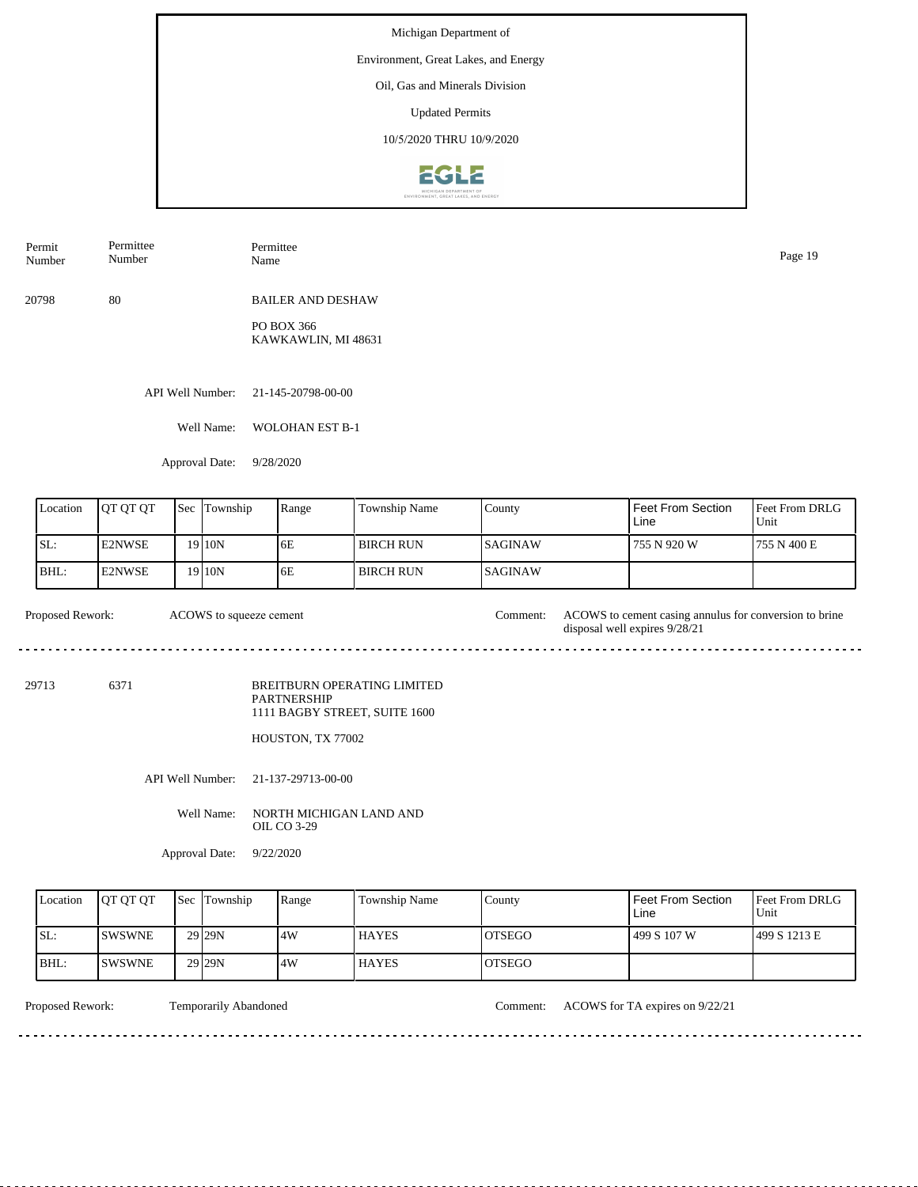Michigan Department of

Environment, Great Lakes, and Energy

Oil, Gas and Minerals Division

Updated Permits

10/5/2020 THRU 10/9/2020

| Permit Number | Permittee Number | Permittee Name |
|---|---|---|
| 20798 | 80 | BAILER AND DESHAW<br>PO BOX 366<br>KAWKAWLIN, MI 48631 |

API Well Number: 21-145-20798-00-00

Well Name: WOLOHAN EST B-1

Approval Date: 9/28/2020

| Location | QT QT QT | Sec | Township | Range | Township Name | County | Feet From Section Line | Feet From DRLG Unit |
|---|---|---|---|---|---|---|---|---|
| SL: | E2NWSE | 19 | 10N | 6E | BIRCH RUN | SAGINAW | 755 N 920 W | 755 N 400 E |
| BHL: | E2NWSE | 19 | 10N | 6E | BIRCH RUN | SAGINAW | | |

Proposed Rework: ACOWS to squeeze cement

Comment: ACOWS to cement casing annulus for conversion to brine disposal well expires 9/28/21

---

| Permit Number | Permittee Number | Permittee Name |
|---|---|---|
| 29713 | 6371 | BREITBURN OPERATING LIMITED PARTNERSHIP<br>1111 BAGBY STREET, SUITE 1600<br>HOUSTON, TX 77002 |

API Well Number: 21-137-29713-00-00

Well Name: NORTH MICHIGAN LAND AND OIL CO 3-29

Approval Date: 9/22/2020

| Location | QT QT QT | Sec | Township | Range | Township Name | County | Feet From Section Line | Feet From DRLG Unit |
|---|---|---|---|---|---|---|---|---|
| SL: | SWSWNE | 29 | 29N | 4W | HAYES | OTSEGO | 499 S 107 W | 499 S 1213 E |
| BHL: | SWSWNE | 29 | 29N | 4W | HAYES | OTSEGO | | |

Proposed Rework: Temporarily Abandoned

Comment: ACOWS for TA expires on 9/22/21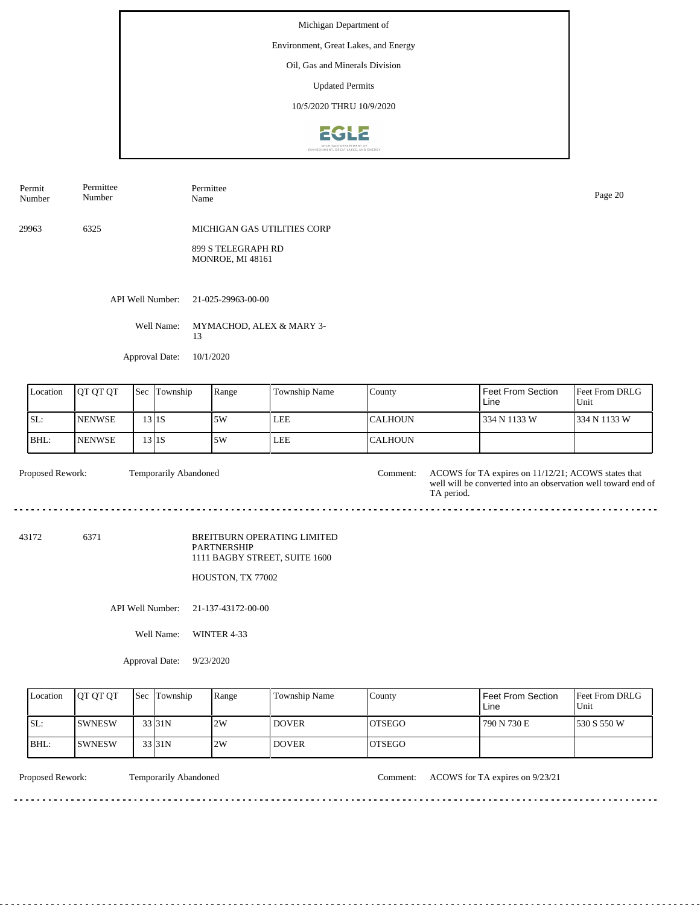Michigan Department of

Environment, Great Lakes, and Energy

Oil, Gas and Minerals Division

Updated Permits

10/5/2020 THRU 10/9/2020

| Permit Number | Permittee Number | Permittee Name |
|---|---|---|
| 29963 | 6325 | MICHIGAN GAS UTILITIES CORP<br>899 S TELEGRAPH RD<br>MONROE, MI 48161 |

API Well Number: 21-025-29963-00-00

Well Name: MYMACHOD, ALEX & MARY 3-13

Approval Date: 10/1/2020

| Location | QT QT QT | Sec | Township | Range | Township Name | County | Feet From Section Line | Feet From DRLG Unit |
|---|---|---|---|---|---|---|---|---|
| SL: | NENWSE | 13 | 1S | 5W | LEE | CALHOUN | 334 N 1133 W | 334 N 1133 W |
| BHL: | NENWSE | 13 | 1S | 5W | LEE | CALHOUN | | |

Proposed Rework: Temporarily Abandoned

Comment: ACOWS for TA expires on 11/12/21; ACOWS states that well will be converted into an observation well toward end of TA period.

---

| Permit Number | Permittee Number | Permittee Name |
|---|---|---|
| 43172 | 6371 | BREITBURN OPERATING LIMITED PARTNERSHIP<br>1111 BAGBY STREET, SUITE 1600<br>HOUSTON, TX 77002 |

API Well Number: 21-137-43172-00-00

Well Name: WINTER 4-33

Approval Date: 9/23/2020

| Location | QT QT QT | Sec | Township | Range | Township Name | County | Feet From Section Line | Feet From DRLG Unit |
|---|---|---|---|---|---|---|---|---|
| SL: | SWNESW | 33 | 31N | 2W | DOVER | OTSEGO | 790 N 730 E | 530 S 550 W |
| BHL: | SWNESW | 33 | 31N | 2W | DOVER | OTSEGO | | |

Proposed Rework: Temporarily Abandoned

Comment: ACOWS for TA expires on 9/23/21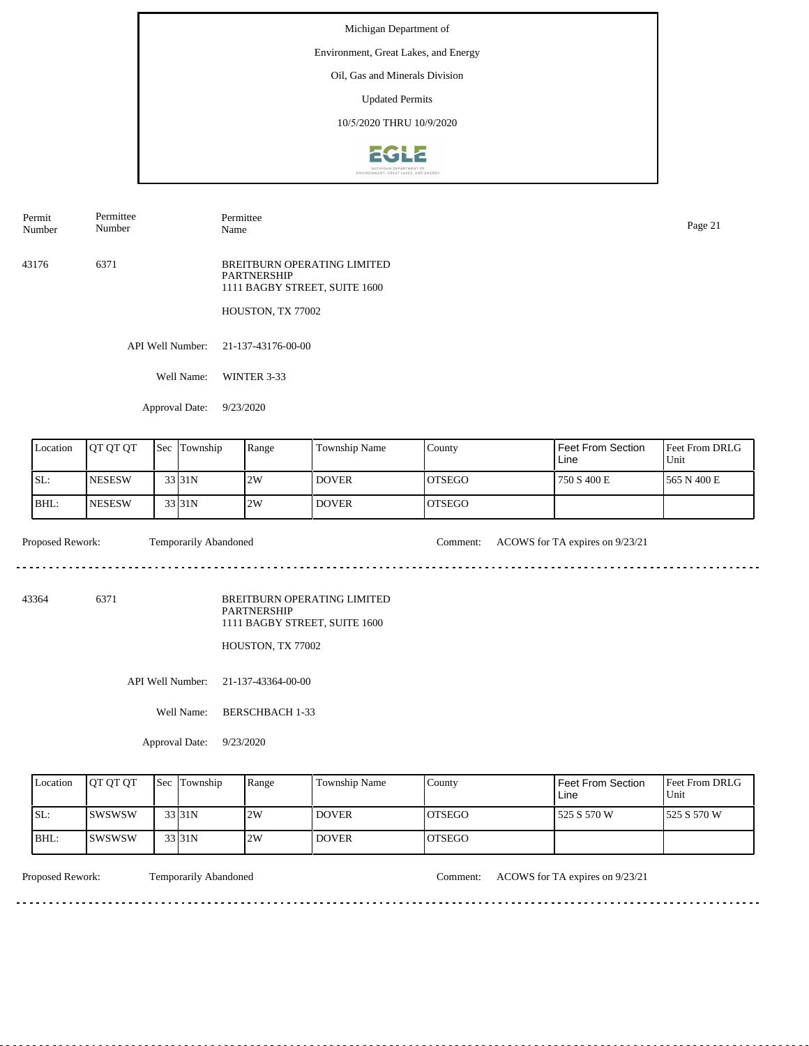Michigan Department of

Environment, Great Lakes, and Energy

Oil, Gas and Minerals Division

Updated Permits

10/5/2020 THRU 10/9/2020

| Permit Number | Permittee Number | Permittee Name |
|---|---|---|
| 43176 | 6371 | BREITBURN OPERATING LIMITED PARTNERSHIP 1111 BAGBY STREET, SUITE 1600 HOUSTON, TX 77002 |

API Well Number: 21-137-43176-00-00

Well Name: WINTER 3-33

Approval Date: 9/23/2020

| Location | QT QT QT | Sec | Township | Range | Township Name | County | Feet From Section Line | Feet From DRLG Unit |
|---|---|---|---|---|---|---|---|---|
| SL: | NESESW | 33 | 31N | 2W | DOVER | OTSEGO | 750 S 400 E | 565 N 400 E |
| BHL: | NESESW | 33 | 31N | 2W | DOVER | OTSEGO | | |

Proposed Rework: Temporarily Abandoned

Comment: ACOWS for TA expires on 9/23/21

---

| Permit Number | Permittee Number | Permittee Name |
|---|---|---|
| 43364 | 6371 | BREITBURN OPERATING LIMITED PARTNERSHIP 1111 BAGBY STREET, SUITE 1600 HOUSTON, TX 77002 |

API Well Number: 21-137-43364-00-00

Well Name: BERSCHBACH 1-33

Approval Date: 9/23/2020

| Location | QT QT QT | Sec | Township | Range | Township Name | County | Feet From Section Line | Feet From DRLG Unit |
|---|---|---|---|---|---|---|---|---|
| SL: | SWSWSW | 33 | 31N | 2W | DOVER | OTSEGO | 525 S 570 W | 525 S 570 W |
| BHL: | SWSWSW | 33 | 31N | 2W | DOVER | OTSEGO | | |

Proposed Rework: Temporarily Abandoned

Comment: ACOWS for TA expires on 9/23/21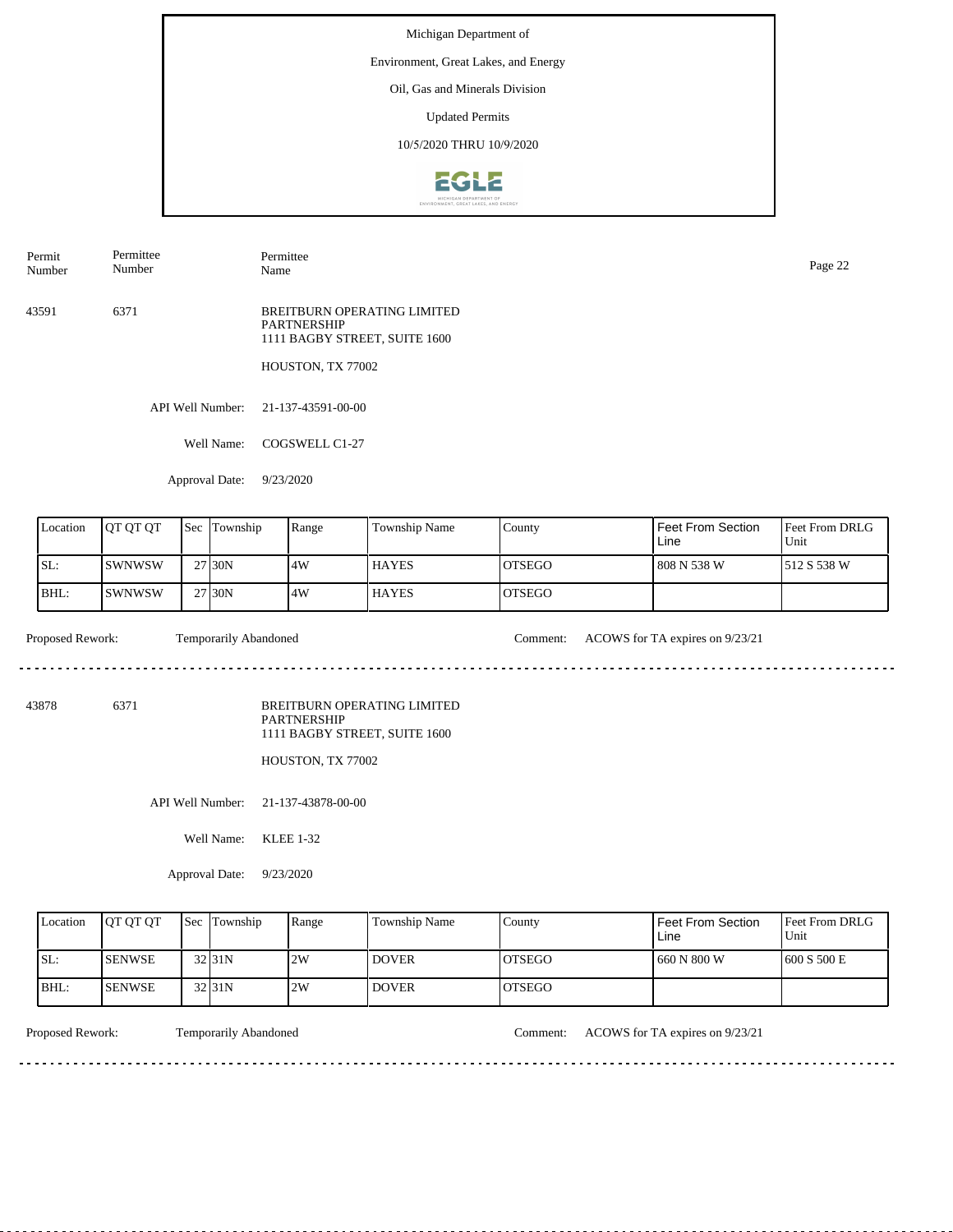Michigan Department of

Environment, Great Lakes, and Energy

Oil, Gas and Minerals Division

Updated Permits

10/5/2020 THRU 10/9/2020

| Permit Number | Permittee Number | Permittee Name |
|---|---|---|
| 43591 | 6371 | BREITBURN OPERATING LIMITED PARTNERSHIP<br>1111 BAGBY STREET, SUITE 1600<br>HOUSTON, TX 77002 |

API Well Number: 21-137-43591-00-00

Well Name: COGSWELL C1-27

Approval Date: 9/23/2020

| Location | QT QT QT | Sec | Township | Range | Township Name | County | Feet From Section Line | Feet From DRLG Unit |
|---|---|---|---|---|---|---|---|---|
| SL: | SWNWSW | 27 | 30N | 4W | HAYES | OTSEGO | 808 N 538 W | 512 S 538 W |
| BHL: | SWNWSW | 27 | 30N | 4W | HAYES | OTSEGO | | |

Proposed Rework: Temporarily Abandoned

Comment: ACOWS for TA expires on 9/23/21

---

| Permit Number | Permittee Number | Permittee Name |
|---|---|---|
| 43878 | 6371 | BREITBURN OPERATING LIMITED PARTNERSHIP<br>1111 BAGBY STREET, SUITE 1600<br>HOUSTON, TX 77002 |

API Well Number: 21-137-43878-00-00

Well Name: KLEE 1-32

Approval Date: 9/23/2020

| Location | QT QT QT | Sec | Township | Range | Township Name | County | Feet From Section Line | Feet From DRLG Unit |
|---|---|---|---|---|---|---|---|---|
| SL: | SENWSE | 32 | 31N | 2W | DOVER | OTSEGO | 660 N 800 W | 600 S 500 E |
| BHL: | SENWSE | 32 | 31N | 2W | DOVER | OTSEGO | | |

Proposed Rework: Temporarily Abandoned

Comment: ACOWS for TA expires on 9/23/21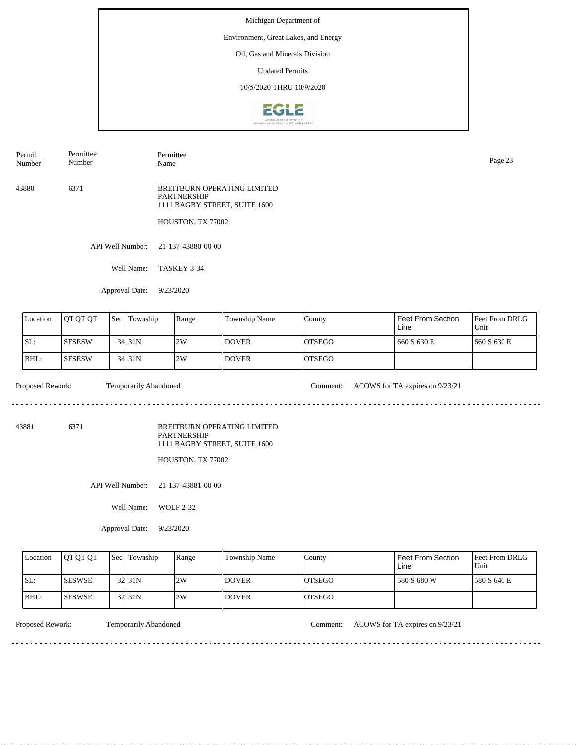Michigan Department of

Environment, Great Lakes, and Energy

Oil, Gas and Minerals Division

Updated Permits

10/5/2020 THRU 10/9/2020

| Permit Number | Permittee Number | Permittee Name |
|---|---|---|
| 43880 | 6371 | BREITBURN OPERATING LIMITED PARTNERSHIP<br>1111 BAGBY STREET, SUITE 1600<br>HOUSTON, TX 77002 |

API Well Number: 21-137-43880-00-00

Well Name: TASKEY 3-34

Approval Date: 9/23/2020

| Location | QT QT QT | Sec | Township | Range | Township Name | County | Feet From Section Line | Feet From DRLG Unit |
|---|---|---|---|---|---|---|---|---|
| SL: | SESESW | 34 | 31N | 2W | DOVER | OTSEGO | 660 S 630 E | 660 S 630 E |
| BHL: | SESESW | 34 | 31N | 2W | DOVER | OTSEGO | | |

Proposed Rework: Temporarily Abandoned

Comment: ACOWS for TA expires on 9/23/21

---

| Permit Number | Permittee Number | Permittee Name |
|---|---|---|
| 43881 | 6371 | BREITBURN OPERATING LIMITED PARTNERSHIP<br>1111 BAGBY STREET, SUITE 1600<br>HOUSTON, TX 77002 |

API Well Number: 21-137-43881-00-00

Well Name: WOLF 2-32

Approval Date: 9/23/2020

| Location | QT QT QT | Sec | Township | Range | Township Name | County | Feet From Section Line | Feet From DRLG Unit |
|---|---|---|---|---|---|---|---|---|
| SL: | SESWSE | 32 | 31N | 2W | DOVER | OTSEGO | 580 S 680 W | 580 S 640 E |
| BHL: | SESWSE | 32 | 31N | 2W | DOVER | OTSEGO | | |

Proposed Rework: Temporarily Abandoned

Comment: ACOWS for TA expires on 9/23/21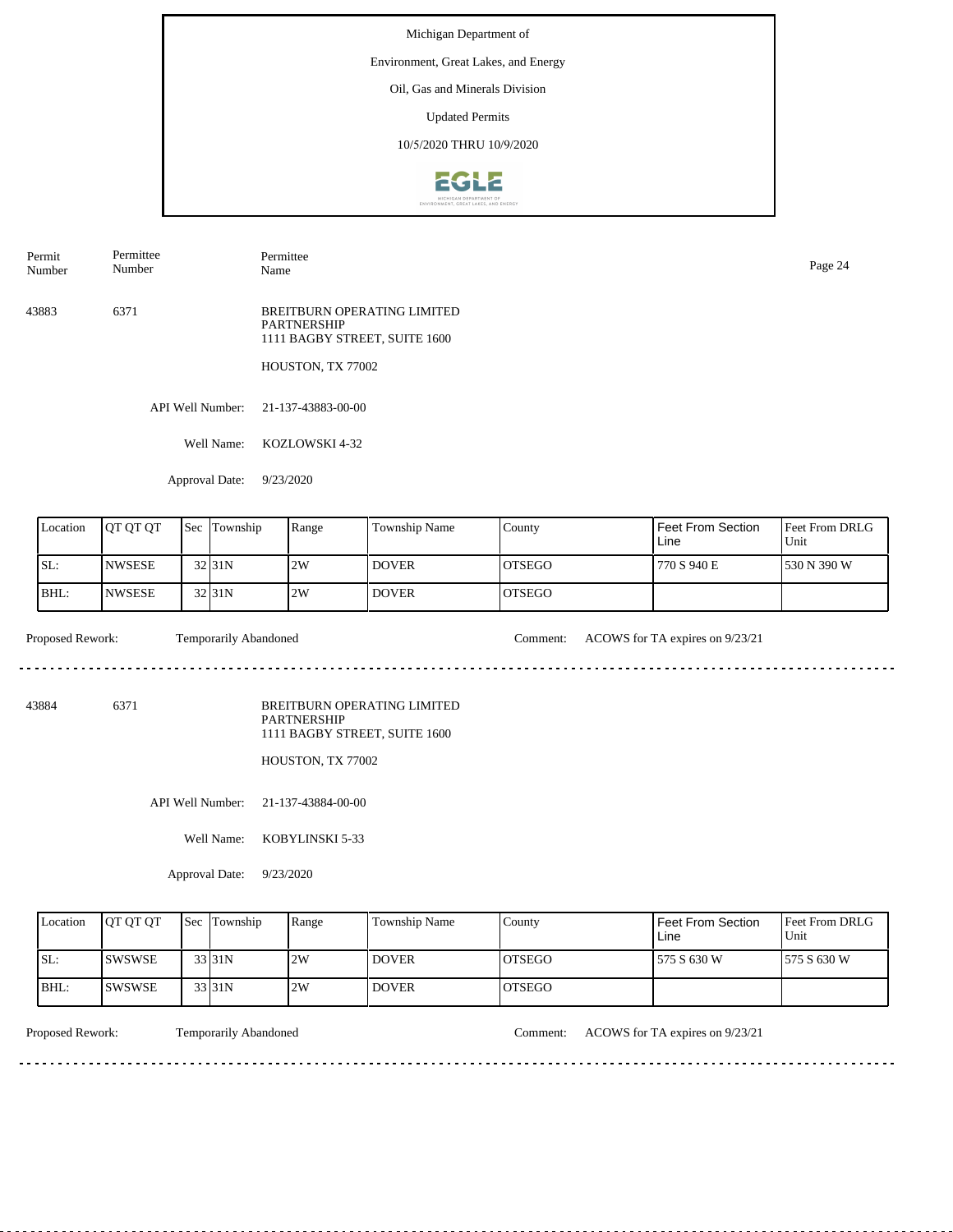Michigan Department of

Environment, Great Lakes, and Energy

Oil, Gas and Minerals Division

Updated Permits

10/5/2020 THRU 10/9/2020

| Permit Number | Permittee Number | Permittee Name |
|---|---|---|
| 43883 | 6371 | BREITBURN OPERATING LIMITED PARTNERSHIP<br>1111 BAGBY STREET, SUITE 1600<br>HOUSTON, TX 77002 |

API Well Number: 21-137-43883-00-00

Well Name: KOZLOWSKI 4-32

Approval Date: 9/23/2020

| Location | QT QT QT | Sec | Township | Range | Township Name | County | Feet From Section Line | Feet From DRLG Unit |
|---|---|---|---|---|---|---|---|---|
| SL: | NWSESE | 32 | 31N | 2W | DOVER | OTSEGO | 770 S 940 E | 530 N 390 W |
| BHL: | NWSESE | 32 | 31N | 2W | DOVER | OTSEGO | | |

Proposed Rework: Temporarily Abandoned    Comment: ACOWS for TA expires on 9/23/21

---

| Permit Number | Permittee Number | Permittee Name |
|---|---|---|
| 43884 | 6371 | BREITBURN OPERATING LIMITED PARTNERSHIP<br>1111 BAGBY STREET, SUITE 1600<br>HOUSTON, TX 77002 |

API Well Number: 21-137-43884-00-00

Well Name: KOBYLINSKI 5-33

Approval Date: 9/23/2020

| Location | QT QT QT | Sec | Township | Range | Township Name | County | Feet From Section Line | Feet From DRLG Unit |
|---|---|---|---|---|---|---|---|---|
| SL: | SWSWSE | 33 | 31N | 2W | DOVER | OTSEGO | 575 S 630 W | 575 S 630 W |
| BHL: | SWSWSE | 33 | 31N | 2W | DOVER | OTSEGO | | |

Proposed Rework: Temporarily Abandoned    Comment: ACOWS for TA expires on 9/23/21

---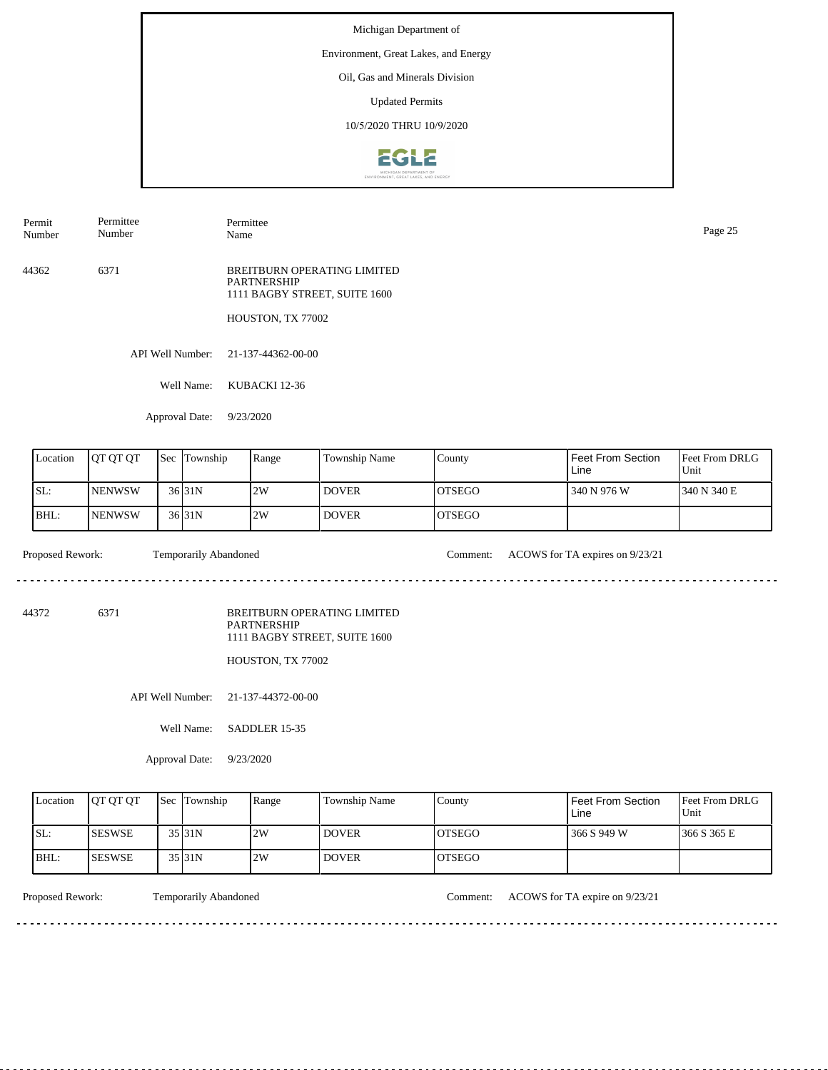Michigan Department of

Environment, Great Lakes, and Energy

Oil, Gas and Minerals Division

Updated Permits

10/5/2020 THRU 10/9/2020

| Permit Number | Permittee Number | Permittee Name |
|---|---|---|
| 44362 | 6371 | BREITBURN OPERATING LIMITED PARTNERSHIP<br>1111 BAGBY STREET, SUITE 1600<br>HOUSTON, TX 77002 |

API Well Number: 21-137-44362-00-00

Well Name: KUBACKI 12-36

Approval Date: 9/23/2020

| Location | QT QT QT | Sec | Township | Range | Township Name | County | Feet From Section Line | Feet From DRLG Unit |
|---|---|---|---|---|---|---|---|---|
| SL: | NENWSW | 36 | 31N | 2W | DOVER | OTSEGO | 340 N 976 W | 340 N 340 E |
| BHL: | NENWSW | 36 | 31N | 2W | DOVER | OTSEGO | | |

Proposed Rework: Temporarily Abandoned

Comment: ACOWS for TA expires on 9/23/21

---

| Permit Number | Permittee Number | Permittee Name |
|---|---|---|
| 44372 | 6371 | BREITBURN OPERATING LIMITED PARTNERSHIP<br>1111 BAGBY STREET, SUITE 1600<br>HOUSTON, TX 77002 |

API Well Number: 21-137-44372-00-00

Well Name: SADDLER 15-35

Approval Date: 9/23/2020

| Location | QT QT QT | Sec | Township | Range | Township Name | County | Feet From Section Line | Feet From DRLG Unit |
|---|---|---|---|---|---|---|---|---|
| SL: | SESWSE | 35 | 31N | 2W | DOVER | OTSEGO | 366 S 949 W | 366 S 365 E |
| BHL: | SESWSE | 35 | 31N | 2W | DOVER | OTSEGO | | |

Proposed Rework: Temporarily Abandoned

Comment: ACOWS for TA expire on 9/23/21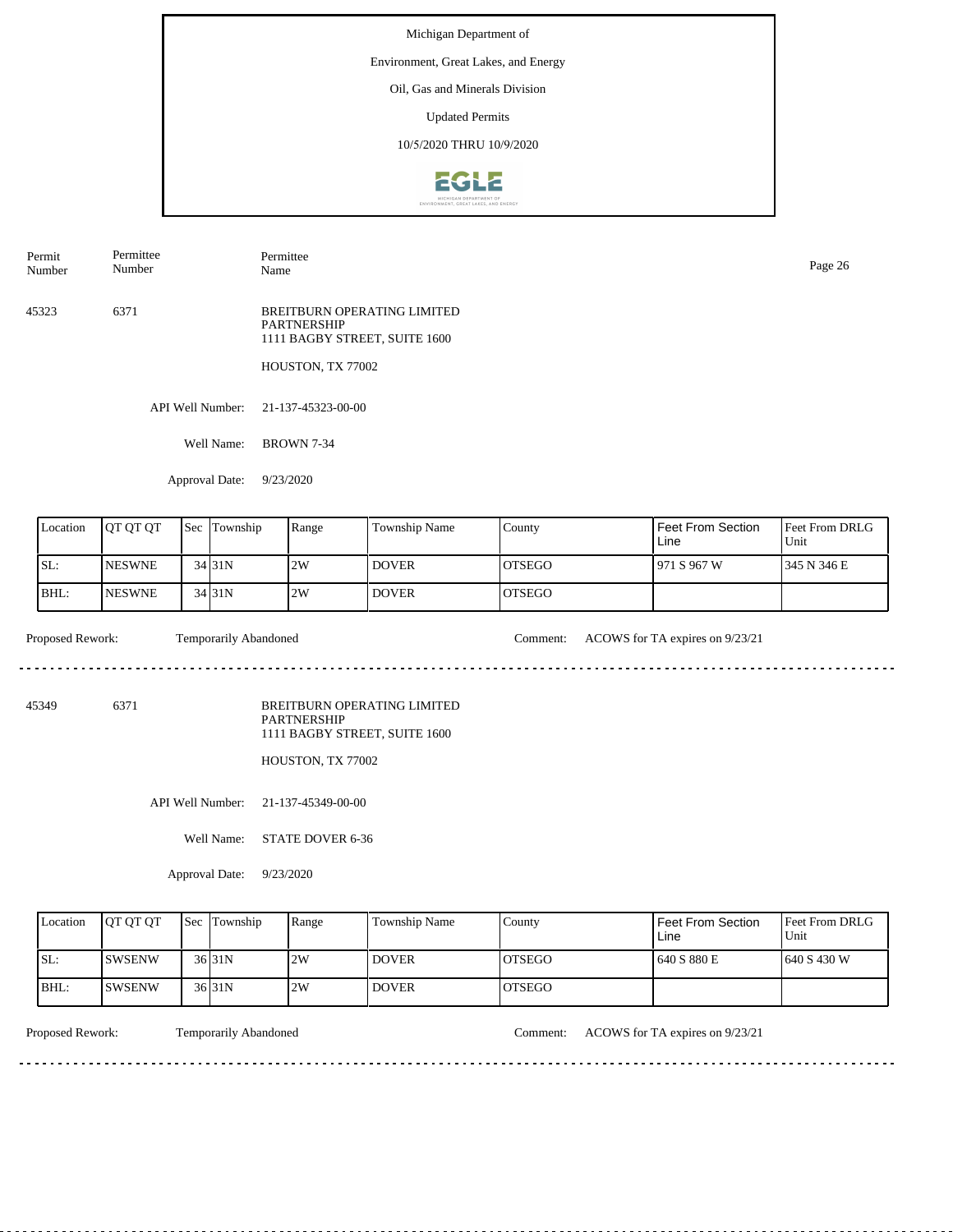Michigan Department of

Environment, Great Lakes, and Energy

Oil, Gas and Minerals Division

Updated Permits

10/5/2020 THRU 10/9/2020

| Permit Number | Permittee Number | Permittee Name |
|---|---|---|

45323 6371 BREITBURN OPERATING LIMITED PARTNERSHIP
1111 BAGBY STREET, SUITE 1600

HOUSTON, TX 77002

API Well Number: 21-137-45323-00-00

Well Name: BROWN 7-34

Approval Date: 9/23/2020

| Location | QT QT QT | Sec | Township | Range | Township Name | County | Feet From Section Line | Feet From DRLG Unit |
|---|---|---|---|---|---|---|---|---|
| SL: | NESWNE | 34 | 31N | 2W | DOVER | OTSEGO | 971 S 967 W | 345 N 346 E |
| BHL: | NESWNE | 34 | 31N | 2W | DOVER | OTSEGO | | |

Proposed Rework: Temporarily Abandoned Comment: ACOWS for TA expires on 9/23/21

---

45349 6371 BREITBURN OPERATING LIMITED PARTNERSHIP
1111 BAGBY STREET, SUITE 1600

HOUSTON, TX 77002

API Well Number: 21-137-45349-00-00

Well Name: STATE DOVER 6-36

Approval Date: 9/23/2020

| Location | QT QT QT | Sec | Township | Range | Township Name | County | Feet From Section Line | Feet From DRLG Unit |
|---|---|---|---|---|---|---|---|---|
| SL: | SWSENW | 36 | 31N | 2W | DOVER | OTSEGO | 640 S 880 E | 640 S 430 W |
| BHL: | SWSENW | 36 | 31N | 2W | DOVER | OTSEGO | | |

Proposed Rework: Temporarily Abandoned Comment: ACOWS for TA expires on 9/23/21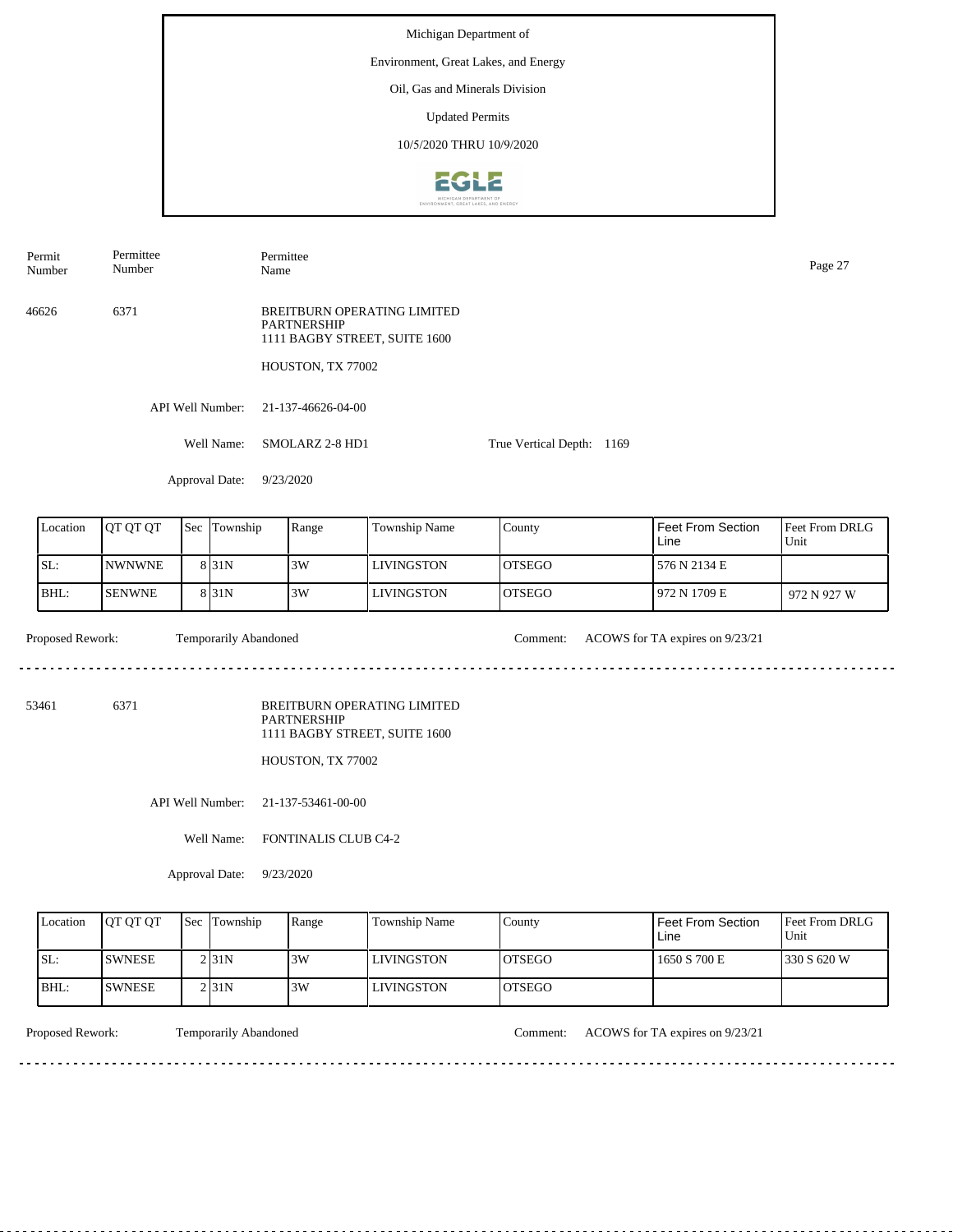Michigan Department of

Environment, Great Lakes, and Energy

Oil, Gas and Minerals Division

Updated Permits

10/5/2020 THRU 10/9/2020

| Permit Number | Permittee Number | Permittee Name |
|---|---|---|
| 46626 | 6371 | BREITBURN OPERATING LIMITED PARTNERSHIP<br>1111 BAGBY STREET, SUITE 1600<br>HOUSTON, TX 77002 |

API Well Number: 21-137-46626-04-00

Well Name: SMOLARZ 2-8 HD1

True Vertical Depth: 1169

Approval Date: 9/23/2020

| Location | QT QT QT | Sec | Township | Range | Township Name | County | Feet From Section Line | Feet From DRLG Unit |
|---|---|---|---|---|---|---|---|---|
| SL: | NWNWNE | 8 | 31N | 3W | LIVINGSTON | OTSEGO | 576 N 2134 E | |
| BHL: | SENWNE | 8 | 31N | 3W | LIVINGSTON | OTSEGO | 972 N 1709 E | 972 N 927 W |

Proposed Rework: Temporarily Abandoned

Comment: ACOWS for TA expires on 9/23/21

---

| Permit Number | Permittee Number | Permittee Name |
|---|---|---|
| 53461 | 6371 | BREITBURN OPERATING LIMITED PARTNERSHIP<br>1111 BAGBY STREET, SUITE 1600<br>HOUSTON, TX 77002 |

API Well Number: 21-137-53461-00-00

Well Name: FONTINALIS CLUB C4-2

Approval Date: 9/23/2020

| Location | QT QT QT | Sec | Township | Range | Township Name | County | Feet From Section Line | Feet From DRLG Unit |
|---|---|---|---|---|---|---|---|---|
| SL: | SWNESE | 2 | 31N | 3W | LIVINGSTON | OTSEGO | 1650 S 700 E | 330 S 620 W |
| BHL: | SWNESE | 2 | 31N | 3W | LIVINGSTON | OTSEGO | | |

Proposed Rework: Temporarily Abandoned

Comment: ACOWS for TA expires on 9/23/21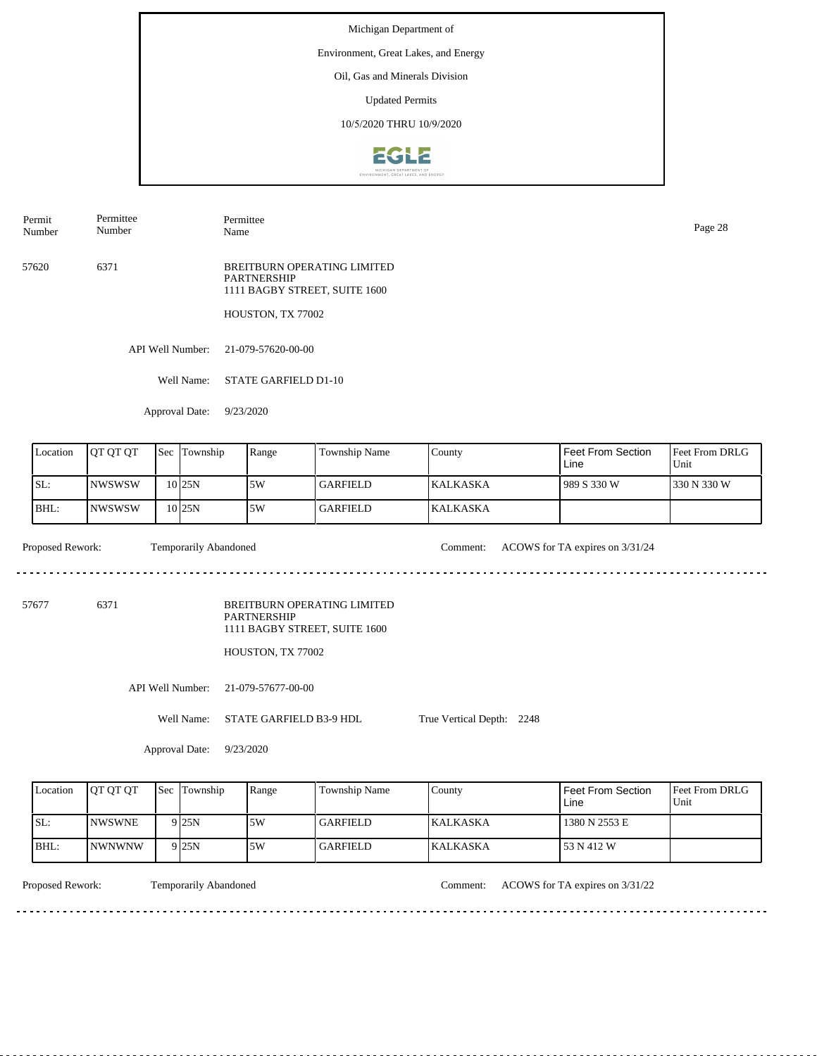Michigan Department of

Environment, Great Lakes, and Energy

Oil, Gas and Minerals Division

Updated Permits

10/5/2020 THRU 10/9/2020

| Permit Number | Permittee Number | Permittee Name |
|---|---|---|

57620 6371 BREITBURN OPERATING LIMITED PARTNERSHIP
1111 BAGBY STREET, SUITE 1600

HOUSTON, TX 77002

API Well Number: 21-079-57620-00-00

Well Name: STATE GARFIELD D1-10

Approval Date: 9/23/2020

| Location | QT QT QT | Sec | Township | Range | Township Name | County | Feet From Section Line | Feet From DRLG Unit |
|---|---|---|---|---|---|---|---|---|
| SL: | NWSWSW | 10 | 25N | 5W | GARFIELD | KALKASKA | 989 S 330 W | 330 N 330 W |
| BHL: | NWSWSW | 10 | 25N | 5W | GARFIELD | KALKASKA | | |

Proposed Rework: Temporarily Abandoned Comment: ACOWS for TA expires on 3/31/24

---

57677 6371 BREITBURN OPERATING LIMITED PARTNERSHIP
1111 BAGBY STREET, SUITE 1600

HOUSTON, TX 77002

API Well Number: 21-079-57677-00-00

Well Name: STATE GARFIELD B3-9 HDL True Vertical Depth: 2248

Approval Date: 9/23/2020

| Location | QT QT QT | Sec | Township | Range | Township Name | County | Feet From Section Line | Feet From DRLG Unit |
|---|---|---|---|---|---|---|---|---|
| SL: | NWSWNE | 9 | 25N | 5W | GARFIELD | KALKASKA | 1380 N 2553 E | |
| BHL: | NWNWNW | 9 | 25N | 5W | GARFIELD | KALKASKA | 53 N 412 W | |

Proposed Rework: Temporarily Abandoned Comment: ACOWS for TA expires on 3/31/22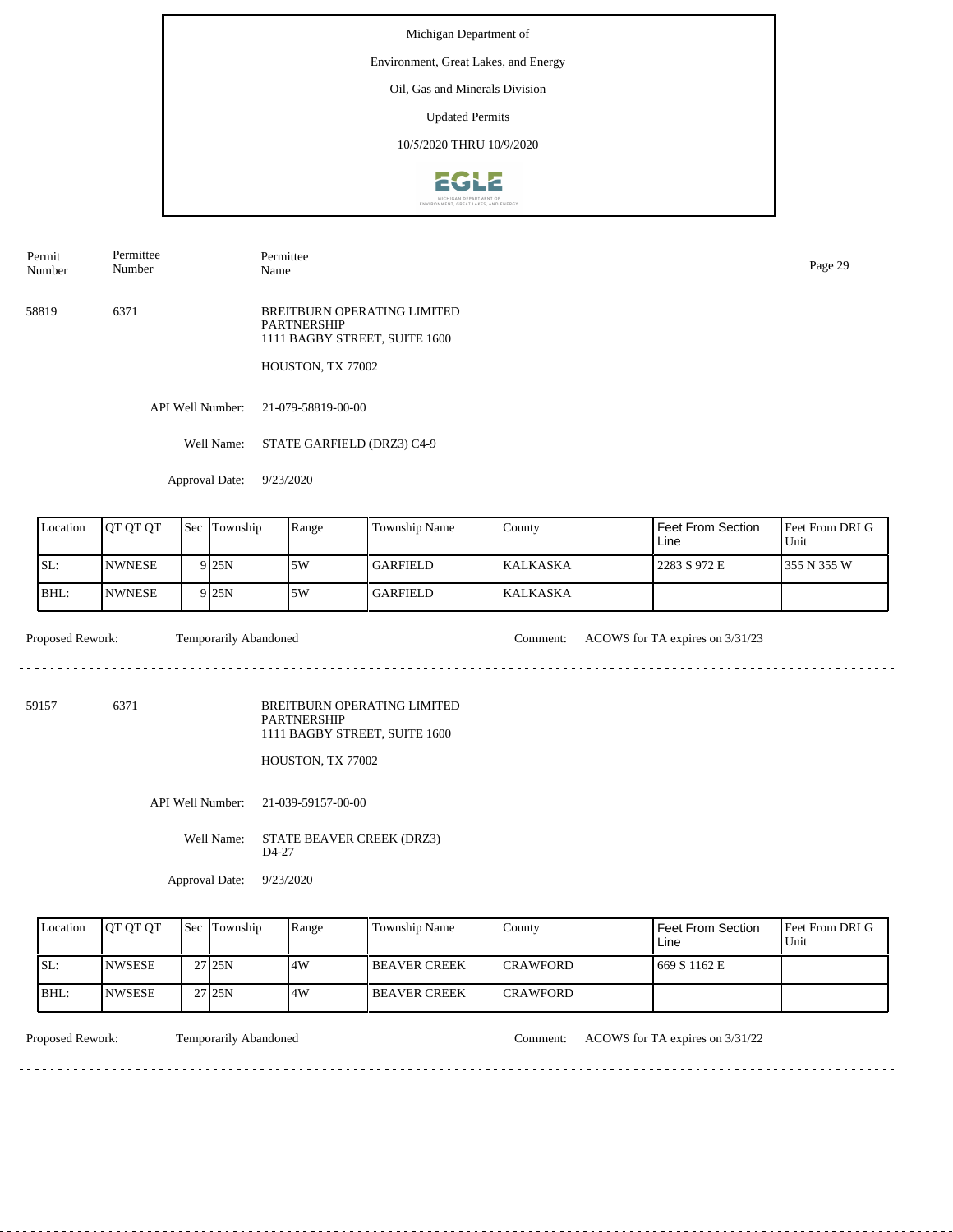Michigan Department of

Environment, Great Lakes, and Energy

Oil, Gas and Minerals Division

Updated Permits

10/5/2020 THRU 10/9/2020

| Permit Number | Permittee Number | Permittee Name |
|---|---|---|

58819 6371 BREITBURN OPERATING LIMITED PARTNERSHIP
1111 BAGBY STREET, SUITE 1600

HOUSTON, TX 77002

API Well Number: 21-079-58819-00-00

Well Name: STATE GARFIELD (DRZ3) C4-9

Approval Date: 9/23/2020

| Location | QT QT QT | Sec | Township | Range | Township Name | County | Feet From Section Line | Feet From DRLG Unit |
|---|---|---|---|---|---|---|---|---|
| SL: | NWNESE | 9 | 25N | 5W | GARFIELD | KALKASKA | 2283 S 972 E | 355 N 355 W |
| BHL: | NWNESE | 9 | 25N | 5W | GARFIELD | KALKASKA | | |

Proposed Rework: Temporarily Abandoned

Comment: ACOWS for TA expires on 3/31/23

---

59157 6371 BREITBURN OPERATING LIMITED PARTNERSHIP
1111 BAGBY STREET, SUITE 1600

HOUSTON, TX 77002

API Well Number: 21-039-59157-00-00

Well Name: STATE BEAVER CREEK (DRZ3) D4-27

Approval Date: 9/23/2020

| Location | QT QT QT | Sec | Township | Range | Township Name | County | Feet From Section Line | Feet From DRLG Unit |
|---|---|---|---|---|---|---|---|---|
| SL: | NWSESE | 27 | 25N | 4W | BEAVER CREEK | CRAWFORD | 669 S 1162 E | |
| BHL: | NWSESE | 27 | 25N | 4W | BEAVER CREEK | CRAWFORD | | |

Proposed Rework: Temporarily Abandoned

Comment: ACOWS for TA expires on 3/31/22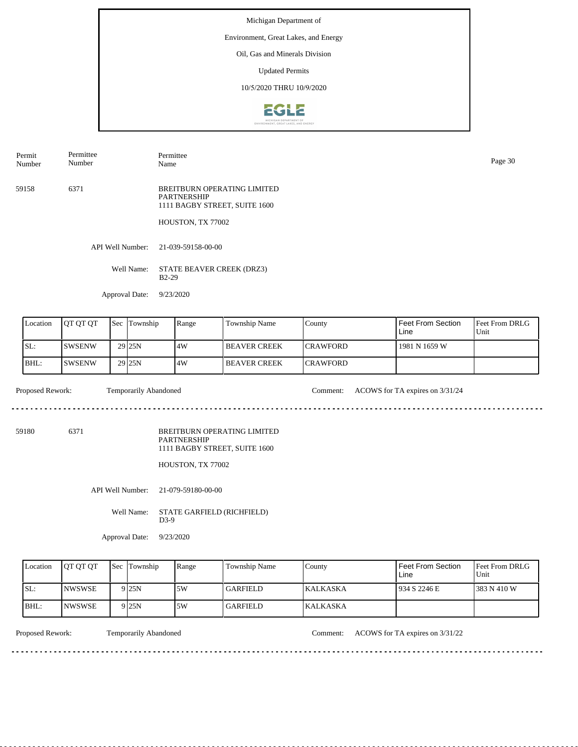Michigan Department of

Environment, Great Lakes, and Energy

Oil, Gas and Minerals Division

Updated Permits

10/5/2020 THRU 10/9/2020

| Permit Number | Permittee Number | Permittee Name |
|---|---|---|
| 59158 | 6371 | BREITBURN OPERATING LIMITED PARTNERSHIP<br>1111 BAGBY STREET, SUITE 1600<br>HOUSTON, TX 77002 |

API Well Number: 21-039-59158-00-00

Well Name: STATE BEAVER CREEK (DRZ3) B2-29

Approval Date: 9/23/2020

| Location | QT QT QT | Sec | Township | Range | Township Name | County | Feet From Section Line | Feet From DRLG Unit |
|---|---|---|---|---|---|---|---|---|
| SL: | SWSENW | 29 | 25N | 4W | BEAVER CREEK | CRAWFORD | 1981 N 1659 W | |
| BHL: | SWSENW | 29 | 25N | 4W | BEAVER CREEK | CRAWFORD | | |

Proposed Rework: Temporarily Abandoned

Comment: ACOWS for TA expires on 3/31/24

---

| Permit Number | Permittee Number | Permittee Name |
|---|---|---|
| 59180 | 6371 | BREITBURN OPERATING LIMITED PARTNERSHIP<br>1111 BAGBY STREET, SUITE 1600<br>HOUSTON, TX 77002 |

API Well Number: 21-079-59180-00-00

Well Name: STATE GARFIELD (RICHFIELD) D3-9

Approval Date: 9/23/2020

| Location | QT QT QT | Sec | Township | Range | Township Name | County | Feet From Section Line | Feet From DRLG Unit |
|---|---|---|---|---|---|---|---|---|
| SL: | NWSWSE | 9 | 25N | 5W | GARFIELD | KALKASKA | 934 S 2246 E | 383 N 410 W |
| BHL: | NWSWSE | 9 | 25N | 5W | GARFIELD | KALKASKA | | |

Proposed Rework: Temporarily Abandoned

Comment: ACOWS for TA expires on 3/31/22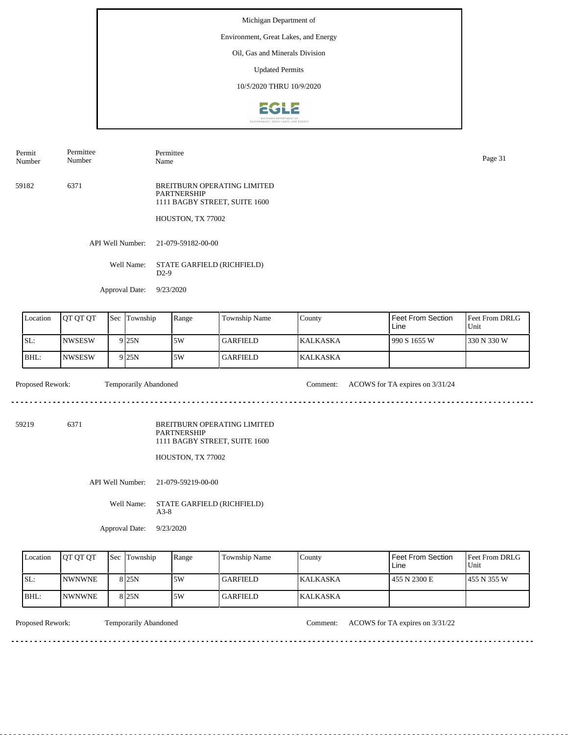Michigan Department of

Environment, Great Lakes, and Energy

Oil, Gas and Minerals Division

Updated Permits

10/5/2020 THRU 10/9/2020

| Permit Number | Permittee Number | Permittee Name |
|---|---|---|
| 59182 | 6371 | BREITBURN OPERATING LIMITED PARTNERSHIP<br>1111 BAGBY STREET, SUITE 1600<br><br>HOUSTON, TX 77002 |

API Well Number: 21-079-59182-00-00

Well Name: STATE GARFIELD (RICHFIELD) D2-9

Approval Date: 9/23/2020

| Location | QT QT QT | Sec | Township | Range | Township Name | County | Feet From Section Line | Feet From DRLG Unit |
|---|---|---|---|---|---|---|---|---|
| SL: | NWSESW | 9 | 25N | 5W | GARFIELD | KALKASKA | 990 S 1655 W | 330 N 330 W |
| BHL: | NWSESW | 9 | 25N | 5W | GARFIELD | KALKASKA | | |

Proposed Rework: Temporarily Abandoned

Comment: ACOWS for TA expires on 3/31/24

---

| Permit Number | Permittee Number | Permittee Name |
|---|---|---|
| 59219 | 6371 | BREITBURN OPERATING LIMITED PARTNERSHIP<br>1111 BAGBY STREET, SUITE 1600<br><br>HOUSTON, TX 77002 |

API Well Number: 21-079-59219-00-00

Well Name: STATE GARFIELD (RICHFIELD) A3-8

Approval Date: 9/23/2020

| Location | QT QT QT | Sec | Township | Range | Township Name | County | Feet From Section Line | Feet From DRLG Unit |
|---|---|---|---|---|---|---|---|---|
| SL: | NWNWNE | 8 | 25N | 5W | GARFIELD | KALKASKA | 455 N 2300 E | 455 N 355 W |
| BHL: | NWNWNE | 8 | 25N | 5W | GARFIELD | KALKASKA | | |

Proposed Rework: Temporarily Abandoned

Comment: ACOWS for TA expires on 3/31/22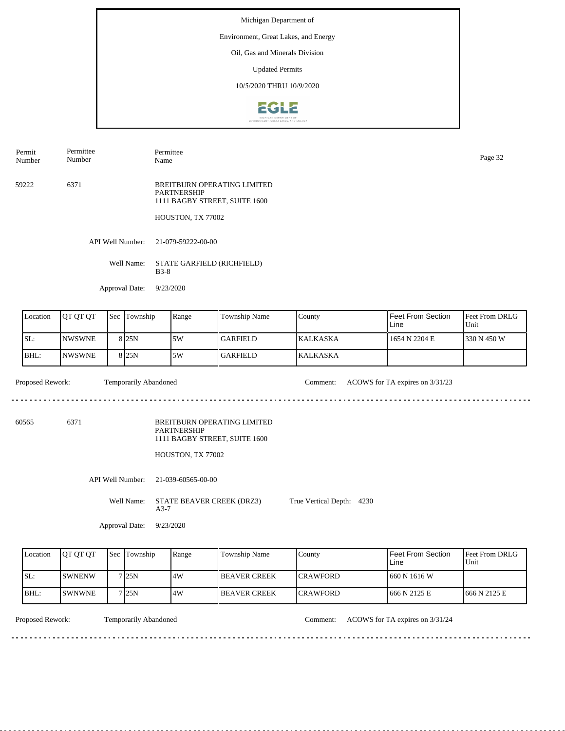Michigan Department of

Environment, Great Lakes, and Energy

Oil, Gas and Minerals Division

Updated Permits

10/5/2020 THRU 10/9/2020

| Permit Number | Permittee Number | Permittee Name |
|---|---|---|
| 59222 | 6371 | BREITBURN OPERATING LIMITED PARTNERSHIP<br>1111 BAGBY STREET, SUITE 1600<br>HOUSTON, TX 77002 |

API Well Number: 21-079-59222-00-00

Well Name: STATE GARFIELD (RICHFIELD) B3-8

Approval Date: 9/23/2020

| Location | QT QT QT | Sec | Township | Range | Township Name | County | Feet From Section Line | Feet From DRLG Unit |
|---|---|---|---|---|---|---|---|---|
| SL: | NWSWNE | 8 | 25N | 5W | GARFIELD | KALKASKA | 1654 N 2204 E | 330 N 450 W |
| BHL: | NWSWNE | 8 | 25N | 5W | GARFIELD | KALKASKA | | |

Proposed Rework: Temporarily Abandoned

Comment: ACOWS for TA expires on 3/31/23

---

| Permit Number | Permittee Number | Permittee Name |
|---|---|---|
| 60565 | 6371 | BREITBURN OPERATING LIMITED PARTNERSHIP<br>1111 BAGBY STREET, SUITE 1600<br>HOUSTON, TX 77002 |

API Well Number: 21-039-60565-00-00

Well Name: STATE BEAVER CREEK (DRZ3) A3-7

True Vertical Depth: 4230

Approval Date: 9/23/2020

| Location | QT QT QT | Sec | Township | Range | Township Name | County | Feet From Section Line | Feet From DRLG Unit |
|---|---|---|---|---|---|---|---|---|
| SL: | SWNENW | 7 | 25N | 4W | BEAVER CREEK | CRAWFORD | 660 N 1616 W | |
| BHL: | SWNWNE | 7 | 25N | 4W | BEAVER CREEK | CRAWFORD | 666 N 2125 E | 666 N 2125 E |

Proposed Rework: Temporarily Abandoned

Comment: ACOWS for TA expires on 3/31/24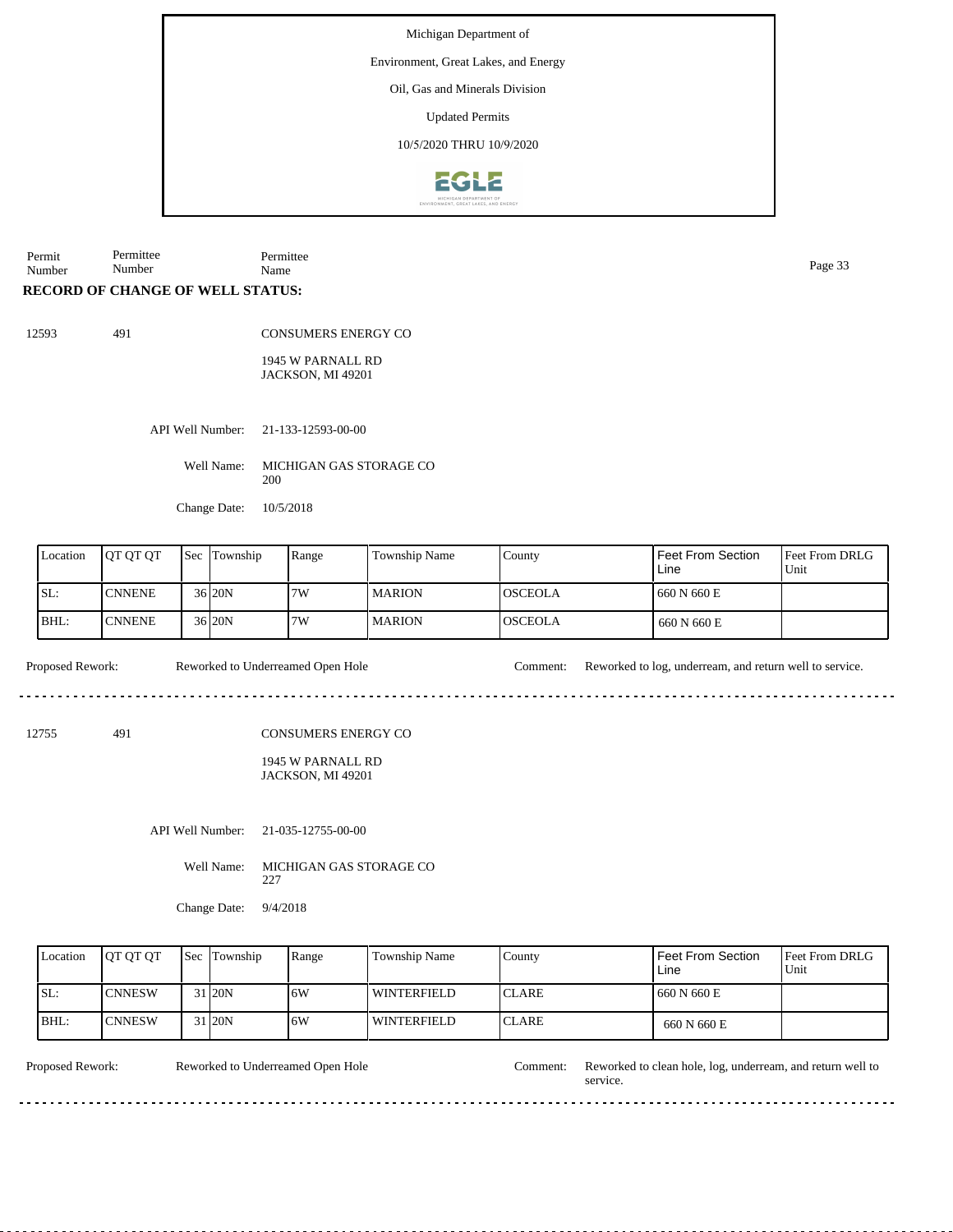Michigan Department of

Environment, Great Lakes, and Energy

Oil, Gas and Minerals Division

Updated Permits

10/5/2020 THRU 10/9/2020

| Permit Number | Permittee Number | Permittee Name |
|---|---|---|

**RECORD OF CHANGE OF WELL STATUS:**

12593 491 CONSUMERS ENERGY CO

1945 W PARNALL RD
JACKSON, MI 49201

API Well Number: 21-133-12593-00-00

Well Name: MICHIGAN GAS STORAGE CO 200

Change Date: 10/5/2018

| Location | QT QT QT | Sec | Township | Range | Township Name | County | Feet From Section Line | Feet From DRLG Unit |
|---|---|---|---|---|---|---|---|---|
| SL: | CNNENE | 36 | 20N | 7W | MARION | OSCEOLA | 660 N 660 E | |
| BHL: | CNNENE | 36 | 20N | 7W | MARION | OSCEOLA | 660 N 660 E | |

Proposed Rework: Reworked to Underreamed Open Hole

Comment: Reworked to log, underream, and return well to service.

---

12755 491 CONSUMERS ENERGY CO

1945 W PARNALL RD
JACKSON, MI 49201

API Well Number: 21-035-12755-00-00

Well Name: MICHIGAN GAS STORAGE CO 227

Change Date: 9/4/2018

| Location | QT QT QT | Sec | Township | Range | Township Name | County | Feet From Section Line | Feet From DRLG Unit |
|---|---|---|---|---|---|---|---|---|
| SL: | CNNESW | 31 | 20N | 6W | WINTERFIELD | CLARE | 660 N 660 E | |
| BHL: | CNNESW | 31 | 20N | 6W | WINTERFIELD | CLARE | 660 N 660 E | |

Proposed Rework: Reworked to Underreamed Open Hole

Comment: Reworked to clean hole, log, underream, and return well to service.

---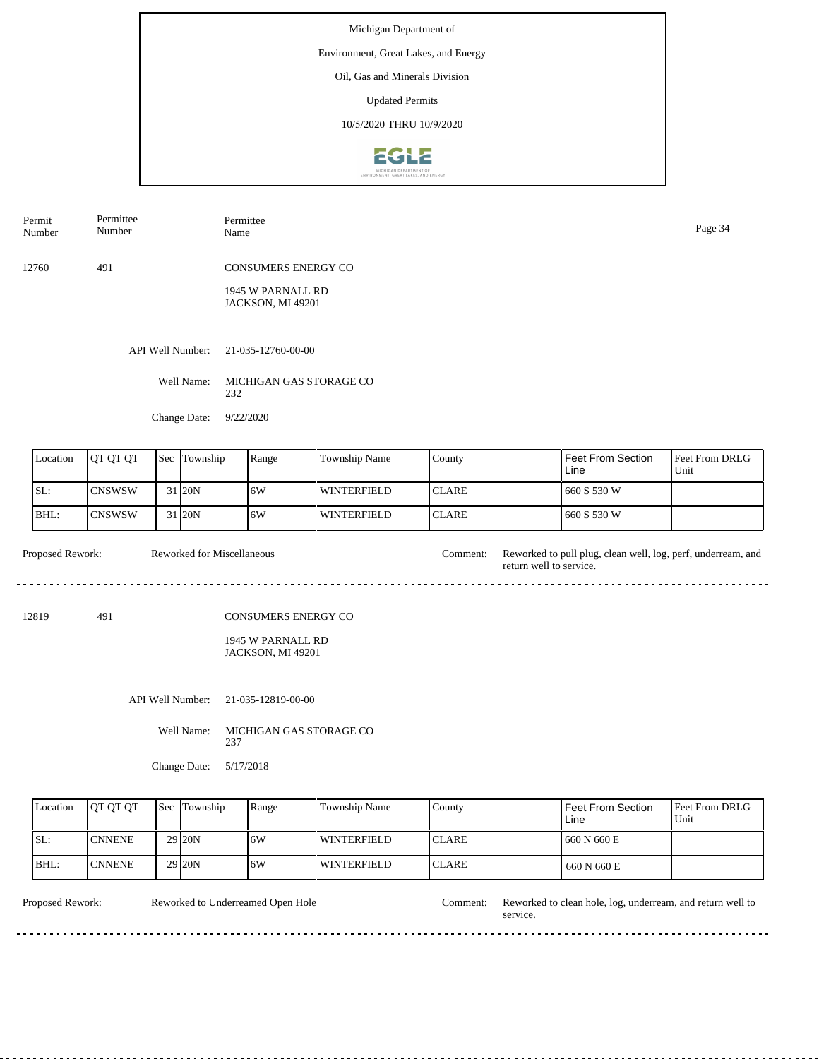Michigan Department of

Environment, Great Lakes, and Energy

Oil, Gas and Minerals Division

Updated Permits

10/5/2020 THRU 10/9/2020

| Permit Number | Permittee Number | Permittee Name |
|---|---|---|
| 12760 | 491 | CONSUMERS ENERGY CO |

1945 W PARNALL RD
JACKSON, MI 49201

API Well Number: 21-035-12760-00-00

Well Name: MICHIGAN GAS STORAGE CO 232

Change Date: 9/22/2020

| Location | QT QT QT | Sec | Township | Range | Township Name | County | Feet From Section Line | Feet From DRLG Unit |
|---|---|---|---|---|---|---|---|---|
| SL: | CNSWSW | 31 | 20N | 6W | WINTERFIELD | CLARE | 660 S 530 W | |
| BHL: | CNSWSW | 31 | 20N | 6W | WINTERFIELD | CLARE | 660 S 530 W | |

Proposed Rework: Reworked for Miscellaneous

Comment: Reworked to pull plug, clean well, log, perf, underream, and return well to service.

---

| Permit Number | Permittee Number | Permittee Name |
|---|---|---|
| 12819 | 491 | CONSUMERS ENERGY CO |

1945 W PARNALL RD
JACKSON, MI 49201

API Well Number: 21-035-12819-00-00

Well Name: MICHIGAN GAS STORAGE CO 237

Change Date: 5/17/2018

| Location | QT QT QT | Sec | Township | Range | Township Name | County | Feet From Section Line | Feet From DRLG Unit |
|---|---|---|---|---|---|---|---|---|
| SL: | CNNENE | 29 | 20N | 6W | WINTERFIELD | CLARE | 660 N 660 E | |
| BHL: | CNNENE | 29 | 20N | 6W | WINTERFIELD | CLARE | 660 N 660 E | |

Proposed Rework: Reworked to Underreamed Open Hole

Comment: Reworked to clean hole, log, underream, and return well to service.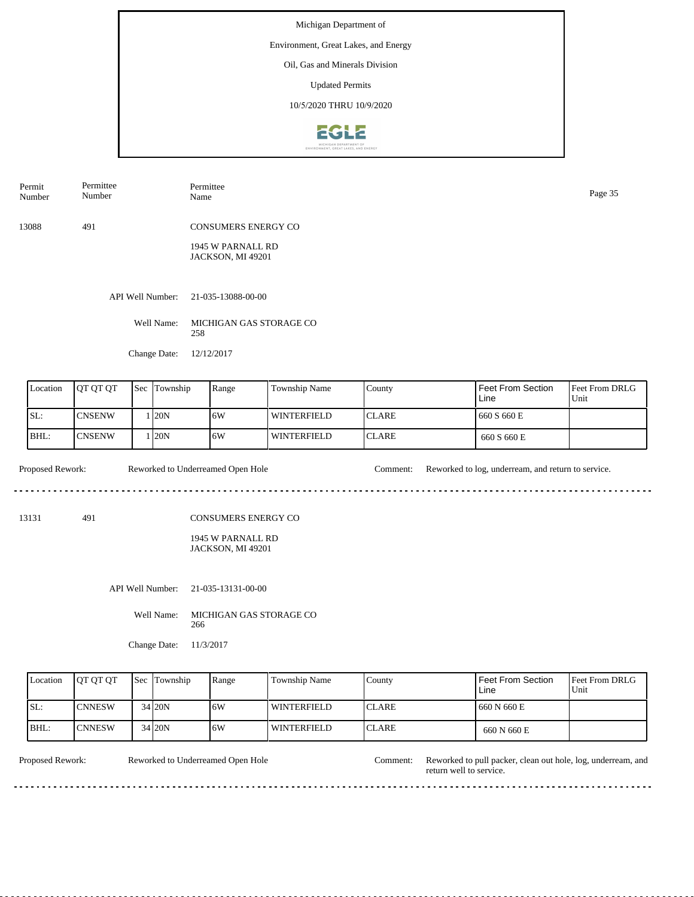Michigan Department of

Environment, Great Lakes, and Energy

Oil, Gas and Minerals Division

Updated Permits

10/5/2020 THRU 10/9/2020

| Permit Number | Permittee Number | Permittee Name |
|---|---|---|

13088 491 CONSUMERS ENERGY CO

1945 W PARNALL RD
JACKSON, MI 49201

API Well Number: 21-035-13088-00-00

Well Name: MICHIGAN GAS STORAGE CO 258

Change Date: 12/12/2017

| Location | QT QT QT | Sec | Township | Range | Township Name | County | Feet From Section Line | Feet From DRLG Unit |
|---|---|---|---|---|---|---|---|---|
| SL: | CNSENW | 1 | 20N | 6W | WINTERFIELD | CLARE | 660 S 660 E | |
| BHL: | CNSENW | 1 | 20N | 6W | WINTERFIELD | CLARE | 660 S 660 E | |

Proposed Rework: Reworked to Underreamed Open Hole

Comment: Reworked to log, underream, and return to service.

---

13131 491 CONSUMERS ENERGY CO

1945 W PARNALL RD
JACKSON, MI 49201

API Well Number: 21-035-13131-00-00

Well Name: MICHIGAN GAS STORAGE CO 266

Change Date: 11/3/2017

| Location | QT QT QT | Sec | Township | Range | Township Name | County | Feet From Section Line | Feet From DRLG Unit |
|---|---|---|---|---|---|---|---|---|
| SL: | CNNESW | 34 | 20N | 6W | WINTERFIELD | CLARE | 660 N 660 E | |
| BHL: | CNNESW | 34 | 20N | 6W | WINTERFIELD | CLARE | 660 N 660 E | |

Proposed Rework: Reworked to Underreamed Open Hole

Comment: Reworked to pull packer, clean out hole, log, underream, and return well to service.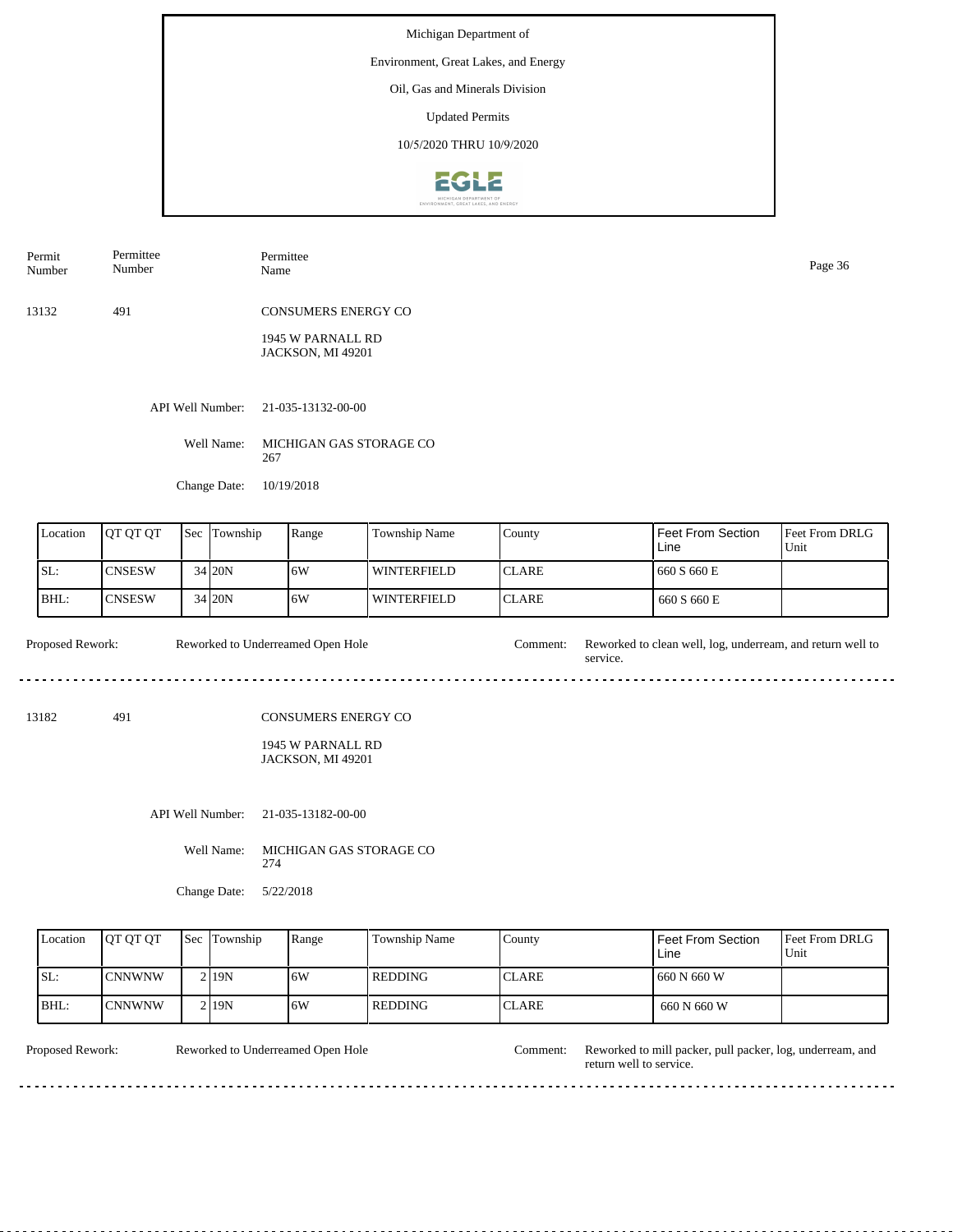Michigan Department of

Environment, Great Lakes, and Energy

Oil, Gas and Minerals Division

Updated Permits

10/5/2020 THRU 10/9/2020

| Permit Number | Permittee Number | Permittee Name |
|---|---|---|
| 13132 | 491 | CONSUMERS ENERGY CO |

1945 W PARNALL RD
JACKSON, MI 49201

API Well Number: 21-035-13132-00-00

Well Name: MICHIGAN GAS STORAGE CO 267

Change Date: 10/19/2018

| Location | QT QT QT | Sec | Township | Range | Township Name | County | Feet From Section Line | Feet From DRLG Unit |
|---|---|---|---|---|---|---|---|---|
| SL: | CNSESW | 34 | 20N | 6W | WINTERFIELD | CLARE | 660 S 660 E | |
| BHL: | CNSESW | 34 | 20N | 6W | WINTERFIELD | CLARE | 660 S 660 E | |

Proposed Rework: Reworked to Underreamed Open Hole

Comment: Reworked to clean well, log, underream, and return well to service.

---

| Permit Number | Permittee Number | Permittee Name |
|---|---|---|
| 13182 | 491 | CONSUMERS ENERGY CO |

1945 W PARNALL RD
JACKSON, MI 49201

API Well Number: 21-035-13182-00-00

Well Name: MICHIGAN GAS STORAGE CO 274

Change Date: 5/22/2018

| Location | QT QT QT | Sec | Township | Range | Township Name | County | Feet From Section Line | Feet From DRLG Unit |
|---|---|---|---|---|---|---|---|---|
| SL: | CNNWNW | 2 | 19N | 6W | REDDING | CLARE | 660 N 660 W | |
| BHL: | CNNWNW | 2 | 19N | 6W | REDDING | CLARE | 660 N 660 W | |

Proposed Rework: Reworked to Underreamed Open Hole

Comment: Reworked to mill packer, pull packer, log, underream, and return well to service.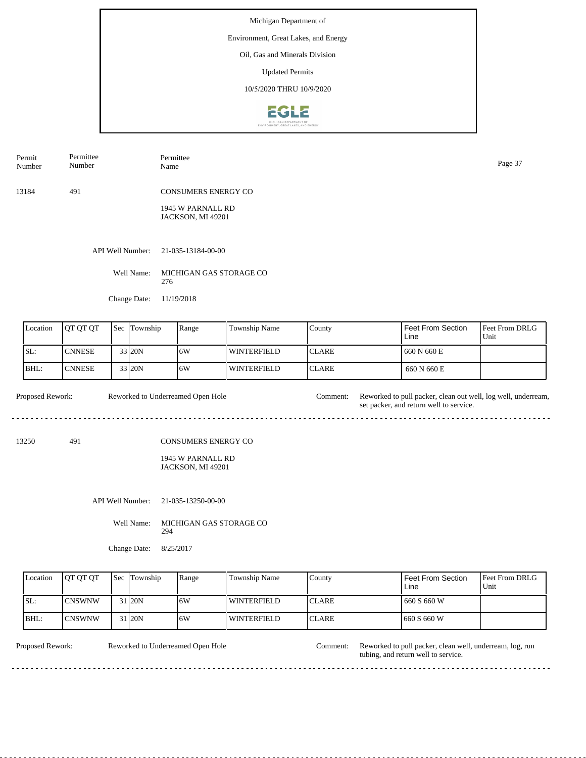Michigan Department of

Environment, Great Lakes, and Energy

Oil, Gas and Minerals Division

Updated Permits

10/5/2020 THRU 10/9/2020

| Permit Number | Permittee Number | Permittee Name |
|---|---|---|
| 13184 | 491 | CONSUMERS ENERGY CO<br>1945 W PARNALL RD<br>JACKSON, MI 49201 |

API Well Number: 21-035-13184-00-00

Well Name: MICHIGAN GAS STORAGE CO 276

Change Date: 11/19/2018

| Location | QT QT QT | Sec | Township | Range | Township Name | County | Feet From Section Line | Feet From DRLG Unit |
|---|---|---|---|---|---|---|---|---|
| SL: | CNNESE | 33 | 20N | 6W | WINTERFIELD | CLARE | 660 N 660 E | |
| BHL: | CNNESE | 33 | 20N | 6W | WINTERFIELD | CLARE | 660 N 660 E | |

Proposed Rework: Reworked to Underreamed Open Hole

Comment: Reworked to pull packer, clean out well, log well, underream, set packer, and return well to service.

---

| Permit Number | Permittee Number | Permittee Name |
|---|---|---|
| 13250 | 491 | CONSUMERS ENERGY CO<br>1945 W PARNALL RD<br>JACKSON, MI 49201 |

API Well Number: 21-035-13250-00-00

Well Name: MICHIGAN GAS STORAGE CO 294

Change Date: 8/25/2017

| Location | QT QT QT | Sec | Township | Range | Township Name | County | Feet From Section Line | Feet From DRLG Unit |
|---|---|---|---|---|---|---|---|---|
| SL: | CNSWNW | 31 | 20N | 6W | WINTERFIELD | CLARE | 660 S 660 W | |
| BHL: | CNSWNW | 31 | 20N | 6W | WINTERFIELD | CLARE | 660 S 660 W | |

Proposed Rework: Reworked to Underreamed Open Hole

Comment: Reworked to pull packer, clean well, underream, log, run tubing, and return well to service.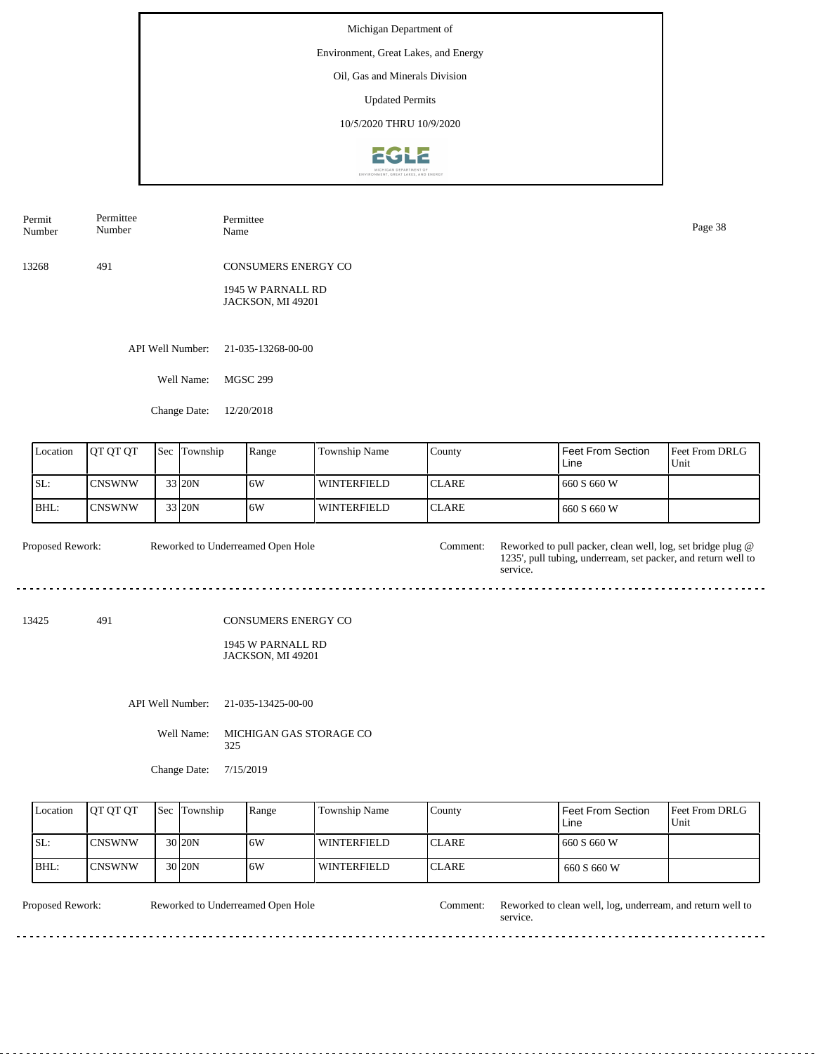Michigan Department of

Environment, Great Lakes, and Energy

Oil, Gas and Minerals Division

Updated Permits

10/5/2020 THRU 10/9/2020

| Permit Number | Permittee Number | Permittee Name |
|---|---|---|
| 13268 | 491 | CONSUMERS ENERGY CO<br>1945 W PARNALL RD<br>JACKSON, MI 49201 |

API Well Number: 21-035-13268-00-00

Well Name: MGSC 299

Change Date: 12/20/2018

| Location | QT QT QT | Sec | Township | Range | Township Name | County | Feet From Section Line | Feet From DRLG Unit |
|---|---|---|---|---|---|---|---|---|
| SL: | CNSWNW | 33 | 20N | 6W | WINTERFIELD | CLARE | 660 S 660 W | |
| BHL: | CNSWNW | 33 | 20N | 6W | WINTERFIELD | CLARE | 660 S 660 W | |

Proposed Rework: Reworked to Underreamed Open Hole

Comment: Reworked to pull packer, clean well, log, set bridge plug @ 1235', pull tubing, underream, set packer, and return well to service.

---

| Permit Number | Permittee Number | Permittee Name |
|---|---|---|
| 13425 | 491 | CONSUMERS ENERGY CO<br>1945 W PARNALL RD<br>JACKSON, MI 49201 |

API Well Number: 21-035-13425-00-00

Well Name: MICHIGAN GAS STORAGE CO 325

Change Date: 7/15/2019

| Location | QT QT QT | Sec | Township | Range | Township Name | County | Feet From Section Line | Feet From DRLG Unit |
|---|---|---|---|---|---|---|---|---|
| SL: | CNSWNW | 30 | 20N | 6W | WINTERFIELD | CLARE | 660 S 660 W | |
| BHL: | CNSWNW | 30 | 20N | 6W | WINTERFIELD | CLARE | 660 S 660 W | |

Proposed Rework: Reworked to Underreamed Open Hole

Comment: Reworked to clean well, log, underream, and return well to service.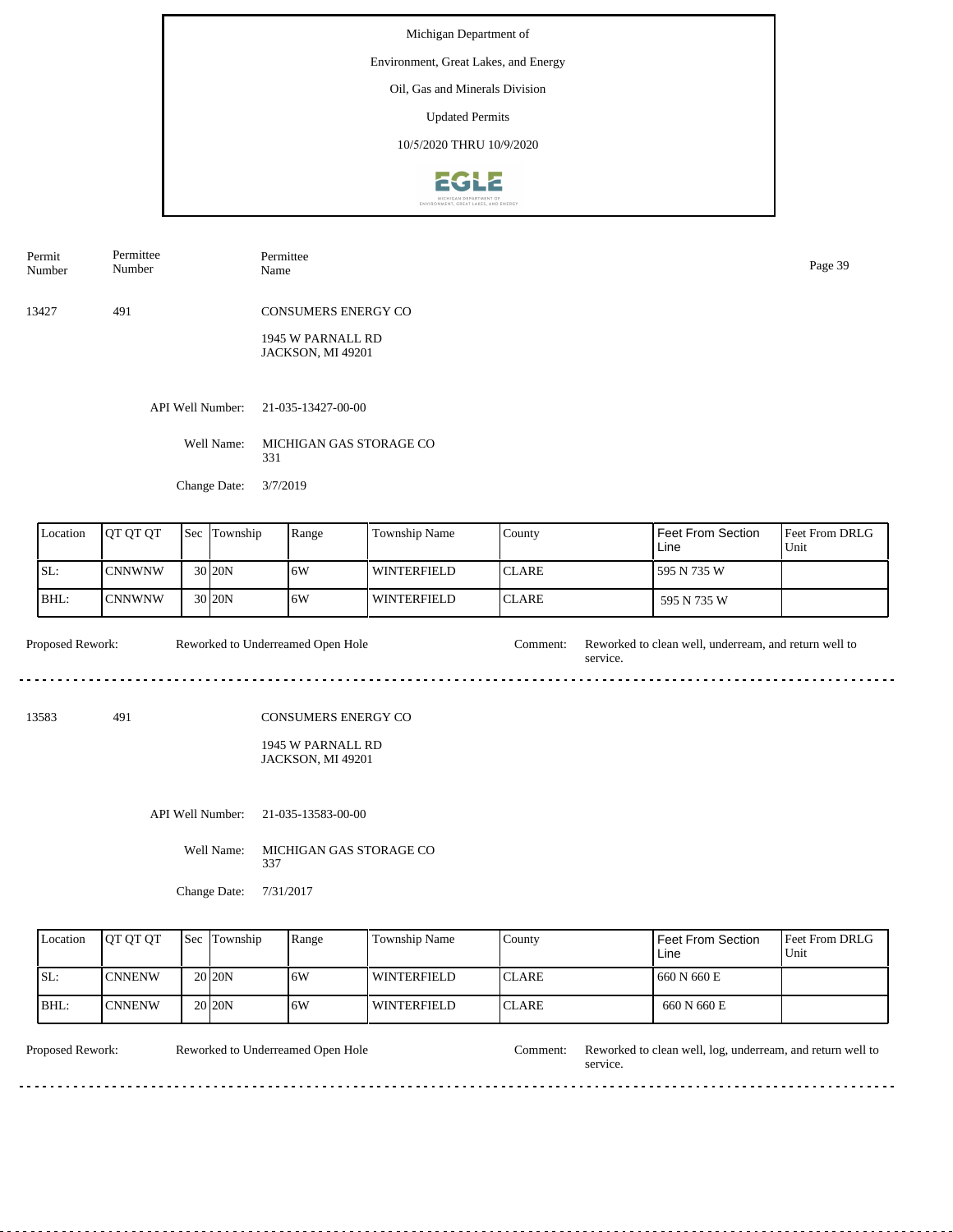Michigan Department of

Environment, Great Lakes, and Energy

Oil, Gas and Minerals Division

Updated Permits

10/5/2020 THRU 10/9/2020

| Permit Number | Permittee Number | Permittee Name |
|---|---|---|
| 13427 | 491 | CONSUMERS ENERGY CO<br>1945 W PARNALL RD<br>JACKSON, MI 49201 |

API Well Number: 21-035-13427-00-00

Well Name: MICHIGAN GAS STORAGE CO 331

Change Date: 3/7/2019

| Location | QT QT QT | Sec | Township | Range | Township Name | County | Feet From Section Line | Feet From DRLG Unit |
|---|---|---|---|---|---|---|---|---|
| SL: | CNNWNW | 30 | 20N | 6W | WINTERFIELD | CLARE | 595 N 735 W | |
| BHL: | CNNWNW | 30 | 20N | 6W | WINTERFIELD | CLARE | 595 N 735 W | |

Proposed Rework: Reworked to Underreamed Open Hole

Comment: Reworked to clean well, underream, and return well to service.

---

| Permit Number | Permittee Number | Permittee Name |
|---|---|---|
| 13583 | 491 | CONSUMERS ENERGY CO<br>1945 W PARNALL RD<br>JACKSON, MI 49201 |

API Well Number: 21-035-13583-00-00

Well Name: MICHIGAN GAS STORAGE CO 337

Change Date: 7/31/2017

| Location | QT QT QT | Sec | Township | Range | Township Name | County | Feet From Section Line | Feet From DRLG Unit |
|---|---|---|---|---|---|---|---|---|
| SL: | CNNENW | 20 | 20N | 6W | WINTERFIELD | CLARE | 660 N 660 E | |
| BHL: | CNNENW | 20 | 20N | 6W | WINTERFIELD | CLARE | 660 N 660 E | |

Proposed Rework: Reworked to Underreamed Open Hole

Comment: Reworked to clean well, log, underream, and return well to service.

---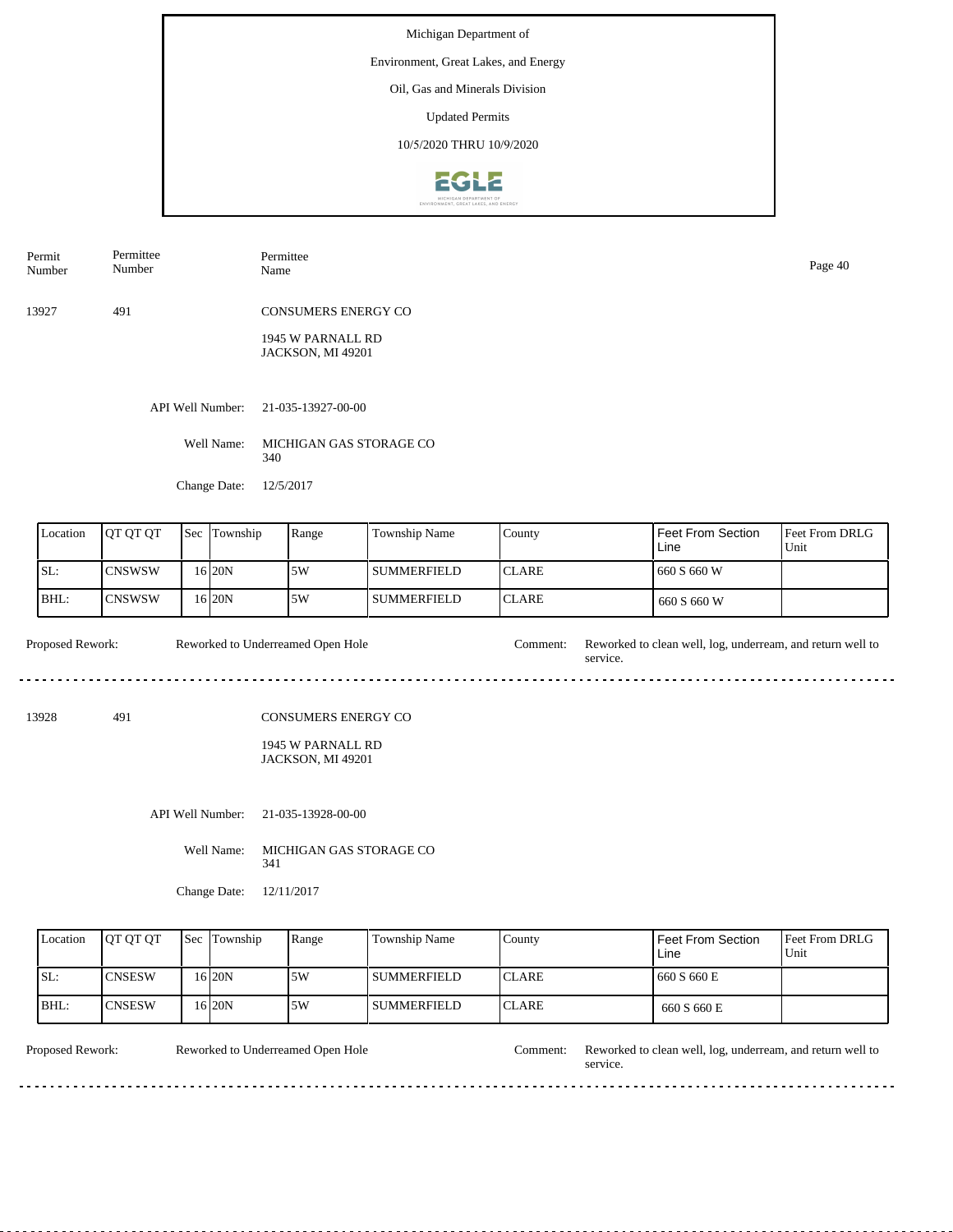Michigan Department of

Environment, Great Lakes, and Energy

Oil, Gas and Minerals Division

Updated Permits

10/5/2020 THRU 10/9/2020

| Permit Number | Permittee Number | Permittee Name |
|---|---|---|
| 13927 | 491 | CONSUMERS ENERGY CO<br>1945 W PARNALL RD<br>JACKSON, MI 49201 |

API Well Number: 21-035-13927-00-00

Well Name: MICHIGAN GAS STORAGE CO 340

Change Date: 12/5/2017

| Location | QT QT QT | Sec | Township | Range | Township Name | County | Feet From Section Line | Feet From DRLG Unit |
|---|---|---|---|---|---|---|---|---|
| SL: | CNSWSW | 16 | 20N | 5W | SUMMERFIELD | CLARE | 660 S 660 W | |
| BHL: | CNSWSW | 16 | 20N | 5W | SUMMERFIELD | CLARE | 660 S 660 W | |

Proposed Rework: Reworked to Underreamed Open Hole

Comment: Reworked to clean well, log, underream, and return well to service.

---

| Permit Number | Permittee Number | Permittee Name |
|---|---|---|
| 13928 | 491 | CONSUMERS ENERGY CO<br>1945 W PARNALL RD<br>JACKSON, MI 49201 |

API Well Number: 21-035-13928-00-00

Well Name: MICHIGAN GAS STORAGE CO 341

Change Date: 12/11/2017

| Location | QT QT QT | Sec | Township | Range | Township Name | County | Feet From Section Line | Feet From DRLG Unit |
|---|---|---|---|---|---|---|---|---|
| SL: | CNSESW | 16 | 20N | 5W | SUMMERFIELD | CLARE | 660 S 660 E | |
| BHL: | CNSESW | 16 | 20N | 5W | SUMMERFIELD | CLARE | 660 S 660 E | |

Proposed Rework: Reworked to Underreamed Open Hole

Comment: Reworked to clean well, log, underream, and return well to service.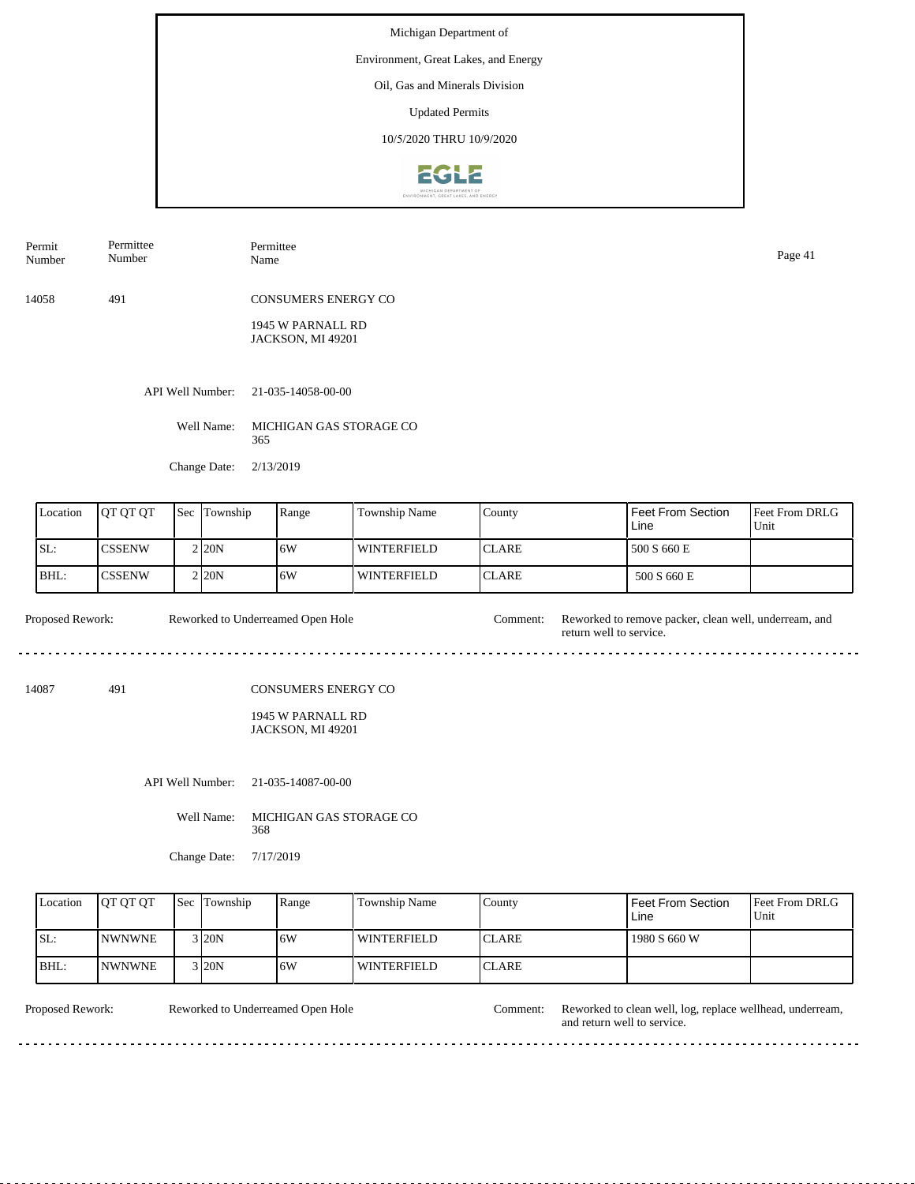Michigan Department of

Environment, Great Lakes, and Energy

Oil, Gas and Minerals Division

Updated Permits

10/5/2020 THRU 10/9/2020

| Permit Number | Permittee Number | Permittee Name |
|---|---|---|
| 14058 | 491 | CONSUMERS ENERGY CO<br>1945 W PARNALL RD<br>JACKSON, MI 49201 |

API Well Number: 21-035-14058-00-00

Well Name: MICHIGAN GAS STORAGE CO 365

Change Date: 2/13/2019

| Location | QT QT QT | Sec | Township | Range | Township Name | County | Feet From Section Line | Feet From DRLG Unit |
|---|---|---|---|---|---|---|---|---|
| SL: | CSSENW | 2 | 20N | 6W | WINTERFIELD | CLARE | 500 S 660 E | |
| BHL: | CSSENW | 2 | 20N | 6W | WINTERFIELD | CLARE | 500 S 660 E | |

Proposed Rework: Reworked to Underreamed Open Hole

Comment: Reworked to remove packer, clean well, underream, and return well to service.

---

| Permit Number | Permittee Number | Permittee Name |
|---|---|---|
| 14087 | 491 | CONSUMERS ENERGY CO<br>1945 W PARNALL RD<br>JACKSON, MI 49201 |

API Well Number: 21-035-14087-00-00

Well Name: MICHIGAN GAS STORAGE CO 368

Change Date: 7/17/2019

| Location | QT QT QT | Sec | Township | Range | Township Name | County | Feet From Section Line | Feet From DRLG Unit |
|---|---|---|---|---|---|---|---|---|
| SL: | NWNWNE | 3 | 20N | 6W | WINTERFIELD | CLARE | 1980 S 660 W | |
| BHL: | NWNWNE | 3 | 20N | 6W | WINTERFIELD | CLARE | | |

Proposed Rework: Reworked to Underreamed Open Hole

Comment: Reworked to clean well, log, replace wellhead, underream, and return well to service.

---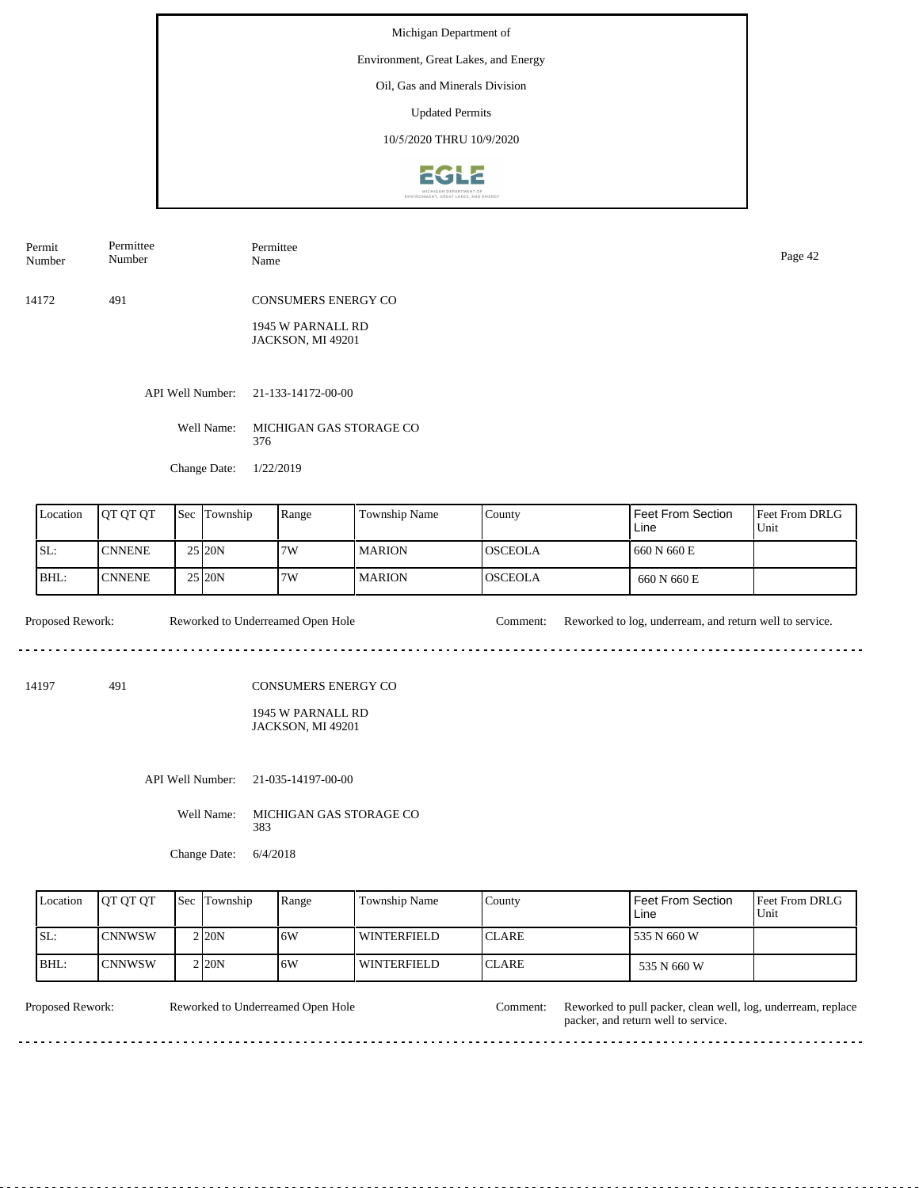Michigan Department of

Environment, Great Lakes, and Energy

Oil, Gas and Minerals Division

Updated Permits

10/5/2020 THRU 10/9/2020

| Permit Number | Permittee Number | Permittee Name |
|---|---|---|
| 14172 | 491 | CONSUMERS ENERGY CO<br>1945 W PARNALL RD<br>JACKSON, MI 49201 |

API Well Number: 21-133-14172-00-00

Well Name: MICHIGAN GAS STORAGE CO 376

Change Date: 1/22/2019

| Location | QT QT QT | Sec | Township | Range | Township Name | County | Feet From Section Line | Feet From DRLG Unit |
|---|---|---|---|---|---|---|---|---|
| SL: | CNNENE | 25 | 20N | 7W | MARION | OSCEOLA | 660 N 660 E | |
| BHL: | CNNENE | 25 | 20N | 7W | MARION | OSCEOLA | 660 N 660 E | |

Proposed Rework: Reworked to Underreamed Open Hole

Comment: Reworked to log, underream, and return well to service.

---

| Permit Number | Permittee Number | Permittee Name |
|---|---|---|
| 14197 | 491 | CONSUMERS ENERGY CO<br>1945 W PARNALL RD<br>JACKSON, MI 49201 |

API Well Number: 21-035-14197-00-00

Well Name: MICHIGAN GAS STORAGE CO 383

Change Date: 6/4/2018

| Location | QT QT QT | Sec | Township | Range | Township Name | County | Feet From Section Line | Feet From DRLG Unit |
|---|---|---|---|---|---|---|---|---|
| SL: | CNNWSW | 2 | 20N | 6W | WINTERFIELD | CLARE | 535 N 660 W | |
| BHL: | CNNWSW | 2 | 20N | 6W | WINTERFIELD | CLARE | 535 N 660 W | |

Proposed Rework: Reworked to Underreamed Open Hole

Comment: Reworked to pull packer, clean well, log, underream, replace packer, and return well to service.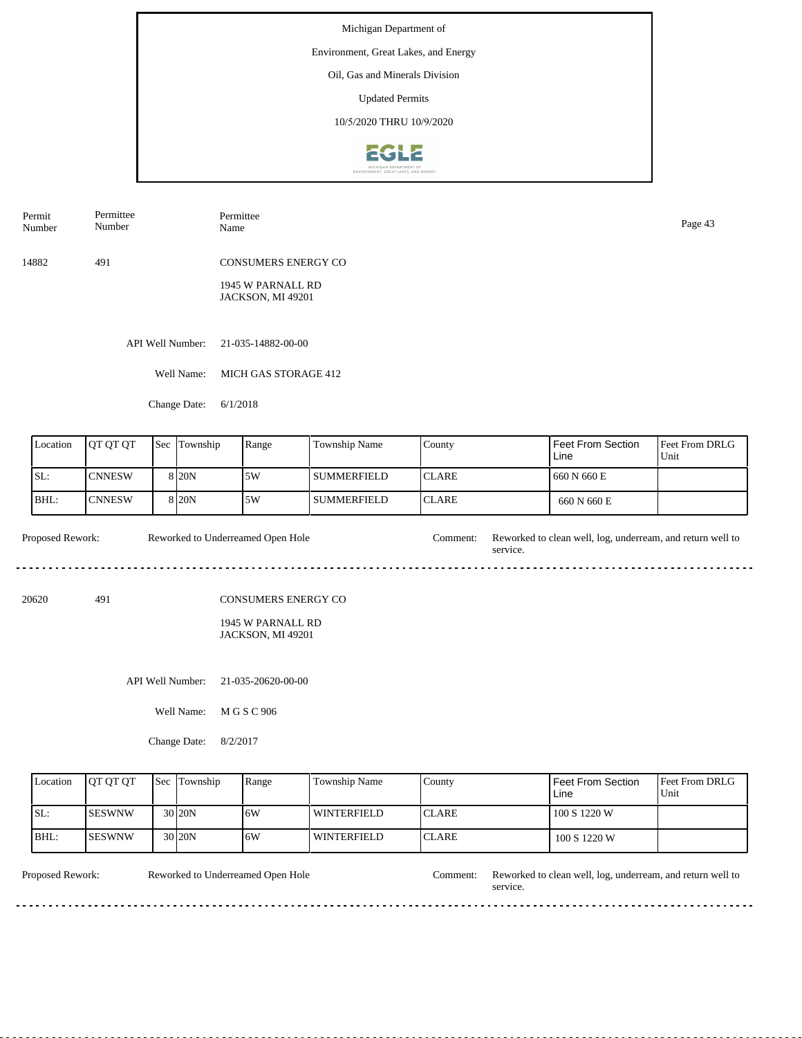Michigan Department of

Environment, Great Lakes, and Energy

Oil, Gas and Minerals Division

Updated Permits

10/5/2020 THRU 10/9/2020

| Permit Number | Permittee Number | Permittee Name |
|---|---|---|
| 14882 | 491 | CONSUMERS ENERGY CO<br>1945 W PARNALL RD<br>JACKSON, MI 49201 |

API Well Number: 21-035-14882-00-00

Well Name: MICH GAS STORAGE 412

Change Date: 6/1/2018

| Location | QT QT QT | Sec | Township | Range | Township Name | County | Feet From Section Line | Feet From DRLG Unit |
|---|---|---|---|---|---|---|---|---|
| SL: | CNNESW | 8 | 20N | 5W | SUMMERFIELD | CLARE | 660 N 660 E | |
| BHL: | CNNESW | 8 | 20N | 5W | SUMMERFIELD | CLARE | 660 N 660 E | |

Proposed Rework: Reworked to Underreamed Open Hole

Comment: Reworked to clean well, log, underream, and return well to service.

---

| Permit Number | Permittee Number | Permittee Name |
|---|---|---|
| 20620 | 491 | CONSUMERS ENERGY CO<br>1945 W PARNALL RD<br>JACKSON, MI 49201 |

API Well Number: 21-035-20620-00-00

Well Name: M G S C 906

Change Date: 8/2/2017

| Location | QT QT QT | Sec | Township | Range | Township Name | County | Feet From Section Line | Feet From DRLG Unit |
|---|---|---|---|---|---|---|---|---|
| SL: | SESWNW | 30 | 20N | 6W | WINTERFIELD | CLARE | 100 S 1220 W | |
| BHL: | SESWNW | 30 | 20N | 6W | WINTERFIELD | CLARE | 100 S 1220 W | |

Proposed Rework: Reworked to Underreamed Open Hole

Comment: Reworked to clean well, log, underream, and return well to service.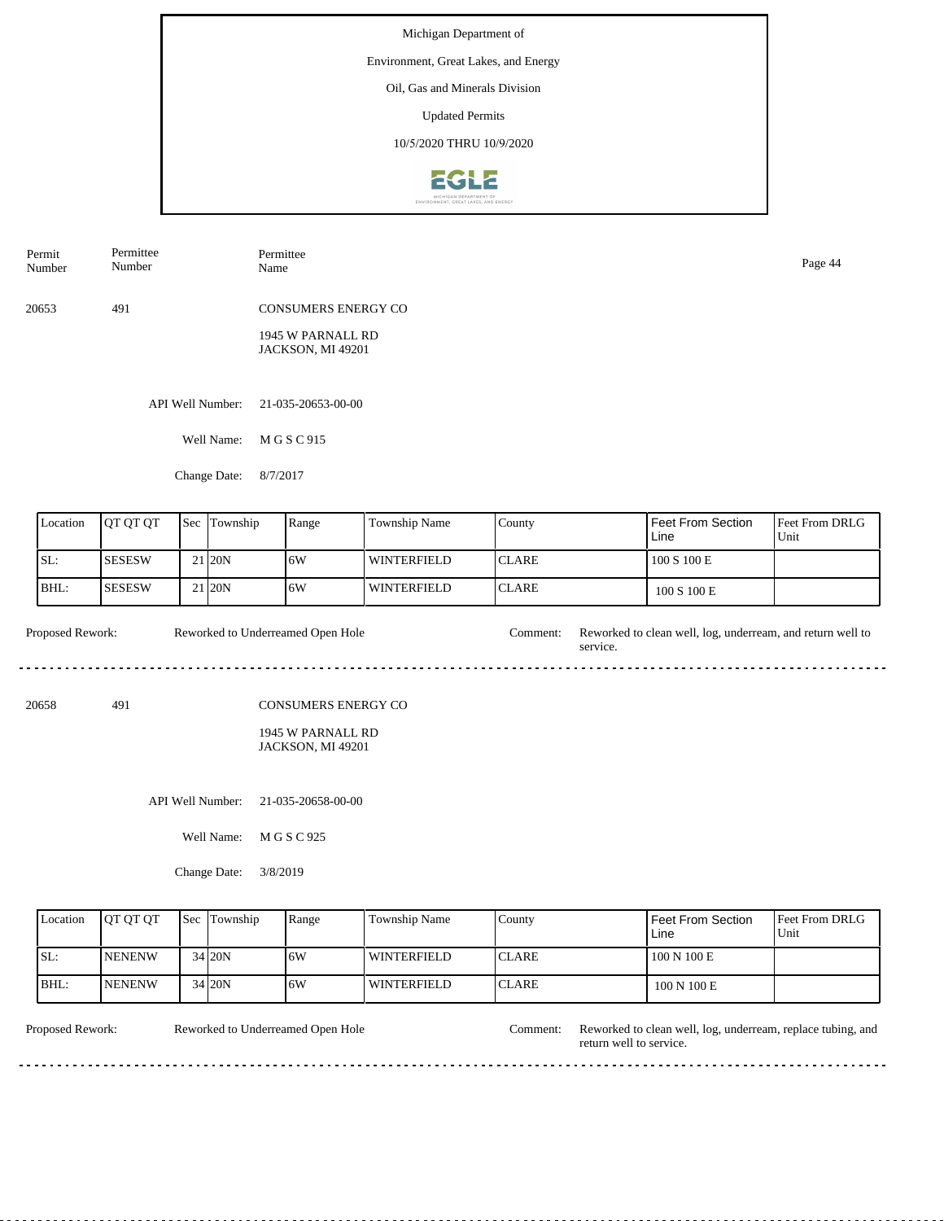Michigan Department of

Environment, Great Lakes, and Energy

Oil, Gas and Minerals Division

Updated Permits

10/5/2020 THRU 10/9/2020

| Permit Number | Permittee Number | Permittee Name |
|---|---|---|
| 20653 | 491 | CONSUMERS ENERGY CO<br>1945 W PARNALL RD<br>JACKSON, MI 49201 |

API Well Number: 21-035-20653-00-00

Well Name: M G S C 915

Change Date: 8/7/2017

| Location | QT QT QT | Sec | Township | Range | Township Name | County | Feet From Section Line | Feet From DRLG Unit |
|---|---|---|---|---|---|---|---|---|
| SL: | SESESW | 21 | 20N | 6W | WINTERFIELD | CLARE | 100 S 100 E | |
| BHL: | SESESW | 21 | 20N | 6W | WINTERFIELD | CLARE | 100 S 100 E | |

Proposed Rework: Reworked to Underreamed Open Hole

Comment: Reworked to clean well, log, underream, and return well to service.

---

| Permit Number | Permittee Number | Permittee Name |
|---|---|---|
| 20658 | 491 | CONSUMERS ENERGY CO<br>1945 W PARNALL RD<br>JACKSON, MI 49201 |

API Well Number: 21-035-20658-00-00

Well Name: M G S C 925

Change Date: 3/8/2019

| Location | QT QT QT | Sec | Township | Range | Township Name | County | Feet From Section Line | Feet From DRLG Unit |
|---|---|---|---|---|---|---|---|---|
| SL: | NENENW | 34 | 20N | 6W | WINTERFIELD | CLARE | 100 N 100 E | |
| BHL: | NENENW | 34 | 20N | 6W | WINTERFIELD | CLARE | 100 N 100 E | |

Proposed Rework: Reworked to Underreamed Open Hole

Comment: Reworked to clean well, log, underream, replace tubing, and return well to service.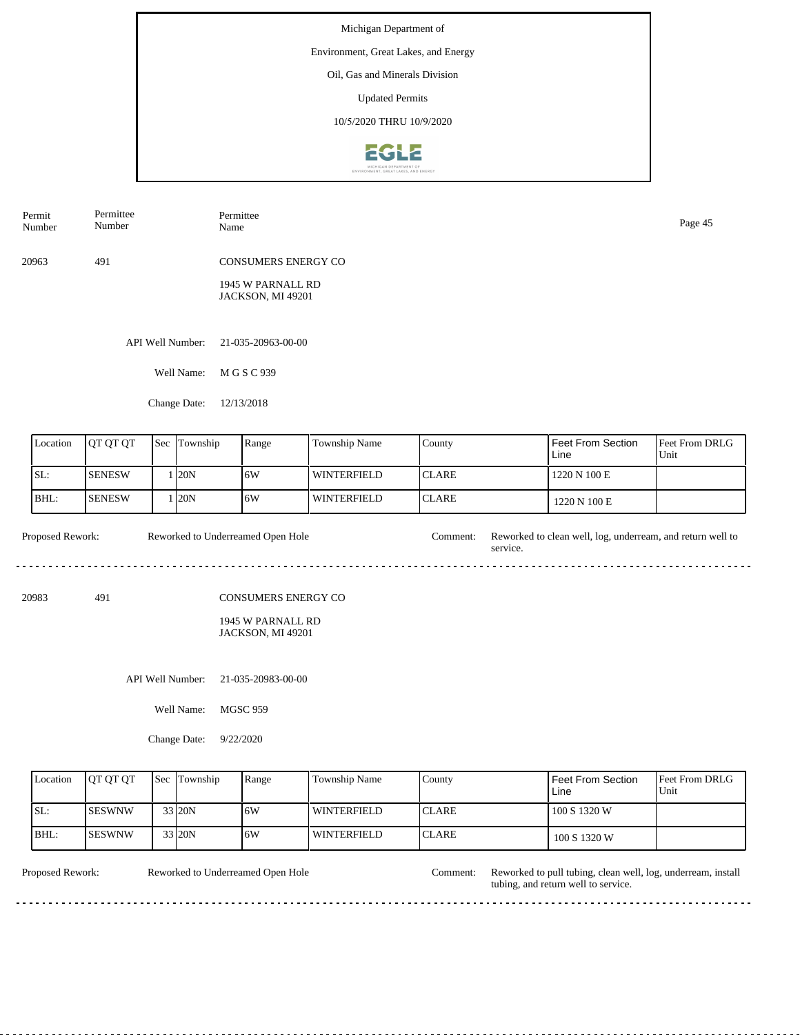Michigan Department of

Environment, Great Lakes, and Energy

Oil, Gas and Minerals Division

Updated Permits

10/5/2020 THRU 10/9/2020

| Permit Number | Permittee Number | Permittee Name |
|---|---|---|
| 20963 | 491 | CONSUMERS ENERGY CO<br>1945 W PARNALL RD<br>JACKSON, MI 49201 |

API Well Number: 21-035-20963-00-00

Well Name: M G S C 939

Change Date: 12/13/2018

| Location | QT QT QT | Sec | Township | Range | Township Name | County | Feet From Section Line | Feet From DRLG Unit |
|---|---|---|---|---|---|---|---|---|
| SL: | SENESW | 1 | 20N | 6W | WINTERFIELD | CLARE | 1220 N 100 E | |
| BHL: | SENESW | 1 | 20N | 6W | WINTERFIELD | CLARE | 1220 N 100 E | |

Proposed Rework: Reworked to Underreamed Open Hole

Comment: Reworked to clean well, log, underream, and return well to service.

---

| Permit Number | Permittee Number | Permittee Name |
|---|---|---|
| 20983 | 491 | CONSUMERS ENERGY CO<br>1945 W PARNALL RD<br>JACKSON, MI 49201 |

API Well Number: 21-035-20983-00-00

Well Name: MGSC 959

Change Date: 9/22/2020

| Location | QT QT QT | Sec | Township | Range | Township Name | County | Feet From Section Line | Feet From DRLG Unit |
|---|---|---|---|---|---|---|---|---|
| SL: | SESWNW | 33 | 20N | 6W | WINTERFIELD | CLARE | 100 S 1320 W | |
| BHL: | SESWNW | 33 | 20N | 6W | WINTERFIELD | CLARE | 100 S 1320 W | |

Proposed Rework: Reworked to Underreamed Open Hole

Comment: Reworked to pull tubing, clean well, log, underream, install tubing, and return well to service.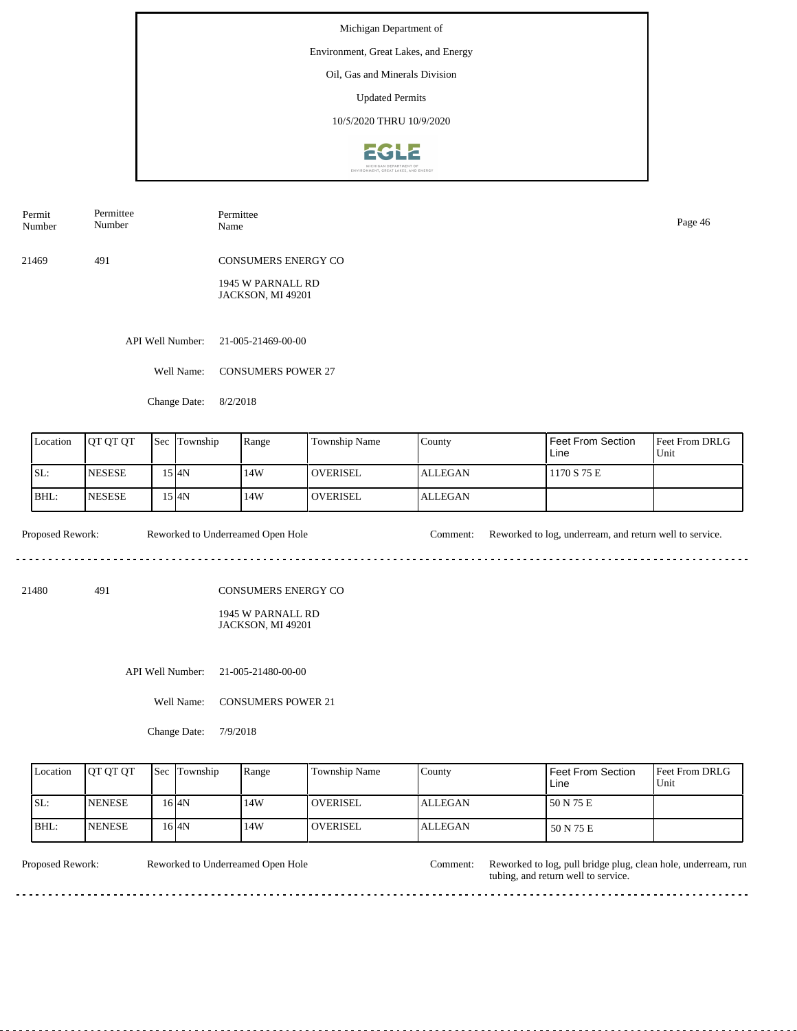Michigan Department of

Environment, Great Lakes, and Energy

Oil, Gas and Minerals Division

Updated Permits

10/5/2020 THRU 10/9/2020

| Permit Number | Permittee Number | Permittee Name |
|---|---|---|
| 21469 | 491 | CONSUMERS ENERGY CO<br>1945 W PARNALL RD<br>JACKSON, MI 49201 |

API Well Number: 21-005-21469-00-00

Well Name: CONSUMERS POWER 27

Change Date: 8/2/2018

| Location | QT QT QT | Sec | Township | Range | Township Name | County | Feet From Section Line | Feet From DRLG Unit |
|---|---|---|---|---|---|---|---|---|
| SL: | NESESE | 15 | 4N | 14W | OVERISEL | ALLEGAN | 1170 S 75 E | |
| BHL: | NESESE | 15 | 4N | 14W | OVERISEL | ALLEGAN | | |

Proposed Rework: Reworked to Underreamed Open Hole

Comment: Reworked to log, underream, and return well to service.

---

| Permit Number | Permittee Number | Permittee Name |
|---|---|---|
| 21480 | 491 | CONSUMERS ENERGY CO<br>1945 W PARNALL RD<br>JACKSON, MI 49201 |

API Well Number: 21-005-21480-00-00

Well Name: CONSUMERS POWER 21

Change Date: 7/9/2018

| Location | QT QT QT | Sec | Township | Range | Township Name | County | Feet From Section Line | Feet From DRLG Unit |
|---|---|---|---|---|---|---|---|---|
| SL: | NENESE | 16 | 4N | 14W | OVERISEL | ALLEGAN | 50 N 75 E | |
| BHL: | NENESE | 16 | 4N | 14W | OVERISEL | ALLEGAN | 50 N 75 E | |

Proposed Rework: Reworked to Underreamed Open Hole

Comment: Reworked to log, pull bridge plug, clean hole, underream, run tubing, and return well to service.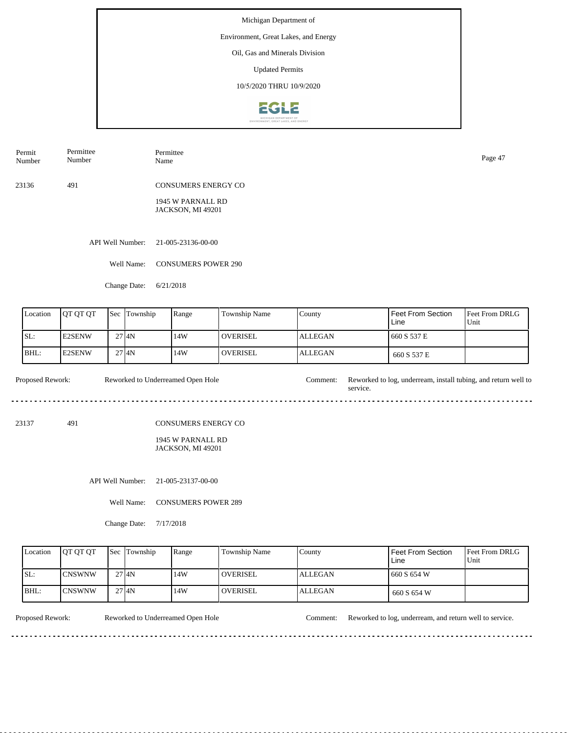Michigan Department of

Environment, Great Lakes, and Energy

Oil, Gas and Minerals Division

Updated Permits

10/5/2020 THRU 10/9/2020

| Permit Number | Permittee Number | Permittee Name |
|---|---|---|
| 23136 | 491 | CONSUMERS ENERGY CO<br>1945 W PARNALL RD<br>JACKSON, MI 49201 |

API Well Number: 21-005-23136-00-00

Well Name: CONSUMERS POWER 290

Change Date: 6/21/2018

| Location | QT QT QT | Sec | Township | Range | Township Name | County | Feet From Section Line | Feet From DRLG Unit |
|---|---|---|---|---|---|---|---|---|
| SL: | E2SENW | 27 | 4N | 14W | OVERISEL | ALLEGAN | 660 S 537 E | |
| BHL: | E2SENW | 27 | 4N | 14W | OVERISEL | ALLEGAN | 660 S 537 E | |

Proposed Rework: Reworked to Underreamed Open Hole

Comment: Reworked to log, underream, install tubing, and return well to service.

---

| Permit Number | Permittee Number | Permittee Name |
|---|---|---|
| 23137 | 491 | CONSUMERS ENERGY CO<br>1945 W PARNALL RD<br>JACKSON, MI 49201 |

API Well Number: 21-005-23137-00-00

Well Name: CONSUMERS POWER 289

Change Date: 7/17/2018

| Location | QT QT QT | Sec | Township | Range | Township Name | County | Feet From Section Line | Feet From DRLG Unit |
|---|---|---|---|---|---|---|---|---|
| SL: | CNSWNW | 27 | 4N | 14W | OVERISEL | ALLEGAN | 660 S 654 W | |
| BHL: | CNSWNW | 27 | 4N | 14W | OVERISEL | ALLEGAN | 660 S 654 W | |

Proposed Rework: Reworked to Underreamed Open Hole

Comment: Reworked to log, underream, and return well to service.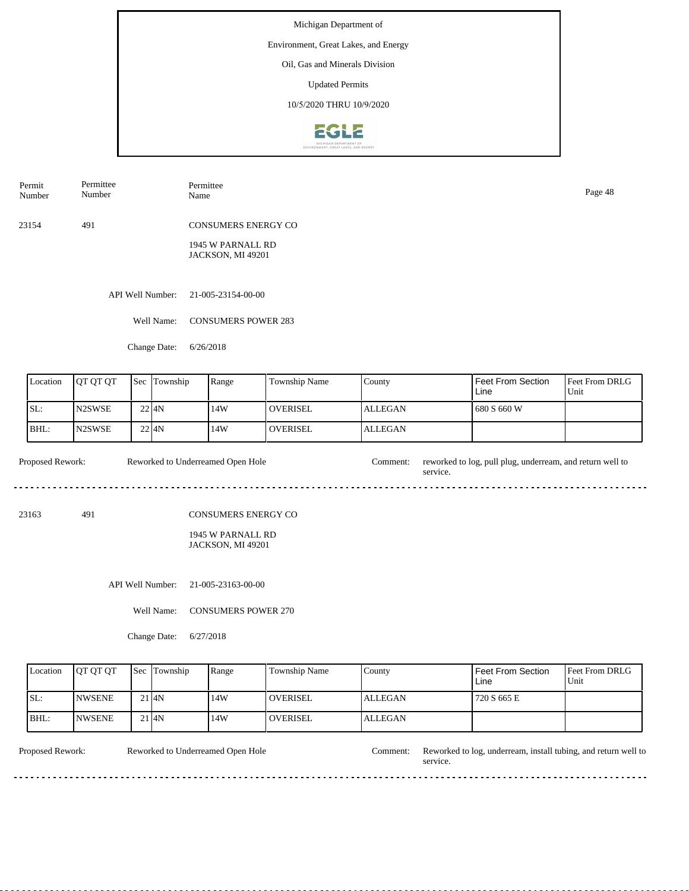Michigan Department of

Environment, Great Lakes, and Energy

Oil, Gas and Minerals Division

Updated Permits

10/5/2020 THRU 10/9/2020

| Permit Number | Permittee Number | Permittee Name |
|---|---|---|
| 23154 | 491 | CONSUMERS ENERGY CO<br>1945 W PARNALL RD<br>JACKSON, MI 49201 |

API Well Number: 21-005-23154-00-00

Well Name: CONSUMERS POWER 283

Change Date: 6/26/2018

| Location | QT QT QT | Sec | Township | Range | Township Name | County | Feet From Section Line | Feet From DRLG Unit |
|---|---|---|---|---|---|---|---|---|
| SL: | N2SWSE | 22 | 4N | 14W | OVERISEL | ALLEGAN | 680 S 660 W | |
| BHL: | N2SWSE | 22 | 4N | 14W | OVERISEL | ALLEGAN | | |

Proposed Rework: Reworked to Underreamed Open Hole

Comment: reworked to log, pull plug, underream, and return well to service.

---

| Permit Number | Permittee Number | Permittee Name |
|---|---|---|
| 23163 | 491 | CONSUMERS ENERGY CO<br>1945 W PARNALL RD<br>JACKSON, MI 49201 |

API Well Number: 21-005-23163-00-00

Well Name: CONSUMERS POWER 270

Change Date: 6/27/2018

| Location | QT QT QT | Sec | Township | Range | Township Name | County | Feet From Section Line | Feet From DRLG Unit |
|---|---|---|---|---|---|---|---|---|
| SL: | NWSENE | 21 | 4N | 14W | OVERISEL | ALLEGAN | 720 S 665 E | |
| BHL: | NWSENE | 21 | 4N | 14W | OVERISEL | ALLEGAN | | |

Proposed Rework: Reworked to Underreamed Open Hole

Comment: Reworked to log, underream, install tubing, and return well to service.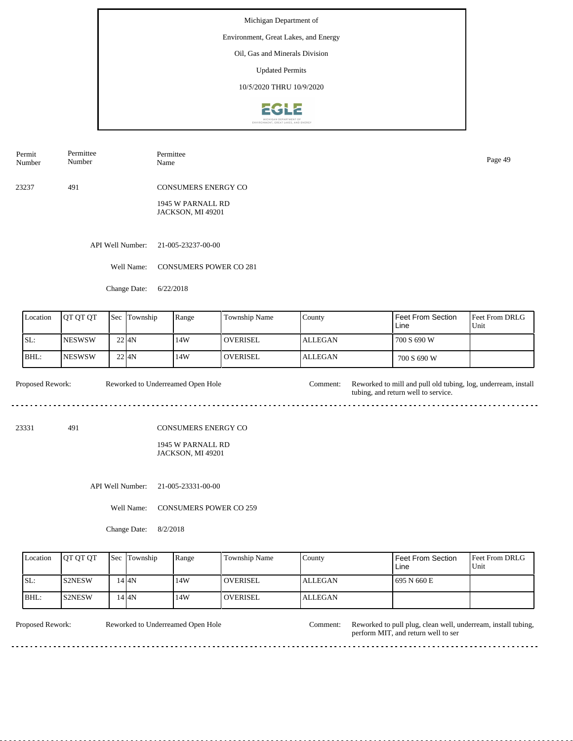Michigan Department of

Environment, Great Lakes, and Energy

Oil, Gas and Minerals Division

Updated Permits

10/5/2020 THRU 10/9/2020

| Permit Number | Permittee Number | Permittee Name |
|---|---|---|
| 23237 | 491 | CONSUMERS ENERGY CO<br>1945 W PARNALL RD<br>JACKSON, MI 49201 |

API Well Number: 21-005-23237-00-00

Well Name: CONSUMERS POWER CO 281

Change Date: 6/22/2018

| Location | QT QT QT | Sec | Township | Range | Township Name | County | Feet From Section Line | Feet From DRLG Unit |
|---|---|---|---|---|---|---|---|---|
| SL: | NESWSW | 22 | 4N | 14W | OVERISEL | ALLEGAN | 700 S 690 W | |
| BHL: | NESWSW | 22 | 4N | 14W | OVERISEL | ALLEGAN | 700 S 690 W | |

Proposed Rework: Reworked to Underreamed Open Hole

Comment: Reworked to mill and pull old tubing, log, underream, install tubing, and return well to service.

---

| Permit Number | Permittee Number | Permittee Name |
|---|---|---|
| 23331 | 491 | CONSUMERS ENERGY CO<br>1945 W PARNALL RD<br>JACKSON, MI 49201 |

API Well Number: 21-005-23331-00-00

Well Name: CONSUMERS POWER CO 259

Change Date: 8/2/2018

| Location | QT QT QT | Sec | Township | Range | Township Name | County | Feet From Section Line | Feet From DRLG Unit |
|---|---|---|---|---|---|---|---|---|
| SL: | S2NESW | 14 | 4N | 14W | OVERISEL | ALLEGAN | 695 N 660 E | |
| BHL: | S2NESW | 14 | 4N | 14W | OVERISEL | ALLEGAN | | |

Proposed Rework: Reworked to Underreamed Open Hole

Comment: Reworked to pull plug, clean well, underream, install tubing, perform MIT, and return well to ser

---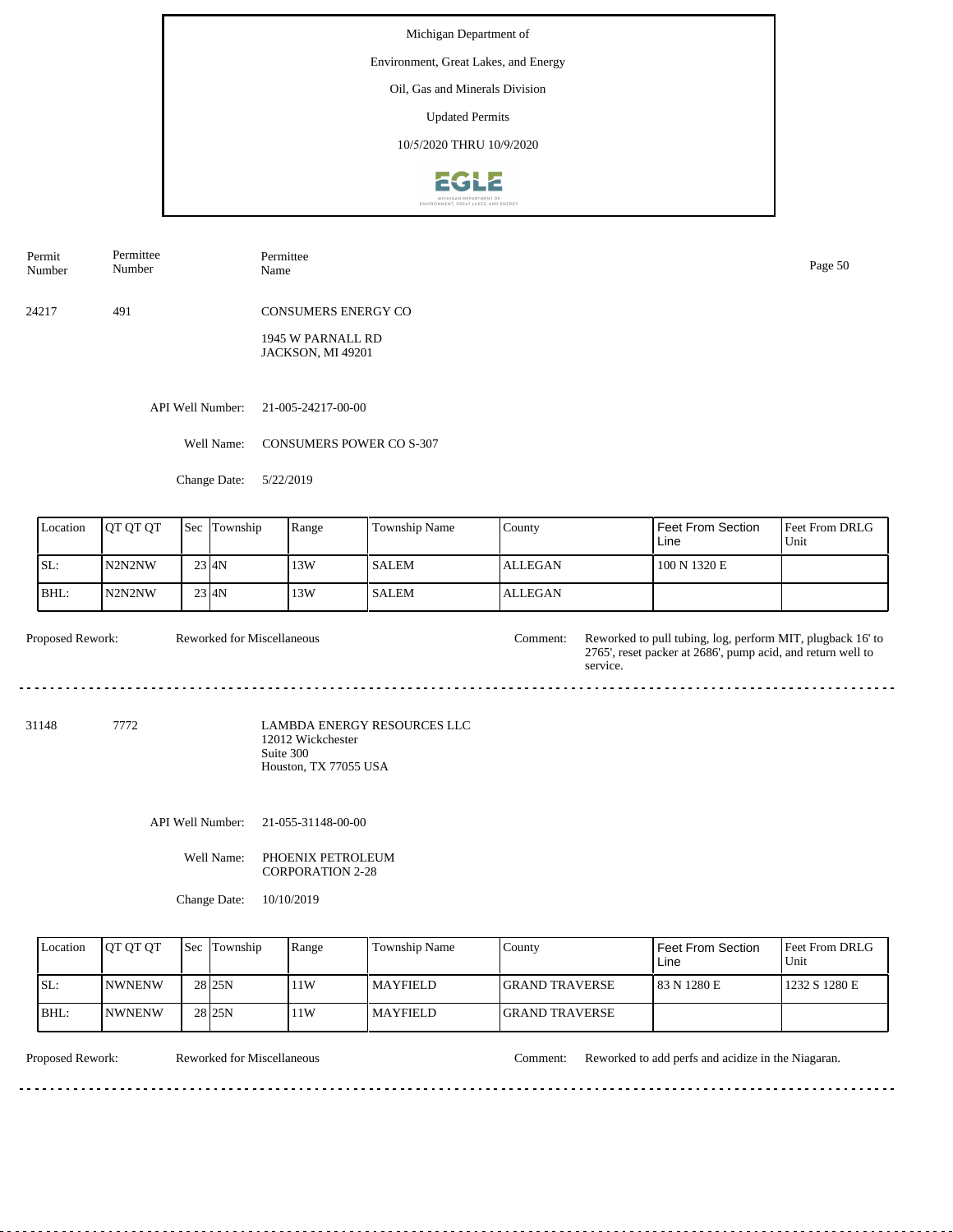Michigan Department of
Environment, Great Lakes, and Energy
Oil, Gas and Minerals Division
Updated Permits
10/5/2020 THRU 10/9/2020

| Permit Number | Permittee Number | Permittee Name |
|---|---|---|
| 24217 | 491 | CONSUMERS ENERGY CO<br>1945 W PARNALL RD<br>JACKSON, MI 49201 |

API Well Number: 21-005-24217-00-00

Well Name: CONSUMERS POWER CO S-307

Change Date: 5/22/2019

| Location | QT QT QT | Sec | Township | Range | Township Name | County | Feet From Section Line | Feet From DRLG Unit |
|---|---|---|---|---|---|---|---|---|
| SL: | N2N2NW | 23 | 4N | 13W | SALEM | ALLEGAN | 100 N 1320 E | |
| BHL: | N2N2NW | 23 | 4N | 13W | SALEM | ALLEGAN | | |

Proposed Rework: Reworked for Miscellaneous

Comment: Reworked to pull tubing, log, perform MIT, plugback 16' to 2765', reset packer at 2686', pump acid, and return well to service.

---

| Permit Number | Permittee Number | Permittee Name |
|---|---|---|
| 31148 | 7772 | LAMBDA ENERGY RESOURCES LLC<br>12012 Wickchester<br>Suite 300<br>Houston, TX 77055 USA |

API Well Number: 21-055-31148-00-00

Well Name: PHOENIX PETROLEUM CORPORATION 2-28

Change Date: 10/10/2019

| Location | QT QT QT | Sec | Township | Range | Township Name | County | Feet From Section Line | Feet From DRLG Unit |
|---|---|---|---|---|---|---|---|---|
| SL: | NWNENW | 28 | 25N | 11W | MAYFIELD | GRAND TRAVERSE | 83 N 1280 E | 1232 S 1280 E |
| BHL: | NWNENW | 28 | 25N | 11W | MAYFIELD | GRAND TRAVERSE | | |

Proposed Rework: Reworked for Miscellaneous

Comment: Reworked to add perfs and acidize in the Niagaran.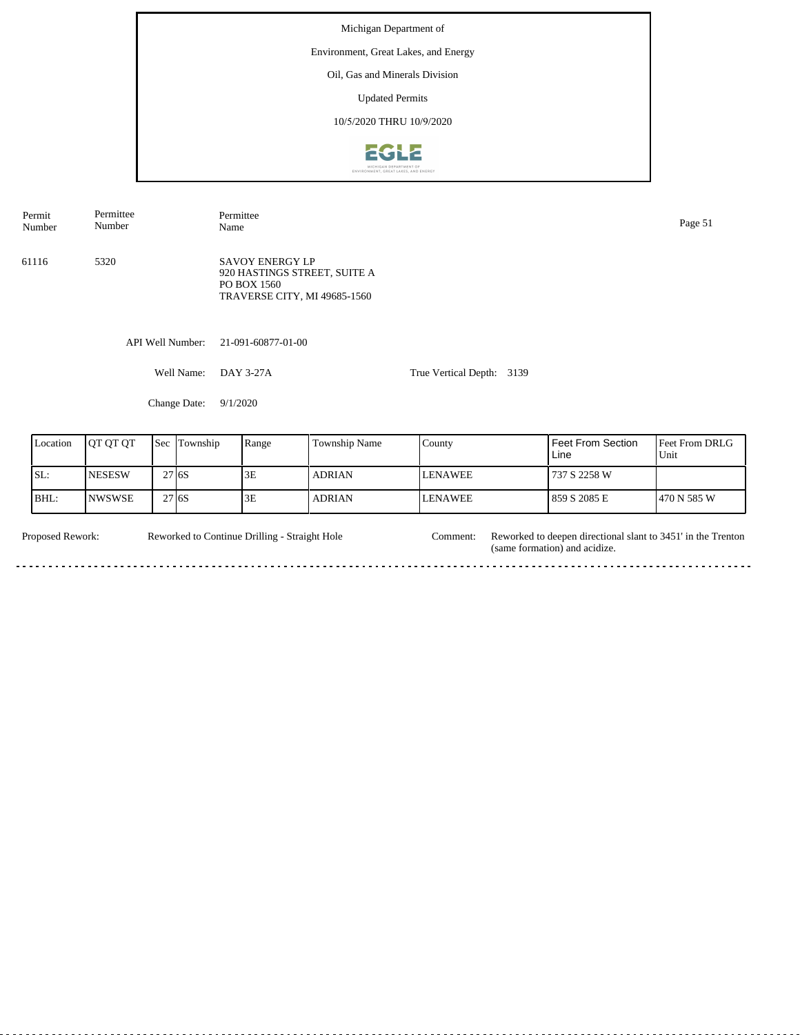Michigan Department of

Environment, Great Lakes, and Energy

Oil, Gas and Minerals Division

Updated Permits

10/5/2020 THRU 10/9/2020

| Permit Number | Permittee Number | Permittee Name |
|---|---|---|
| 61116 | 5320 | SAVOY ENERGY LP<br>920 HASTINGS STREET, SUITE A<br>PO BOX 1560<br>TRAVERSE CITY, MI 49685-1560 |

API Well Number: 21-091-60877-01-00

Well Name: DAY 3-27A

True Vertical Depth: 3139

Change Date: 9/1/2020

| Location | QT QT QT | Sec | Township | Range | Township Name | County | Feet From Section Line | Feet From DRLG Unit |
|---|---|---|---|---|---|---|---|---|
| SL: | NESESW | 27 | 6S | 3E | ADRIAN | LENAWEE | 737 S 2258 W | |
| BHL: | NWSWSE | 27 | 6S | 3E | ADRIAN | LENAWEE | 859 S 2085 E | 470 N 585 W |

Proposed Rework: Reworked to Continue Drilling - Straight Hole

Comment: Reworked to deepen directional slant to 3451' in the Trenton (same formation) and acidize.